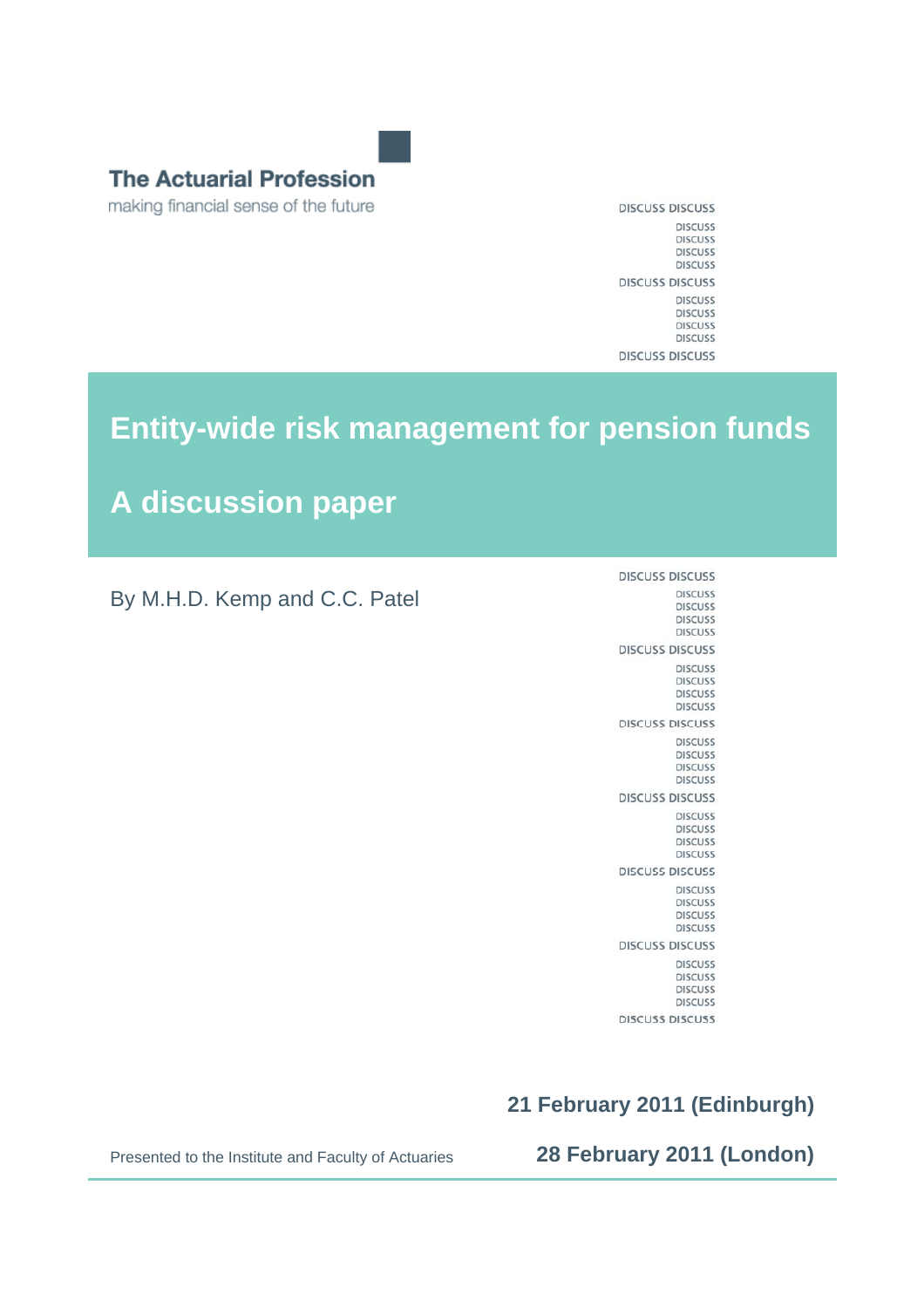The Actuarial Profession

making financial sense of the future

# Entity-wide risk management for pension funds

## A discussion paper

By M.H.D. Kemp and C.C. Patel

**21 February 2011 (Edinburgh)**

**28 February 2011 (London)**

Presented to the Institute and Faculty of Actuaries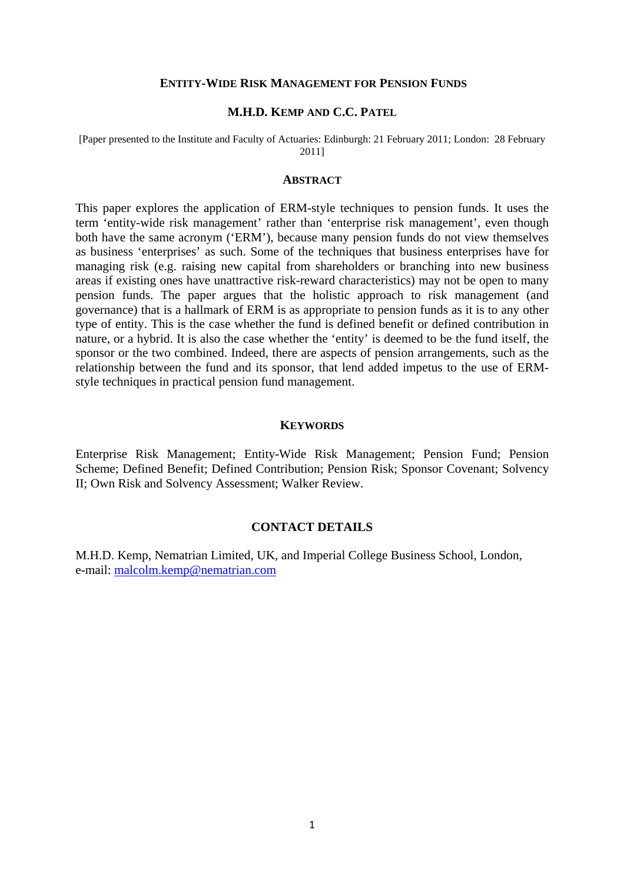# ENTITY-WIDE RISK MANAGEMENT FOR PENSION FUNDS

**M.H.D. KEMP AND C.C. PATEL**

[Paper presented to the Institute and Faculty of Actuaries: Edinburgh: 21 February 2011; London: 28 February 2011]

## ABSTRACT

This paper explores the application of ERM-style techniques to pension funds. It uses the term 'entity-wide risk management' rather than 'enterprise risk management', even though both have the same acronym ('ERM'), because many pension funds do not view themselves as business 'enterprises' as such. Some of the techniques that business enterprises have for managing risk (e.g. raising new capital from shareholders or branching into new business areas if existing ones have unattractive risk-reward characteristics) may not be open to many pension funds. The paper argues that the holistic approach to risk management (and governance) that is a hallmark of ERM is as appropriate to pension funds as it is to any other type of entity. This is the case whether the fund is defined benefit or defined contribution in nature, or a hybrid. It is also the case whether the 'entity' is deemed to be the fund itself, the sponsor or the two combined. Indeed, there are aspects of pension arrangements, such as the relationship between the fund and its sponsor, that lend added impetus to the use of ERM-style techniques in practical pension fund management.

## KEYWORDS

Enterprise Risk Management; Entity-Wide Risk Management; Pension Fund; Pension Scheme; Defined Benefit; Defined Contribution; Pension Risk; Sponsor Covenant; Solvency II; Own Risk and Solvency Assessment; Walker Review.

## CONTACT DETAILS

M.H.D. Kemp, Nematrian Limited, UK, and Imperial College Business School, London,
e-mail: malcolm.kemp@nematrian.com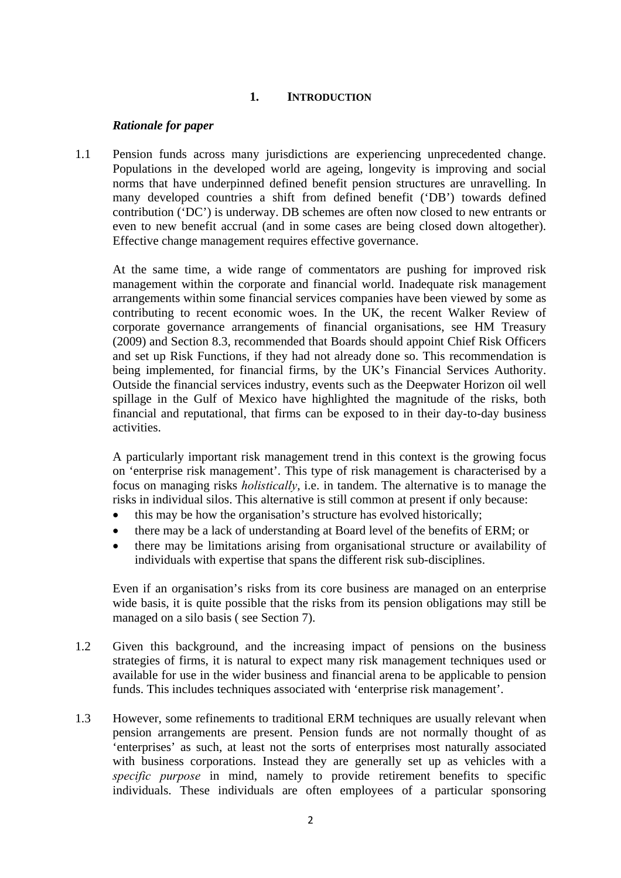## 1. INTRODUCTION

### *Rationale for paper*

1.1 Pension funds across many jurisdictions are experiencing unprecedented change. Populations in the developed world are ageing, longevity is improving and social norms that have underpinned defined benefit pension structures are unravelling. In many developed countries a shift from defined benefit ('DB') towards defined contribution ('DC') is underway. DB schemes are often now closed to new entrants or even to new benefit accrual (and in some cases are being closed down altogether). Effective change management requires effective governance.

At the same time, a wide range of commentators are pushing for improved risk management within the corporate and financial world. Inadequate risk management arrangements within some financial services companies have been viewed by some as contributing to recent economic woes. In the UK, the recent Walker Review of corporate governance arrangements of financial organisations, see HM Treasury (2009) and Section 8.3, recommended that Boards should appoint Chief Risk Officers and set up Risk Functions, if they had not already done so. This recommendation is being implemented, for financial firms, by the UK's Financial Services Authority. Outside the financial services industry, events such as the Deepwater Horizon oil well spillage in the Gulf of Mexico have highlighted the magnitude of the risks, both financial and reputational, that firms can be exposed to in their day-to-day business activities.

A particularly important risk management trend in this context is the growing focus on 'enterprise risk management'. This type of risk management is characterised by a focus on managing risks *holistically*, i.e. in tandem. The alternative is to manage the risks in individual silos. This alternative is still common at present if only because:

- this may be how the organisation's structure has evolved historically;
- there may be a lack of understanding at Board level of the benefits of ERM; or
- there may be limitations arising from organisational structure or availability of individuals with expertise that spans the different risk sub-disciplines.

Even if an organisation's risks from its core business are managed on an enterprise wide basis, it is quite possible that the risks from its pension obligations may still be managed on a silo basis ( see Section 7).

1.2 Given this background, and the increasing impact of pensions on the business strategies of firms, it is natural to expect many risk management techniques used or available for use in the wider business and financial arena to be applicable to pension funds. This includes techniques associated with 'enterprise risk management'.

1.3 However, some refinements to traditional ERM techniques are usually relevant when pension arrangements are present. Pension funds are not normally thought of as 'enterprises' as such, at least not the sorts of enterprises most naturally associated with business corporations. Instead they are generally set up as vehicles with a *specific purpose* in mind, namely to provide retirement benefits to specific individuals. These individuals are often employees of a particular sponsoring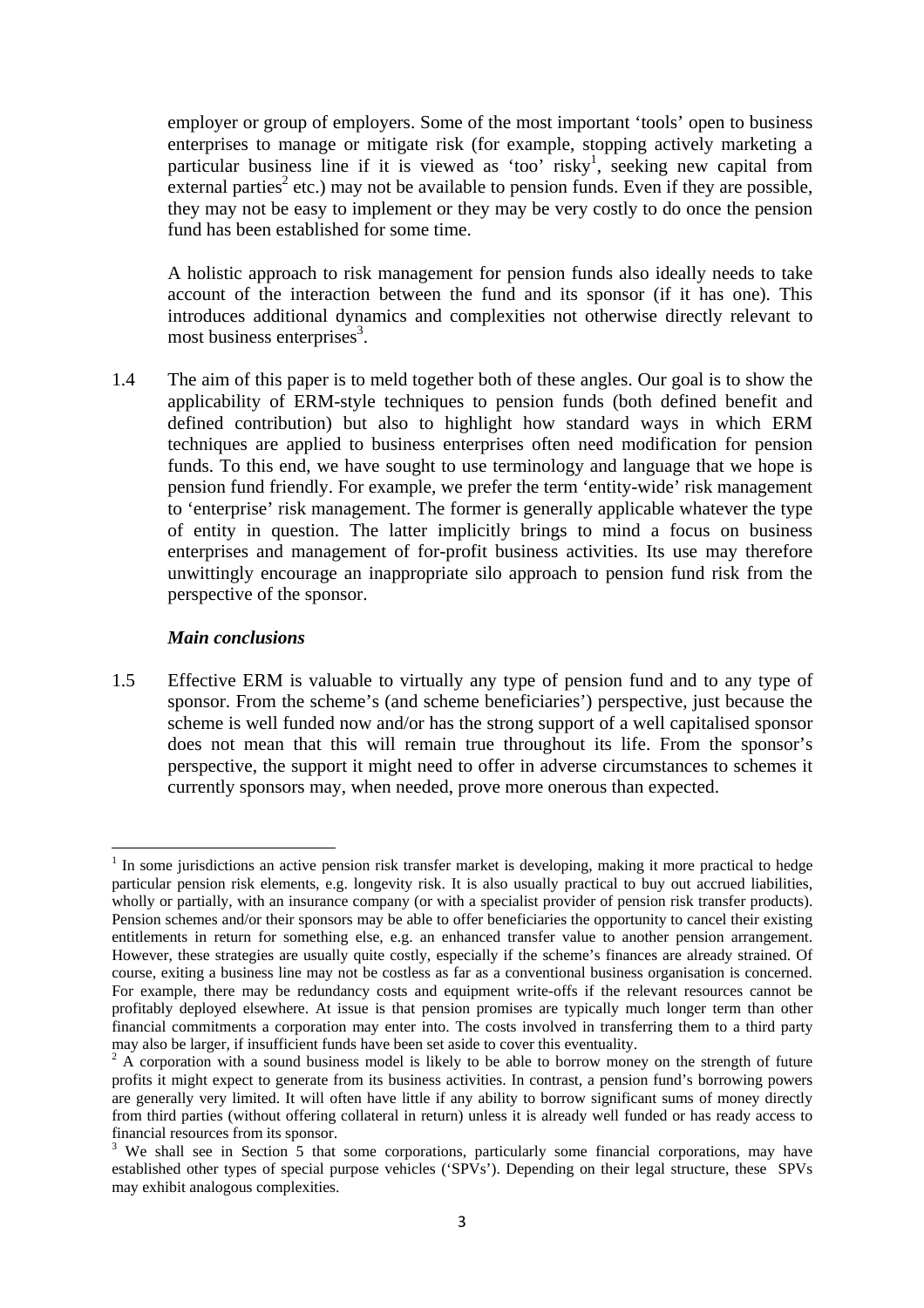employer or group of employers. Some of the most important 'tools' open to business enterprises to manage or mitigate risk (for example, stopping actively marketing a particular business line if it is viewed as 'too' risky[1], seeking new capital from external parties[2] etc.) may not be available to pension funds. Even if they are possible, they may not be easy to implement or they may be very costly to do once the pension fund has been established for some time.

A holistic approach to risk management for pension funds also ideally needs to take account of the interaction between the fund and its sponsor (if it has one). This introduces additional dynamics and complexities not otherwise directly relevant to most business enterprises[3].

1.4 The aim of this paper is to meld together both of these angles. Our goal is to show the applicability of ERM-style techniques to pension funds (both defined benefit and defined contribution) but also to highlight how standard ways in which ERM techniques are applied to business enterprises often need modification for pension funds. To this end, we have sought to use terminology and language that we hope is pension fund friendly. For example, we prefer the term 'entity-wide' risk management to 'enterprise' risk management. The former is generally applicable whatever the type of entity in question. The latter implicitly brings to mind a focus on business enterprises and management of for-profit business activities. Its use may therefore unwittingly encourage an inappropriate silo approach to pension fund risk from the perspective of the sponsor.

***Main conclusions***

1.5 Effective ERM is valuable to virtually any type of pension fund and to any type of sponsor. From the scheme's (and scheme beneficiaries') perspective, just because the scheme is well funded now and/or has the strong support of a well capitalised sponsor does not mean that this will remain true throughout its life. From the sponsor's perspective, the support it might need to offer in adverse circumstances to schemes it currently sponsors may, when needed, prove more onerous than expected.

---

[1] In some jurisdictions an active pension risk transfer market is developing, making it more practical to hedge particular pension risk elements, e.g. longevity risk. It is also usually practical to buy out accrued liabilities, wholly or partially, with an insurance company (or with a specialist provider of pension risk transfer products). Pension schemes and/or their sponsors may be able to offer beneficiaries the opportunity to cancel their existing entitlements in return for something else, e.g. an enhanced transfer value to another pension arrangement. However, these strategies are usually quite costly, especially if the scheme's finances are already strained. Of course, exiting a business line may not be costless as far as a conventional business organisation is concerned. For example, there may be redundancy costs and equipment write-offs if the relevant resources cannot be profitably deployed elsewhere. At issue is that pension promises are typically much longer term than other financial commitments a corporation may enter into. The costs involved in transferring them to a third party may also be larger, if insufficient funds have been set aside to cover this eventuality.

[2] A corporation with a sound business model is likely to be able to borrow money on the strength of future profits it might expect to generate from its business activities. In contrast, a pension fund's borrowing powers are generally very limited. It will often have little if any ability to borrow significant sums of money directly from third parties (without offering collateral in return) unless it is already well funded or has ready access to financial resources from its sponsor.

[3] We shall see in Section 5 that some corporations, particularly some financial corporations, may have established other types of special purpose vehicles ('SPVs'). Depending on their legal structure, these SPVs may exhibit analogous complexities.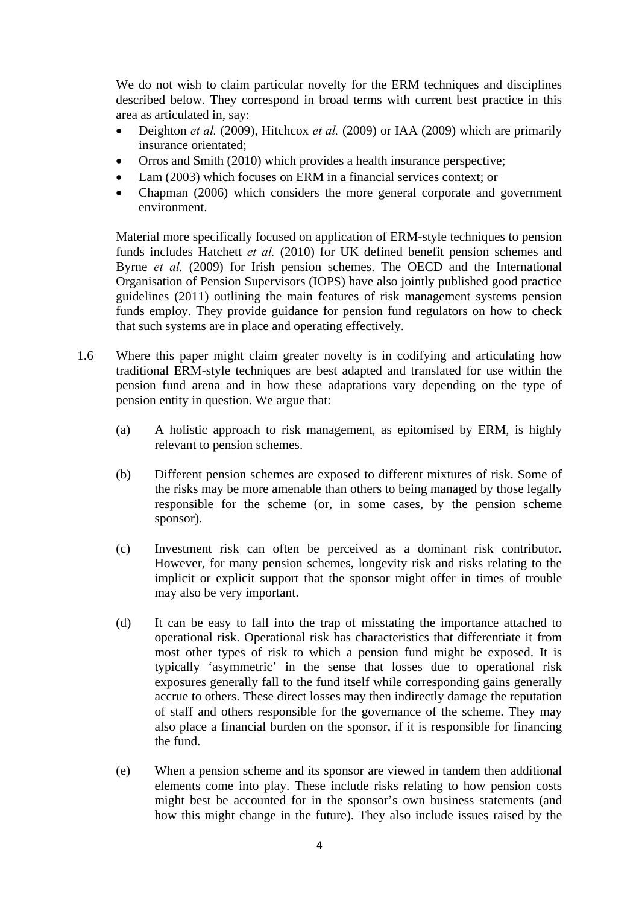We do not wish to claim particular novelty for the ERM techniques and disciplines described below. They correspond in broad terms with current best practice in this area as articulated in, say:

- Deighton *et al.* (2009), Hitchcox *et al.* (2009) or IAA (2009) which are primarily insurance orientated;
- Orros and Smith (2010) which provides a health insurance perspective;
- Lam (2003) which focuses on ERM in a financial services context; or
- Chapman (2006) which considers the more general corporate and government environment.

Material more specifically focused on application of ERM-style techniques to pension funds includes Hatchett *et al.* (2010) for UK defined benefit pension schemes and Byrne *et al.* (2009) for Irish pension schemes. The OECD and the International Organisation of Pension Supervisors (IOPS) have also jointly published good practice guidelines (2011) outlining the main features of risk management systems pension funds employ. They provide guidance for pension fund regulators on how to check that such systems are in place and operating effectively.

1.6 Where this paper might claim greater novelty is in codifying and articulating how traditional ERM-style techniques are best adapted and translated for use within the pension fund arena and in how these adaptations vary depending on the type of pension entity in question. We argue that:

(a) A holistic approach to risk management, as epitomised by ERM, is highly relevant to pension schemes.

(b) Different pension schemes are exposed to different mixtures of risk. Some of the risks may be more amenable than others to being managed by those legally responsible for the scheme (or, in some cases, by the pension scheme sponsor).

(c) Investment risk can often be perceived as a dominant risk contributor. However, for many pension schemes, longevity risk and risks relating to the implicit or explicit support that the sponsor might offer in times of trouble may also be very important.

(d) It can be easy to fall into the trap of misstating the importance attached to operational risk. Operational risk has characteristics that differentiate it from most other types of risk to which a pension fund might be exposed. It is typically 'asymmetric' in the sense that losses due to operational risk exposures generally fall to the fund itself while corresponding gains generally accrue to others. These direct losses may then indirectly damage the reputation of staff and others responsible for the governance of the scheme. They may also place a financial burden on the sponsor, if it is responsible for financing the fund.

(e) When a pension scheme and its sponsor are viewed in tandem then additional elements come into play. These include risks relating to how pension costs might best be accounted for in the sponsor's own business statements (and how this might change in the future). They also include issues raised by the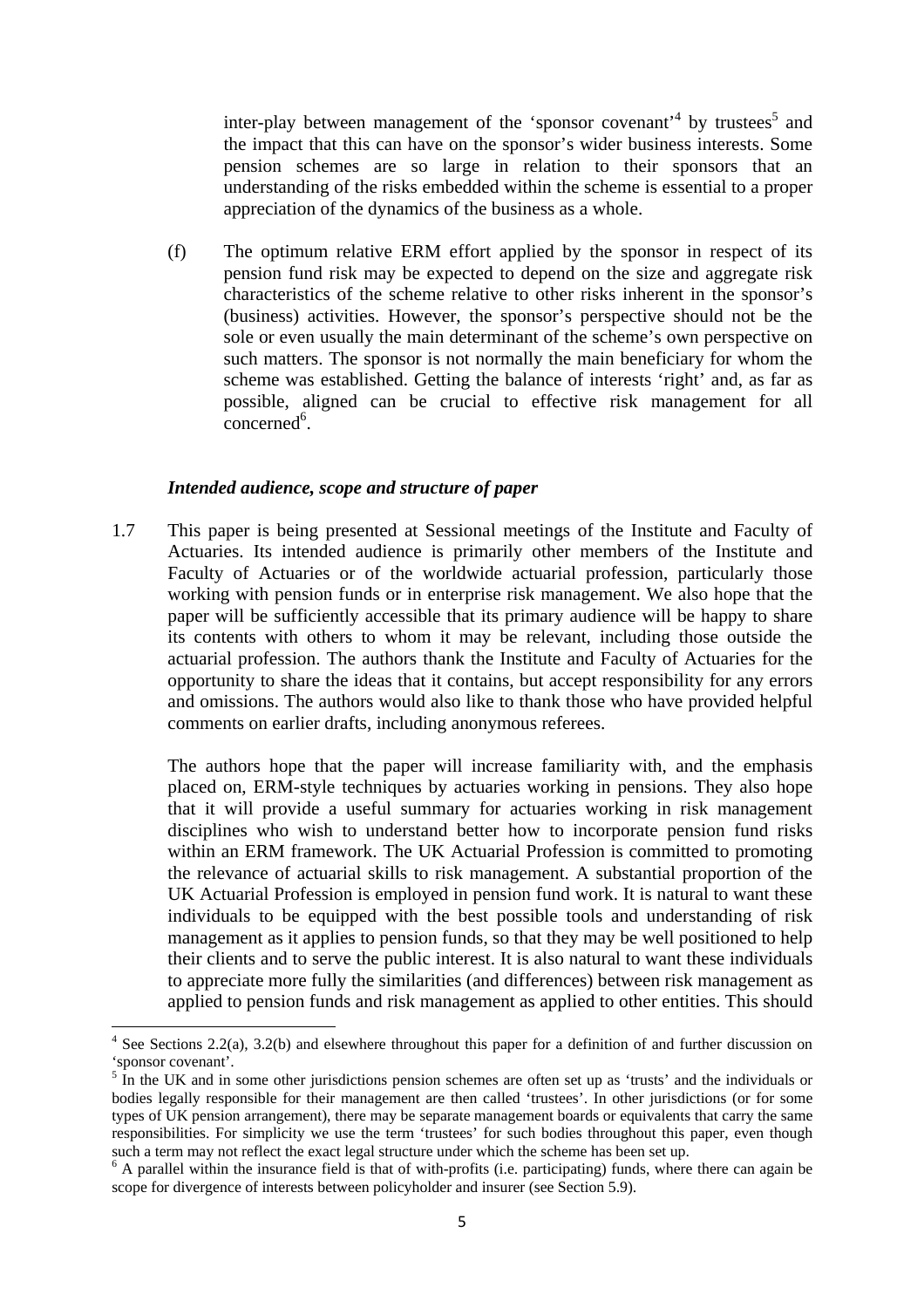inter-play between management of the 'sponsor covenant'[4] by trustees[5] and the impact that this can have on the sponsor's wider business interests. Some pension schemes are so large in relation to their sponsors that an understanding of the risks embedded within the scheme is essential to a proper appreciation of the dynamics of the business as a whole.

(f) The optimum relative ERM effort applied by the sponsor in respect of its pension fund risk may be expected to depend on the size and aggregate risk characteristics of the scheme relative to other risks inherent in the sponsor's (business) activities. However, the sponsor's perspective should not be the sole or even usually the main determinant of the scheme's own perspective on such matters. The sponsor is not normally the main beneficiary for whom the scheme was established. Getting the balance of interests 'right' and, as far as possible, aligned can be crucial to effective risk management for all concerned[6].

### *Intended audience, scope and structure of paper*

1.7 This paper is being presented at Sessional meetings of the Institute and Faculty of Actuaries. Its intended audience is primarily other members of the Institute and Faculty of Actuaries or of the worldwide actuarial profession, particularly those working with pension funds or in enterprise risk management. We also hope that the paper will be sufficiently accessible that its primary audience will be happy to share its contents with others to whom it may be relevant, including those outside the actuarial profession. The authors thank the Institute and Faculty of Actuaries for the opportunity to share the ideas that it contains, but accept responsibility for any errors and omissions. The authors would also like to thank those who have provided helpful comments on earlier drafts, including anonymous referees.

The authors hope that the paper will increase familiarity with, and the emphasis placed on, ERM-style techniques by actuaries working in pensions. They also hope that it will provide a useful summary for actuaries working in risk management disciplines who wish to understand better how to incorporate pension fund risks within an ERM framework. The UK Actuarial Profession is committed to promoting the relevance of actuarial skills to risk management. A substantial proportion of the UK Actuarial Profession is employed in pension fund work. It is natural to want these individuals to be equipped with the best possible tools and understanding of risk management as it applies to pension funds, so that they may be well positioned to help their clients and to serve the public interest. It is also natural to want these individuals to appreciate more fully the similarities (and differences) between risk management as applied to pension funds and risk management as applied to other entities. This should

---

[4] See Sections 2.2(a), 3.2(b) and elsewhere throughout this paper for a definition of and further discussion on 'sponsor covenant'.

[5] In the UK and in some other jurisdictions pension schemes are often set up as 'trusts' and the individuals or bodies legally responsible for their management are then called 'trustees'. In other jurisdictions (or for some types of UK pension arrangement), there may be separate management boards or equivalents that carry the same responsibilities. For simplicity we use the term 'trustees' for such bodies throughout this paper, even though such a term may not reflect the exact legal structure under which the scheme has been set up.

[6] A parallel within the insurance field is that of with-profits (i.e. participating) funds, where there can again be scope for divergence of interests between policyholder and insurer (see Section 5.9).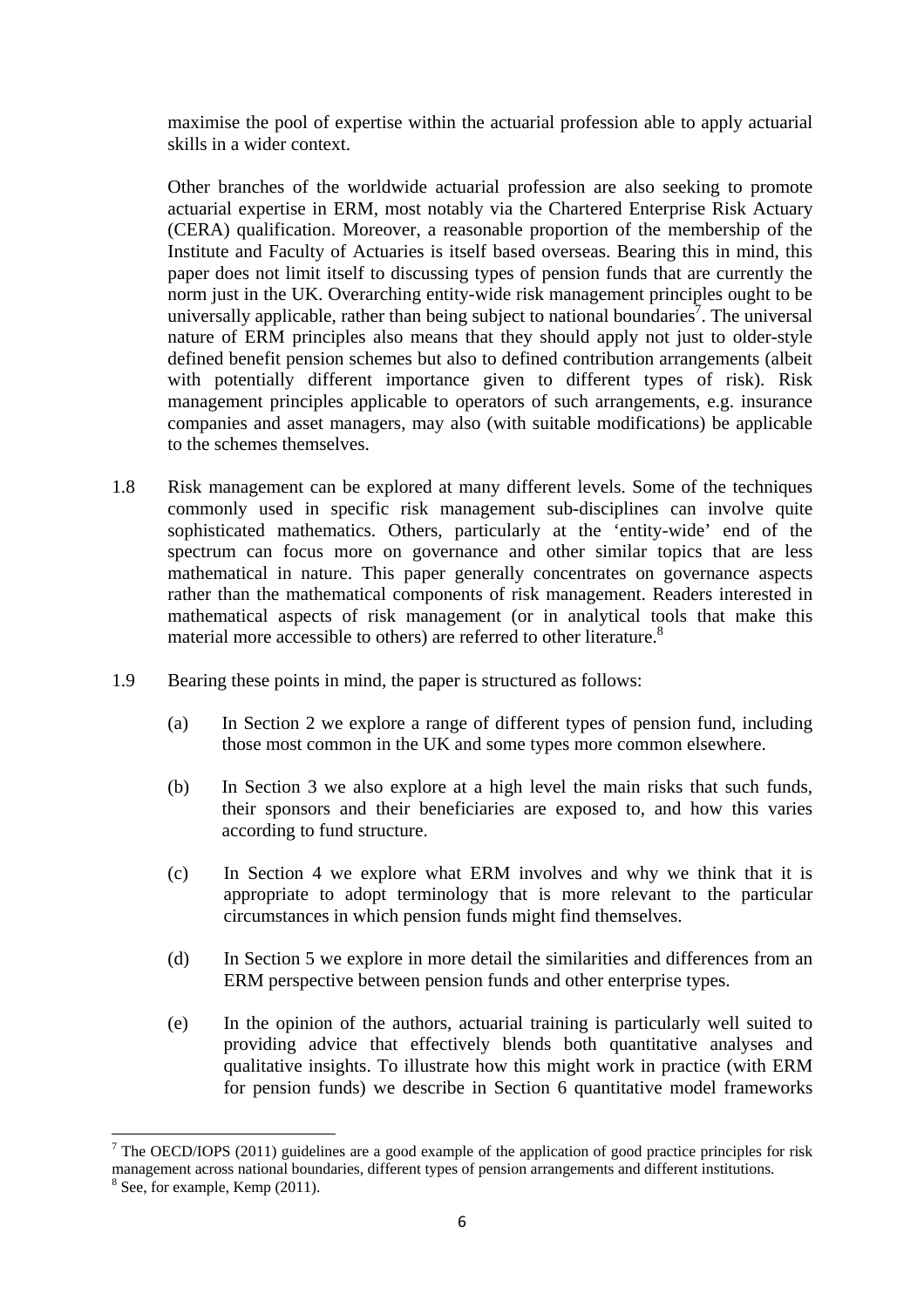maximise the pool of expertise within the actuarial profession able to apply actuarial skills in a wider context.

Other branches of the worldwide actuarial profession are also seeking to promote actuarial expertise in ERM, most notably via the Chartered Enterprise Risk Actuary (CERA) qualification. Moreover, a reasonable proportion of the membership of the Institute and Faculty of Actuaries is itself based overseas. Bearing this in mind, this paper does not limit itself to discussing types of pension funds that are currently the norm just in the UK. Overarching entity-wide risk management principles ought to be universally applicable, rather than being subject to national boundaries[7]. The universal nature of ERM principles also means that they should apply not just to older-style defined benefit pension schemes but also to defined contribution arrangements (albeit with potentially different importance given to different types of risk). Risk management principles applicable to operators of such arrangements, e.g. insurance companies and asset managers, may also (with suitable modifications) be applicable to the schemes themselves.

1.8 Risk management can be explored at many different levels. Some of the techniques commonly used in specific risk management sub-disciplines can involve quite sophisticated mathematics. Others, particularly at the 'entity-wide' end of the spectrum can focus more on governance and other similar topics that are less mathematical in nature. This paper generally concentrates on governance aspects rather than the mathematical components of risk management. Readers interested in mathematical aspects of risk management (or in analytical tools that make this material more accessible to others) are referred to other literature.[8]

1.9 Bearing these points in mind, the paper is structured as follows:

(a) In Section 2 we explore a range of different types of pension fund, including those most common in the UK and some types more common elsewhere.

(b) In Section 3 we also explore at a high level the main risks that such funds, their sponsors and their beneficiaries are exposed to, and how this varies according to fund structure.

(c) In Section 4 we explore what ERM involves and why we think that it is appropriate to adopt terminology that is more relevant to the particular circumstances in which pension funds might find themselves.

(d) In Section 5 we explore in more detail the similarities and differences from an ERM perspective between pension funds and other enterprise types.

(e) In the opinion of the authors, actuarial training is particularly well suited to providing advice that effectively blends both quantitative analyses and qualitative insights. To illustrate how this might work in practice (with ERM for pension funds) we describe in Section 6 quantitative model frameworks

---

[7] The OECD/IOPS (2011) guidelines are a good example of the application of good practice principles for risk management across national boundaries, different types of pension arrangements and different institutions.

[8] See, for example, Kemp (2011).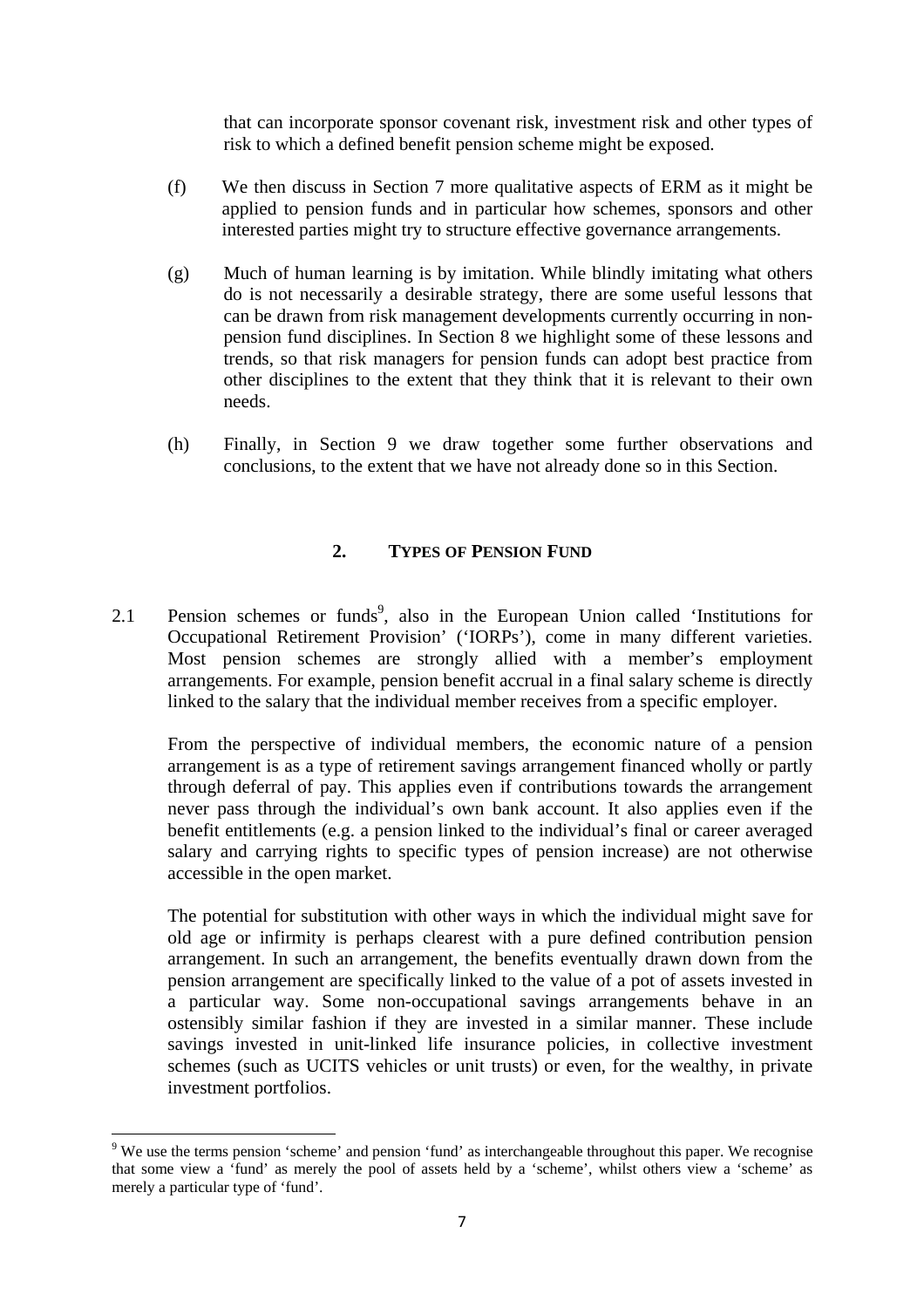that can incorporate sponsor covenant risk, investment risk and other types of risk to which a defined benefit pension scheme might be exposed.

(f) We then discuss in Section 7 more qualitative aspects of ERM as it might be applied to pension funds and in particular how schemes, sponsors and other interested parties might try to structure effective governance arrangements.

(g) Much of human learning is by imitation. While blindly imitating what others do is not necessarily a desirable strategy, there are some useful lessons that can be drawn from risk management developments currently occurring in non-pension fund disciplines. In Section 8 we highlight some of these lessons and trends, so that risk managers for pension funds can adopt best practice from other disciplines to the extent that they think that it is relevant to their own needs.

(h) Finally, in Section 9 we draw together some further observations and conclusions, to the extent that we have not already done so in this Section.

## 2. TYPES OF PENSION FUND

2.1 Pension schemes or funds[9], also in the European Union called 'Institutions for Occupational Retirement Provision' ('IORPs'), come in many different varieties. Most pension schemes are strongly allied with a member's employment arrangements. For example, pension benefit accrual in a final salary scheme is directly linked to the salary that the individual member receives from a specific employer.

From the perspective of individual members, the economic nature of a pension arrangement is as a type of retirement savings arrangement financed wholly or partly through deferral of pay. This applies even if contributions towards the arrangement never pass through the individual's own bank account. It also applies even if the benefit entitlements (e.g. a pension linked to the individual's final or career averaged salary and carrying rights to specific types of pension increase) are not otherwise accessible in the open market.

The potential for substitution with other ways in which the individual might save for old age or infirmity is perhaps clearest with a pure defined contribution pension arrangement. In such an arrangement, the benefits eventually drawn down from the pension arrangement are specifically linked to the value of a pot of assets invested in a particular way. Some non-occupational savings arrangements behave in an ostensibly similar fashion if they are invested in a similar manner. These include savings invested in unit-linked life insurance policies, in collective investment schemes (such as UCITS vehicles or unit trusts) or even, for the wealthy, in private investment portfolios.

---

[9] We use the terms pension 'scheme' and pension 'fund' as interchangeable throughout this paper. We recognise that some view a 'fund' as merely the pool of assets held by a 'scheme', whilst others view a 'scheme' as merely a particular type of 'fund'.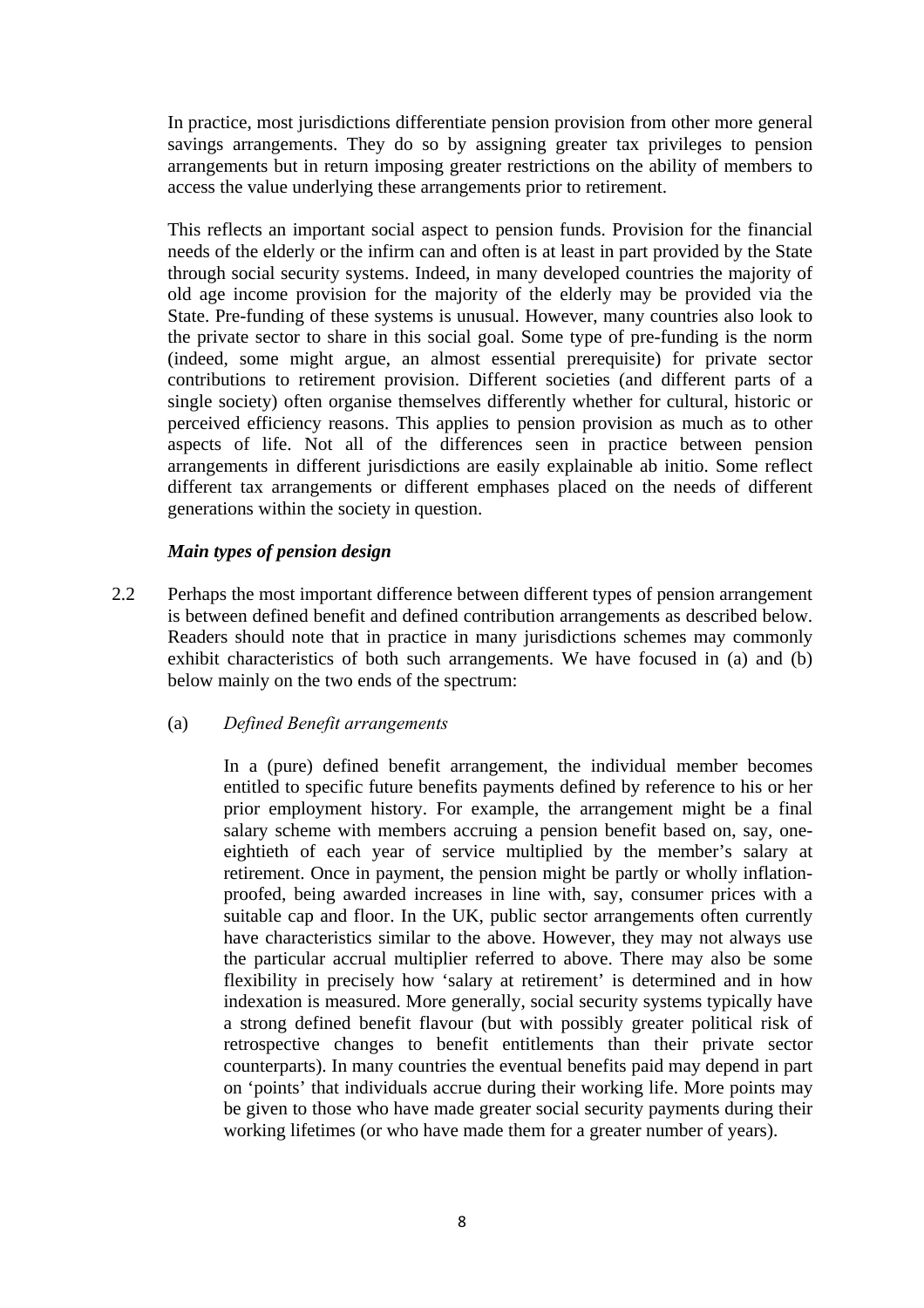In practice, most jurisdictions differentiate pension provision from other more general savings arrangements. They do so by assigning greater tax privileges to pension arrangements but in return imposing greater restrictions on the ability of members to access the value underlying these arrangements prior to retirement.

This reflects an important social aspect to pension funds. Provision for the financial needs of the elderly or the infirm can and often is at least in part provided by the State through social security systems. Indeed, in many developed countries the majority of old age income provision for the majority of the elderly may be provided via the State. Pre-funding of these systems is unusual. However, many countries also look to the private sector to share in this social goal. Some type of pre-funding is the norm (indeed, some might argue, an almost essential prerequisite) for private sector contributions to retirement provision. Different societies (and different parts of a single society) often organise themselves differently whether for cultural, historic or perceived efficiency reasons. This applies to pension provision as much as to other aspects of life. Not all of the differences seen in practice between pension arrangements in different jurisdictions are easily explainable ab initio. Some reflect different tax arrangements or different emphases placed on the needs of different generations within the society in question.

***Main types of pension design***

2.2 Perhaps the most important difference between different types of pension arrangement is between defined benefit and defined contribution arrangements as described below. Readers should note that in practice in many jurisdictions schemes may commonly exhibit characteristics of both such arrangements. We have focused in (a) and (b) below mainly on the two ends of the spectrum:

(a) *Defined Benefit arrangements*

In a (pure) defined benefit arrangement, the individual member becomes entitled to specific future benefits payments defined by reference to his or her prior employment history. For example, the arrangement might be a final salary scheme with members accruing a pension benefit based on, say, one-eightieth of each year of service multiplied by the member's salary at retirement. Once in payment, the pension might be partly or wholly inflation-proofed, being awarded increases in line with, say, consumer prices with a suitable cap and floor. In the UK, public sector arrangements often currently have characteristics similar to the above. However, they may not always use the particular accrual multiplier referred to above. There may also be some flexibility in precisely how 'salary at retirement' is determined and in how indexation is measured. More generally, social security systems typically have a strong defined benefit flavour (but with possibly greater political risk of retrospective changes to benefit entitlements than their private sector counterparts). In many countries the eventual benefits paid may depend in part on 'points' that individuals accrue during their working life. More points may be given to those who have made greater social security payments during their working lifetimes (or who have made them for a greater number of years).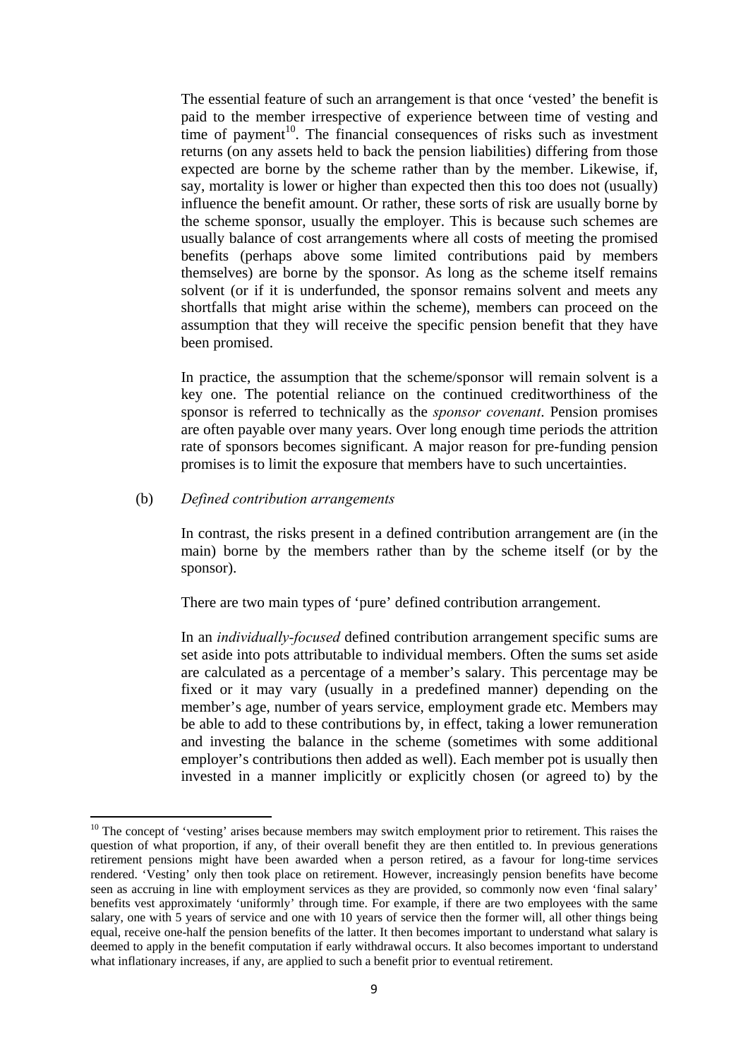The essential feature of such an arrangement is that once 'vested' the benefit is paid to the member irrespective of experience between time of vesting and time of payment[10]. The financial consequences of risks such as investment returns (on any assets held to back the pension liabilities) differing from those expected are borne by the scheme rather than by the member. Likewise, if, say, mortality is lower or higher than expected then this too does not (usually) influence the benefit amount. Or rather, these sorts of risk are usually borne by the scheme sponsor, usually the employer. This is because such schemes are usually balance of cost arrangements where all costs of meeting the promised benefits (perhaps above some limited contributions paid by members themselves) are borne by the sponsor. As long as the scheme itself remains solvent (or if it is underfunded, the sponsor remains solvent and meets any shortfalls that might arise within the scheme), members can proceed on the assumption that they will receive the specific pension benefit that they have been promised.

In practice, the assumption that the scheme/sponsor will remain solvent is a key one. The potential reliance on the continued creditworthiness of the sponsor is referred to technically as the *sponsor covenant*. Pension promises are often payable over many years. Over long enough time periods the attrition rate of sponsors becomes significant. A major reason for pre-funding pension promises is to limit the exposure that members have to such uncertainties.

(b) *Defined contribution arrangements*

In contrast, the risks present in a defined contribution arrangement are (in the main) borne by the members rather than by the scheme itself (or by the sponsor).

There are two main types of 'pure' defined contribution arrangement.

In an *individually-focused* defined contribution arrangement specific sums are set aside into pots attributable to individual members. Often the sums set aside are calculated as a percentage of a member's salary. This percentage may be fixed or it may vary (usually in a predefined manner) depending on the member's age, number of years service, employment grade etc. Members may be able to add to these contributions by, in effect, taking a lower remuneration and investing the balance in the scheme (sometimes with some additional employer's contributions then added as well). Each member pot is usually then invested in a manner implicitly or explicitly chosen (or agreed to) by the

---

[10] The concept of 'vesting' arises because members may switch employment prior to retirement. This raises the question of what proportion, if any, of their overall benefit they are then entitled to. In previous generations retirement pensions might have been awarded when a person retired, as a favour for long-time services rendered. 'Vesting' only then took place on retirement. However, increasingly pension benefits have become seen as accruing in line with employment services as they are provided, so commonly now even 'final salary' benefits vest approximately 'uniformly' through time. For example, if there are two employees with the same salary, one with 5 years of service and one with 10 years of service then the former will, all other things being equal, receive one-half the pension benefits of the latter. It then becomes important to understand what salary is deemed to apply in the benefit computation if early withdrawal occurs. It also becomes important to understand what inflationary increases, if any, are applied to such a benefit prior to eventual retirement.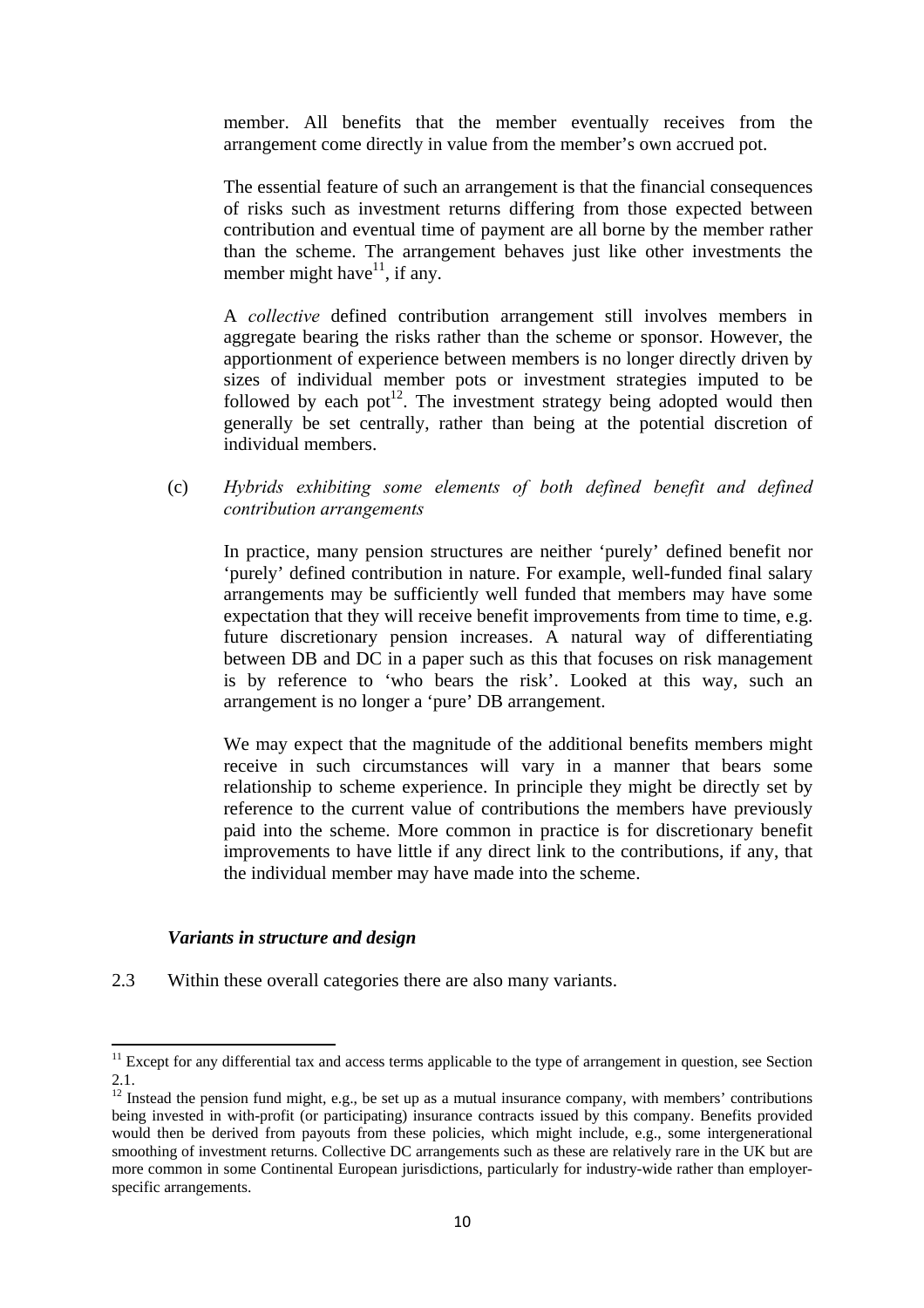member. All benefits that the member eventually receives from the arrangement come directly in value from the member's own accrued pot.

The essential feature of such an arrangement is that the financial consequences of risks such as investment returns differing from those expected between contribution and eventual time of payment are all borne by the member rather than the scheme. The arrangement behaves just like other investments the member might have[11], if any.

A *collective* defined contribution arrangement still involves members in aggregate bearing the risks rather than the scheme or sponsor. However, the apportionment of experience between members is no longer directly driven by sizes of individual member pots or investment strategies imputed to be followed by each pot[12]. The investment strategy being adopted would then generally be set centrally, rather than being at the potential discretion of individual members.

(c) *Hybrids exhibiting some elements of both defined benefit and defined contribution arrangements*

In practice, many pension structures are neither 'purely' defined benefit nor 'purely' defined contribution in nature. For example, well-funded final salary arrangements may be sufficiently well funded that members may have some expectation that they will receive benefit improvements from time to time, e.g. future discretionary pension increases. A natural way of differentiating between DB and DC in a paper such as this that focuses on risk management is by reference to 'who bears the risk'. Looked at this way, such an arrangement is no longer a 'pure' DB arrangement.

We may expect that the magnitude of the additional benefits members might receive in such circumstances will vary in a manner that bears some relationship to scheme experience. In principle they might be directly set by reference to the current value of contributions the members have previously paid into the scheme. More common in practice is for discretionary benefit improvements to have little if any direct link to the contributions, if any, that the individual member may have made into the scheme.

***Variants in structure and design***

2.3 Within these overall categories there are also many variants.

---

[11] Except for any differential tax and access terms applicable to the type of arrangement in question, see Section 2.1.

[12] Instead the pension fund might, e.g., be set up as a mutual insurance company, with members' contributions being invested in with-profit (or participating) insurance contracts issued by this company. Benefits provided would then be derived from payouts from these policies, which might include, e.g., some intergenerational smoothing of investment returns. Collective DC arrangements such as these are relatively rare in the UK but are more common in some Continental European jurisdictions, particularly for industry-wide rather than employer-specific arrangements.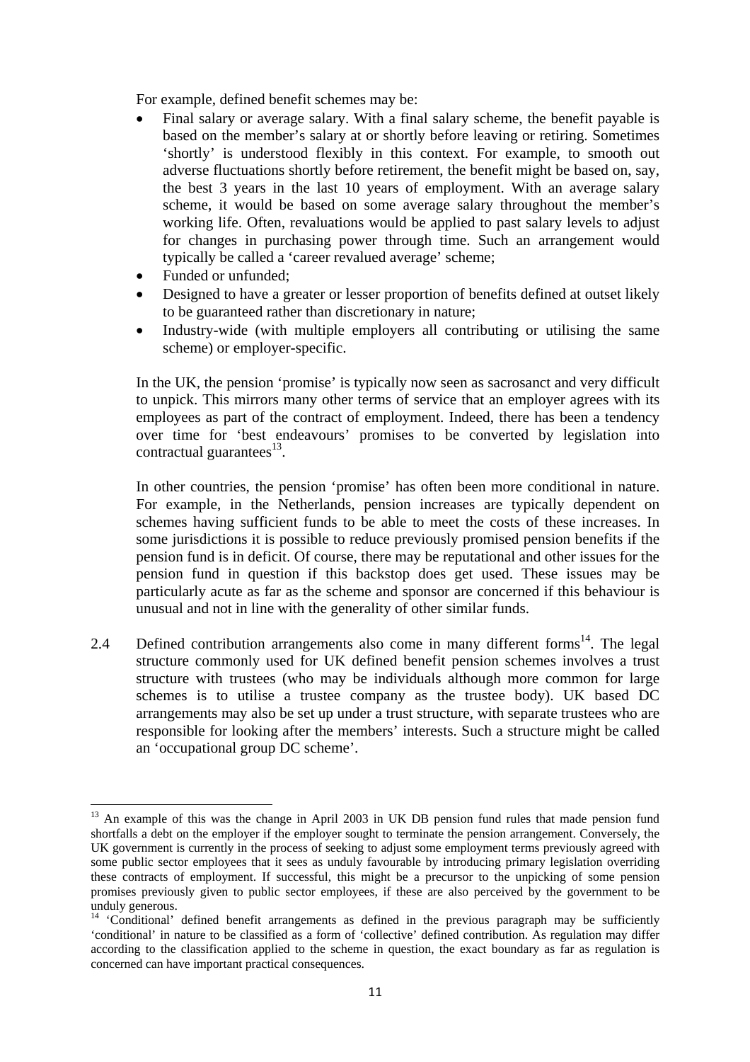For example, defined benefit schemes may be:

- Final salary or average salary. With a final salary scheme, the benefit payable is based on the member's salary at or shortly before leaving or retiring. Sometimes 'shortly' is understood flexibly in this context. For example, to smooth out adverse fluctuations shortly before retirement, the benefit might be based on, say, the best 3 years in the last 10 years of employment. With an average salary scheme, it would be based on some average salary throughout the member's working life. Often, revaluations would be applied to past salary levels to adjust for changes in purchasing power through time. Such an arrangement would typically be called a 'career revalued average' scheme;
- Funded or unfunded;
- Designed to have a greater or lesser proportion of benefits defined at outset likely to be guaranteed rather than discretionary in nature;
- Industry-wide (with multiple employers all contributing or utilising the same scheme) or employer-specific.

In the UK, the pension 'promise' is typically now seen as sacrosanct and very difficult to unpick. This mirrors many other terms of service that an employer agrees with its employees as part of the contract of employment. Indeed, there has been a tendency over time for 'best endeavours' promises to be converted by legislation into contractual guarantees[13].

In other countries, the pension 'promise' has often been more conditional in nature. For example, in the Netherlands, pension increases are typically dependent on schemes having sufficient funds to be able to meet the costs of these increases. In some jurisdictions it is possible to reduce previously promised pension benefits if the pension fund is in deficit. Of course, there may be reputational and other issues for the pension fund in question if this backstop does get used. These issues may be particularly acute as far as the scheme and sponsor are concerned if this behaviour is unusual and not in line with the generality of other similar funds.

2.4 Defined contribution arrangements also come in many different forms[14]. The legal structure commonly used for UK defined benefit pension schemes involves a trust structure with trustees (who may be individuals although more common for large schemes is to utilise a trustee company as the trustee body). UK based DC arrangements may also be set up under a trust structure, with separate trustees who are responsible for looking after the members' interests. Such a structure might be called an 'occupational group DC scheme'.

---

[13] An example of this was the change in April 2003 in UK DB pension fund rules that made pension fund shortfalls a debt on the employer if the employer sought to terminate the pension arrangement. Conversely, the UK government is currently in the process of seeking to adjust some employment terms previously agreed with some public sector employees that it sees as unduly favourable by introducing primary legislation overriding these contracts of employment. If successful, this might be a precursor to the unpicking of some pension promises previously given to public sector employees, if these are also perceived by the government to be unduly generous.

[14] 'Conditional' defined benefit arrangements as defined in the previous paragraph may be sufficiently 'conditional' in nature to be classified as a form of 'collective' defined contribution. As regulation may differ according to the classification applied to the scheme in question, the exact boundary as far as regulation is concerned can have important practical consequences.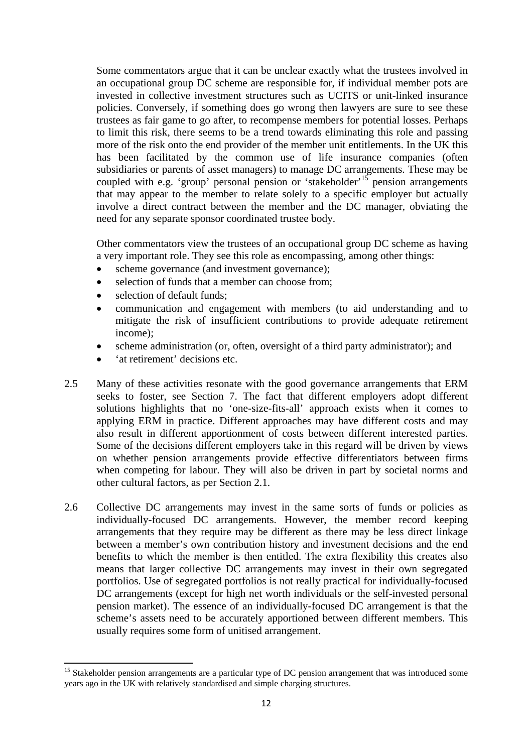Some commentators argue that it can be unclear exactly what the trustees involved in an occupational group DC scheme are responsible for, if individual member pots are invested in collective investment structures such as UCITS or unit-linked insurance policies. Conversely, if something does go wrong then lawyers are sure to see these trustees as fair game to go after, to recompense members for potential losses. Perhaps to limit this risk, there seems to be a trend towards eliminating this role and passing more of the risk onto the end provider of the member unit entitlements. In the UK this has been facilitated by the common use of life insurance companies (often subsidiaries or parents of asset managers) to manage DC arrangements. These may be coupled with e.g. 'group' personal pension or 'stakeholder'[15] pension arrangements that may appear to the member to relate solely to a specific employer but actually involve a direct contract between the member and the DC manager, obviating the need for any separate sponsor coordinated trustee body.

Other commentators view the trustees of an occupational group DC scheme as having a very important role. They see this role as encompassing, among other things:

- scheme governance (and investment governance);
- selection of funds that a member can choose from;
- selection of default funds;
- communication and engagement with members (to aid understanding and to mitigate the risk of insufficient contributions to provide adequate retirement income);
- scheme administration (or, often, oversight of a third party administrator); and
- 'at retirement' decisions etc.

2.5 Many of these activities resonate with the good governance arrangements that ERM seeks to foster, see Section 7. The fact that different employers adopt different solutions highlights that no 'one-size-fits-all' approach exists when it comes to applying ERM in practice. Different approaches may have different costs and may also result in different apportionment of costs between different interested parties. Some of the decisions different employers take in this regard will be driven by views on whether pension arrangements provide effective differentiators between firms when competing for labour. They will also be driven in part by societal norms and other cultural factors, as per Section 2.1.

2.6 Collective DC arrangements may invest in the same sorts of funds or policies as individually-focused DC arrangements. However, the member record keeping arrangements that they require may be different as there may be less direct linkage between a member's own contribution history and investment decisions and the end benefits to which the member is then entitled. The extra flexibility this creates also means that larger collective DC arrangements may invest in their own segregated portfolios. Use of segregated portfolios is not really practical for individually-focused DC arrangements (except for high net worth individuals or the self-invested personal pension market). The essence of an individually-focused DC arrangement is that the scheme's assets need to be accurately apportioned between different members. This usually requires some form of unitised arrangement.

[15] Stakeholder pension arrangements are a particular type of DC pension arrangement that was introduced some years ago in the UK with relatively standardised and simple charging structures.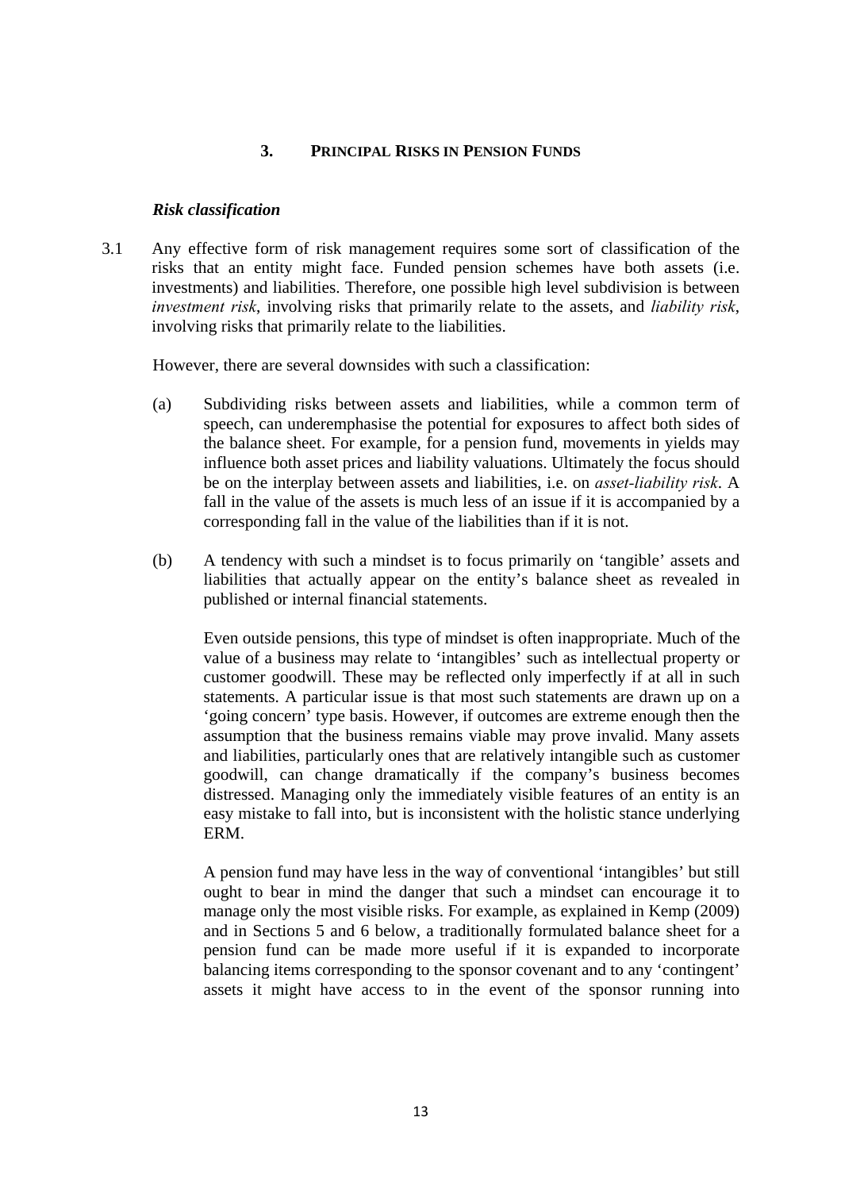## 3. PRINCIPAL RISKS IN PENSION FUNDS

### *Risk classification*

3.1 Any effective form of risk management requires some sort of classification of the risks that an entity might face. Funded pension schemes have both assets (i.e. investments) and liabilities. Therefore, one possible high level subdivision is between *investment risk*, involving risks that primarily relate to the assets, and *liability risk*, involving risks that primarily relate to the liabilities.

However, there are several downsides with such a classification:

(a) Subdividing risks between assets and liabilities, while a common term of speech, can underemphasise the potential for exposures to affect both sides of the balance sheet. For example, for a pension fund, movements in yields may influence both asset prices and liability valuations. Ultimately the focus should be on the interplay between assets and liabilities, i.e. on *asset-liability risk*. A fall in the value of the assets is much less of an issue if it is accompanied by a corresponding fall in the value of the liabilities than if it is not.

(b) A tendency with such a mindset is to focus primarily on 'tangible' assets and liabilities that actually appear on the entity's balance sheet as revealed in published or internal financial statements.

Even outside pensions, this type of mindset is often inappropriate. Much of the value of a business may relate to 'intangibles' such as intellectual property or customer goodwill. These may be reflected only imperfectly if at all in such statements. A particular issue is that most such statements are drawn up on a 'going concern' type basis. However, if outcomes are extreme enough then the assumption that the business remains viable may prove invalid. Many assets and liabilities, particularly ones that are relatively intangible such as customer goodwill, can change dramatically if the company's business becomes distressed. Managing only the immediately visible features of an entity is an easy mistake to fall into, but is inconsistent with the holistic stance underlying ERM.

A pension fund may have less in the way of conventional 'intangibles' but still ought to bear in mind the danger that such a mindset can encourage it to manage only the most visible risks. For example, as explained in Kemp (2009) and in Sections 5 and 6 below, a traditionally formulated balance sheet for a pension fund can be made more useful if it is expanded to incorporate balancing items corresponding to the sponsor covenant and to any 'contingent' assets it might have access to in the event of the sponsor running into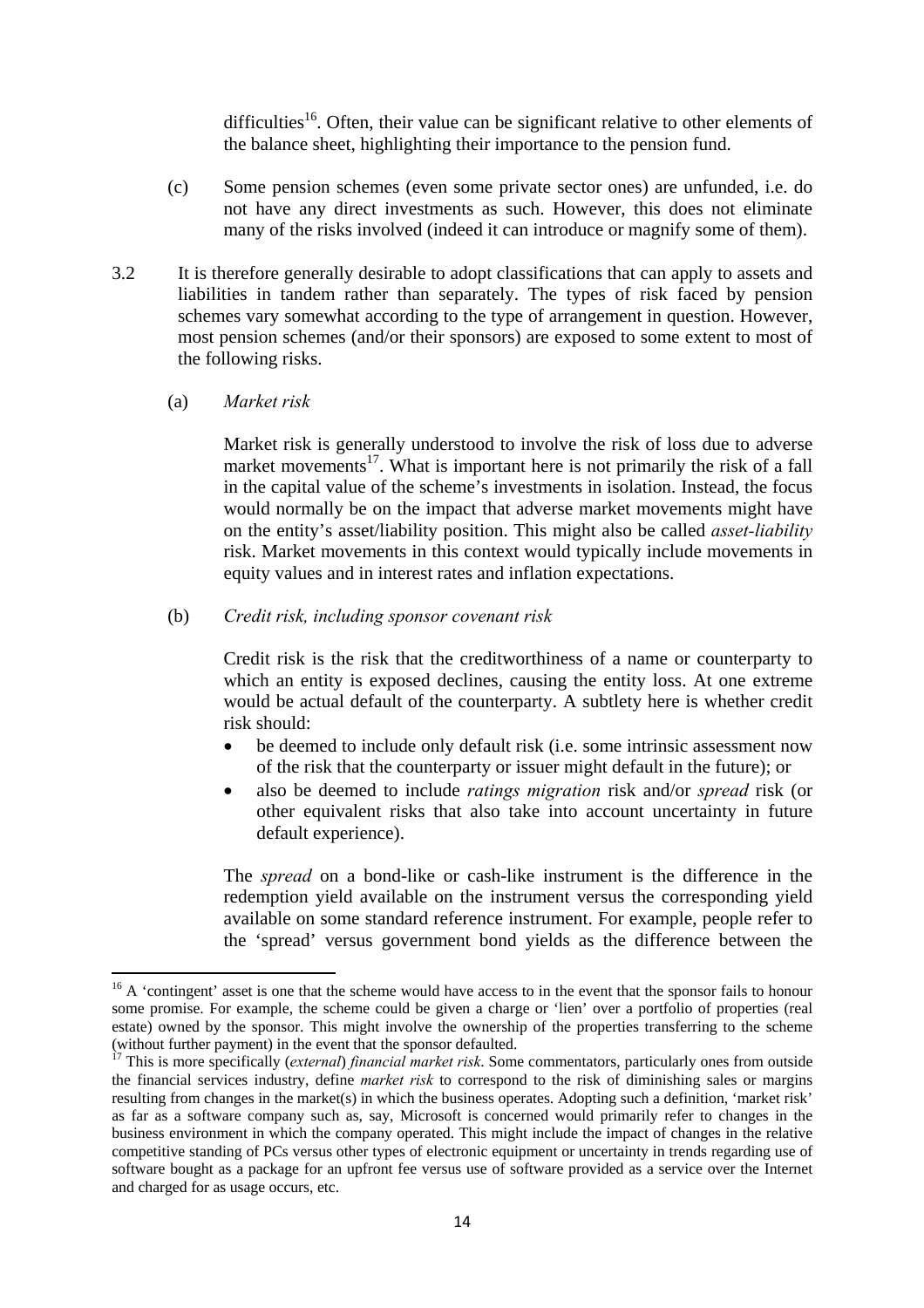difficulties[16]. Often, their value can be significant relative to other elements of the balance sheet, highlighting their importance to the pension fund.

(c) Some pension schemes (even some private sector ones) are unfunded, i.e. do not have any direct investments as such. However, this does not eliminate many of the risks involved (indeed it can introduce or magnify some of them).

3.2 It is therefore generally desirable to adopt classifications that can apply to assets and liabilities in tandem rather than separately. The types of risk faced by pension schemes vary somewhat according to the type of arrangement in question. However, most pension schemes (and/or their sponsors) are exposed to some extent to most of the following risks.

(a) *Market risk*

Market risk is generally understood to involve the risk of loss due to adverse market movements[17]. What is important here is not primarily the risk of a fall in the capital value of the scheme's investments in isolation. Instead, the focus would normally be on the impact that adverse market movements might have on the entity's asset/liability position. This might also be called *asset-liability* risk. Market movements in this context would typically include movements in equity values and in interest rates and inflation expectations.

(b) *Credit risk, including sponsor covenant risk*

Credit risk is the risk that the creditworthiness of a name or counterparty to which an entity is exposed declines, causing the entity loss. At one extreme would be actual default of the counterparty. A subtlety here is whether credit risk should:

- be deemed to include only default risk (i.e. some intrinsic assessment now of the risk that the counterparty or issuer might default in the future); or
- also be deemed to include *ratings migration* risk and/or *spread* risk (or other equivalent risks that also take into account uncertainty in future default experience).

The *spread* on a bond-like or cash-like instrument is the difference in the redemption yield available on the instrument versus the corresponding yield available on some standard reference instrument. For example, people refer to the 'spread' versus government bond yields as the difference between the

---

[16] A 'contingent' asset is one that the scheme would have access to in the event that the sponsor fails to honour some promise. For example, the scheme could be given a charge or 'lien' over a portfolio of properties (real estate) owned by the sponsor. This might involve the ownership of the properties transferring to the scheme (without further payment) in the event that the sponsor defaulted.

[17] This is more specifically (*external*) *financial market risk*. Some commentators, particularly ones from outside the financial services industry, define *market risk* to correspond to the risk of diminishing sales or margins resulting from changes in the market(s) in which the business operates. Adopting such a definition, 'market risk' as far as a software company such as, say, Microsoft is concerned would primarily refer to changes in the business environment in which the company operated. This might include the impact of changes in the relative competitive standing of PCs versus other types of electronic equipment or uncertainty in trends regarding use of software bought as a package for an upfront fee versus use of software provided as a service over the Internet and charged for as usage occurs, etc.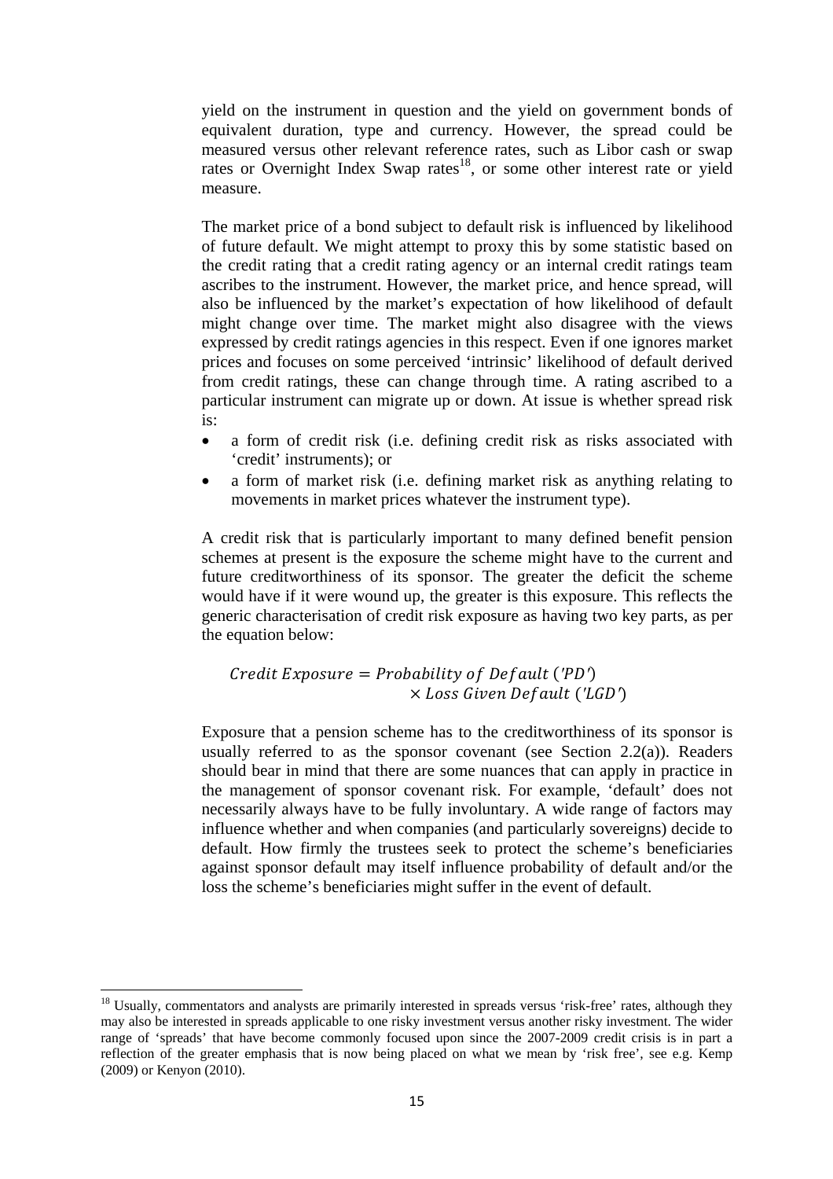yield on the instrument in question and the yield on government bonds of equivalent duration, type and currency. However, the spread could be measured versus other relevant reference rates, such as Libor cash or swap rates or Overnight Index Swap rates[18], or some other interest rate or yield measure.

The market price of a bond subject to default risk is influenced by likelihood of future default. We might attempt to proxy this by some statistic based on the credit rating that a credit rating agency or an internal credit ratings team ascribes to the instrument. However, the market price, and hence spread, will also be influenced by the market's expectation of how likelihood of default might change over time. The market might also disagree with the views expressed by credit ratings agencies in this respect. Even if one ignores market prices and focuses on some perceived 'intrinsic' likelihood of default derived from credit ratings, these can change through time. A rating ascribed to a particular instrument can migrate up or down. At issue is whether spread risk is:

- a form of credit risk (i.e. defining credit risk as risks associated with 'credit' instruments); or
- a form of market risk (i.e. defining market risk as anything relating to movements in market prices whatever the instrument type).

A credit risk that is particularly important to many defined benefit pension schemes at present is the exposure the scheme might have to the current and future creditworthiness of its sponsor. The greater the deficit the scheme would have if it were wound up, the greater is this exposure. This reflects the generic characterisation of credit risk exposure as having two key parts, as per the equation below:

$$\begin{aligned} Credit\ Exposure = {} & Probability\ of\ Default\ ('PD') \\ & \times Loss\ Given\ Default\ ('LGD') \end{aligned}$$

Exposure that a pension scheme has to the creditworthiness of its sponsor is usually referred to as the sponsor covenant (see Section 2.2(a)). Readers should bear in mind that there are some nuances that can apply in practice in the management of sponsor covenant risk. For example, 'default' does not necessarily always have to be fully involuntary. A wide range of factors may influence whether and when companies (and particularly sovereigns) decide to default. How firmly the trustees seek to protect the scheme's beneficiaries against sponsor default may itself influence probability of default and/or the loss the scheme's beneficiaries might suffer in the event of default.

[18] Usually, commentators and analysts are primarily interested in spreads versus 'risk-free' rates, although they may also be interested in spreads applicable to one risky investment versus another risky investment. The wider range of 'spreads' that have become commonly focused upon since the 2007-2009 credit crisis is in part a reflection of the greater emphasis that is now being placed on what we mean by 'risk free', see e.g. Kemp (2009) or Kenyon (2010).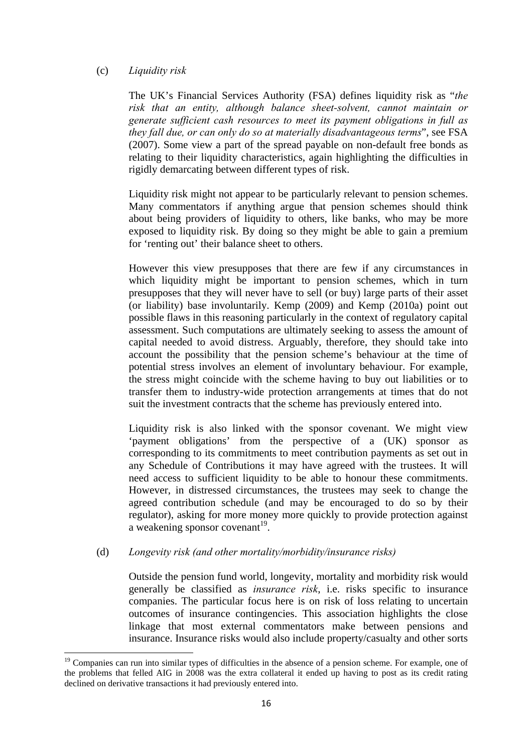(c) *Liquidity risk*

The UK's Financial Services Authority (FSA) defines liquidity risk as "*the risk that an entity, although balance sheet-solvent, cannot maintain or generate sufficient cash resources to meet its payment obligations in full as they fall due, or can only do so at materially disadvantageous terms*", see FSA (2007). Some view a part of the spread payable on non-default free bonds as relating to their liquidity characteristics, again highlighting the difficulties in rigidly demarcating between different types of risk.

Liquidity risk might not appear to be particularly relevant to pension schemes. Many commentators if anything argue that pension schemes should think about being providers of liquidity to others, like banks, who may be more exposed to liquidity risk. By doing so they might be able to gain a premium for 'renting out' their balance sheet to others.

However this view presupposes that there are few if any circumstances in which liquidity might be important to pension schemes, which in turn presupposes that they will never have to sell (or buy) large parts of their asset (or liability) base involuntarily. Kemp (2009) and Kemp (2010a) point out possible flaws in this reasoning particularly in the context of regulatory capital assessment. Such computations are ultimately seeking to assess the amount of capital needed to avoid distress. Arguably, therefore, they should take into account the possibility that the pension scheme's behaviour at the time of potential stress involves an element of involuntary behaviour. For example, the stress might coincide with the scheme having to buy out liabilities or to transfer them to industry-wide protection arrangements at times that do not suit the investment contracts that the scheme has previously entered into.

Liquidity risk is also linked with the sponsor covenant. We might view 'payment obligations' from the perspective of a (UK) sponsor as corresponding to its commitments to meet contribution payments as set out in any Schedule of Contributions it may have agreed with the trustees. It will need access to sufficient liquidity to be able to honour these commitments. However, in distressed circumstances, the trustees may seek to change the agreed contribution schedule (and may be encouraged to do so by their regulator), asking for more money more quickly to provide protection against a weakening sponsor covenant[19].

(d) *Longevity risk (and other mortality/morbidity/insurance risks)*

Outside the pension fund world, longevity, mortality and morbidity risk would generally be classified as *insurance risk*, i.e. risks specific to insurance companies. The particular focus here is on risk of loss relating to uncertain outcomes of insurance contingencies. This association highlights the close linkage that most external commentators make between pensions and insurance. Insurance risks would also include property/casualty and other sorts

[19] Companies can run into similar types of difficulties in the absence of a pension scheme. For example, one of the problems that felled AIG in 2008 was the extra collateral it ended up having to post as its credit rating declined on derivative transactions it had previously entered into.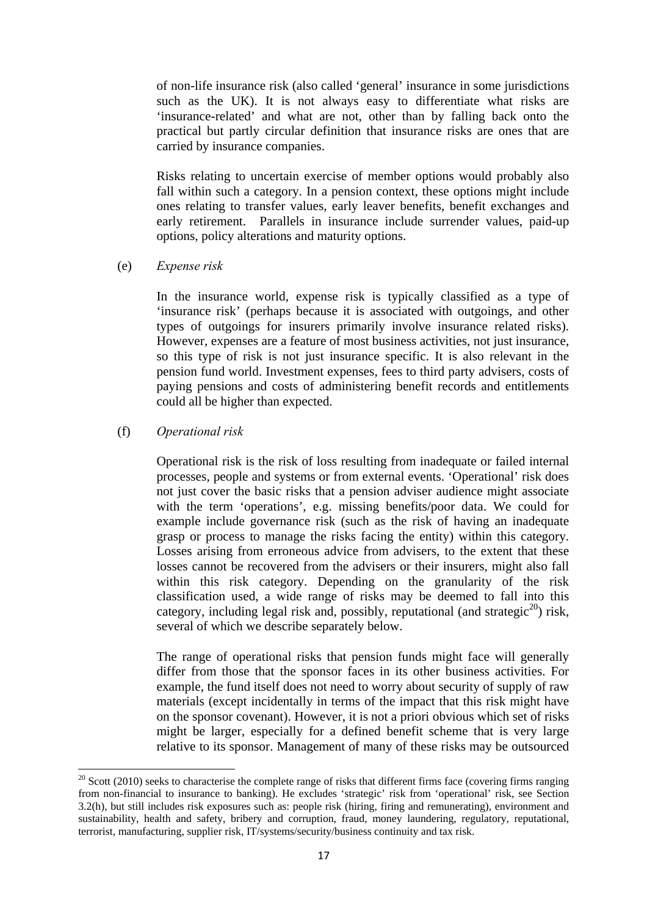of non-life insurance risk (also called 'general' insurance in some jurisdictions such as the UK). It is not always easy to differentiate what risks are 'insurance-related' and what are not, other than by falling back onto the practical but partly circular definition that insurance risks are ones that are carried by insurance companies.

Risks relating to uncertain exercise of member options would probably also fall within such a category. In a pension context, these options might include ones relating to transfer values, early leaver benefits, benefit exchanges and early retirement. Parallels in insurance include surrender values, paid-up options, policy alterations and maturity options.

(e) *Expense risk*

In the insurance world, expense risk is typically classified as a type of 'insurance risk' (perhaps because it is associated with outgoings, and other types of outgoings for insurers primarily involve insurance related risks). However, expenses are a feature of most business activities, not just insurance, so this type of risk is not just insurance specific. It is also relevant in the pension fund world. Investment expenses, fees to third party advisers, costs of paying pensions and costs of administering benefit records and entitlements could all be higher than expected.

(f) *Operational risk*

Operational risk is the risk of loss resulting from inadequate or failed internal processes, people and systems or from external events. 'Operational' risk does not just cover the basic risks that a pension adviser audience might associate with the term 'operations', e.g. missing benefits/poor data. We could for example include governance risk (such as the risk of having an inadequate grasp or process to manage the risks facing the entity) within this category. Losses arising from erroneous advice from advisers, to the extent that these losses cannot be recovered from the advisers or their insurers, might also fall within this risk category. Depending on the granularity of the risk classification used, a wide range of risks may be deemed to fall into this category, including legal risk and, possibly, reputational (and strategic[20]) risk, several of which we describe separately below.

The range of operational risks that pension funds might face will generally differ from those that the sponsor faces in its other business activities. For example, the fund itself does not need to worry about security of supply of raw materials (except incidentally in terms of the impact that this risk might have on the sponsor covenant). However, it is not a priori obvious which set of risks might be larger, especially for a defined benefit scheme that is very large relative to its sponsor. Management of many of these risks may be outsourced

[20] Scott (2010) seeks to characterise the complete range of risks that different firms face (covering firms ranging from non-financial to insurance to banking). He excludes 'strategic' risk from 'operational' risk, see Section 3.2(h), but still includes risk exposures such as: people risk (hiring, firing and remunerating), environment and sustainability, health and safety, bribery and corruption, fraud, money laundering, regulatory, reputational, terrorist, manufacturing, supplier risk, IT/systems/security/business continuity and tax risk.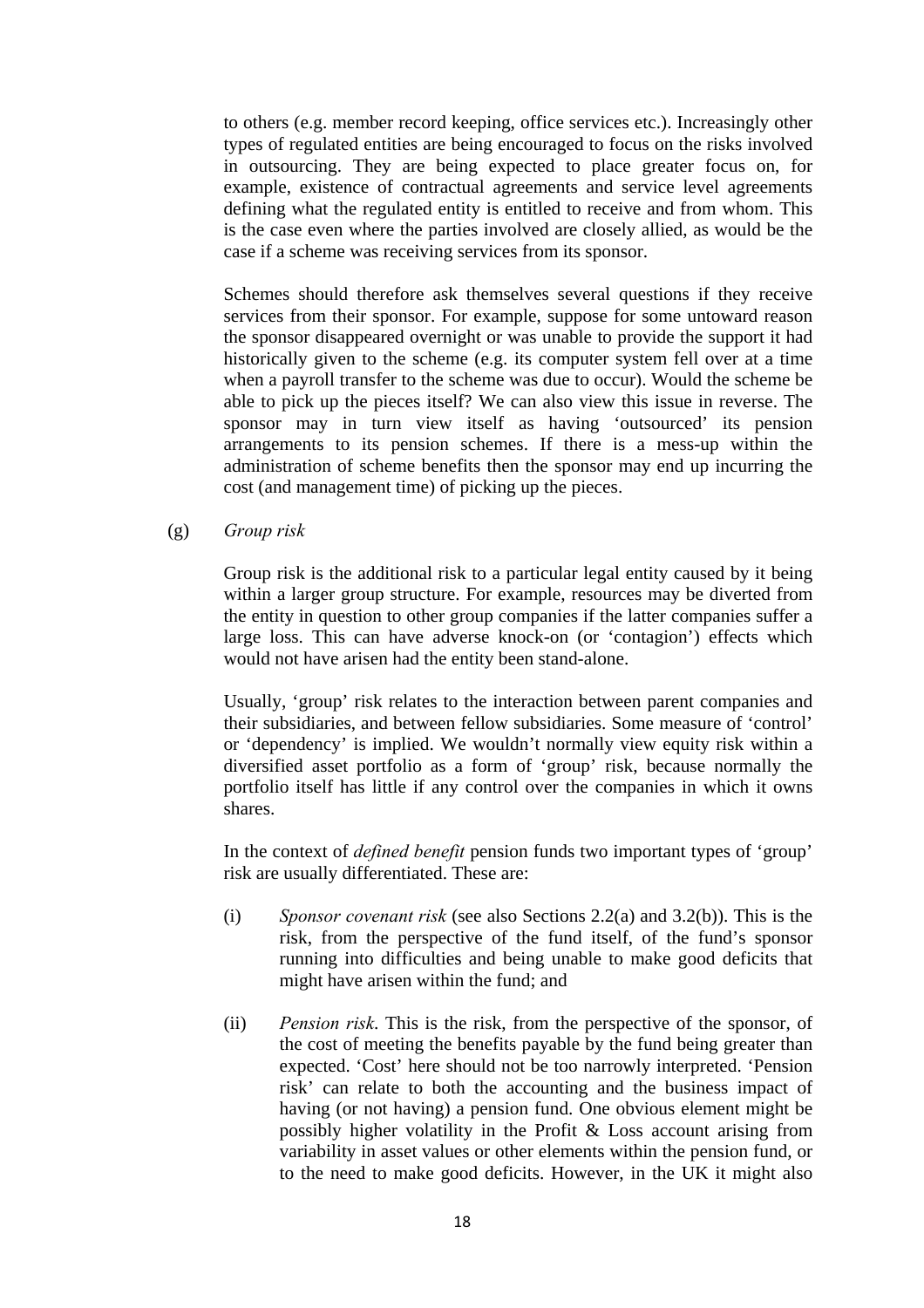to others (e.g. member record keeping, office services etc.). Increasingly other types of regulated entities are being encouraged to focus on the risks involved in outsourcing. They are being expected to place greater focus on, for example, existence of contractual agreements and service level agreements defining what the regulated entity is entitled to receive and from whom. This is the case even where the parties involved are closely allied, as would be the case if a scheme was receiving services from its sponsor.

Schemes should therefore ask themselves several questions if they receive services from their sponsor. For example, suppose for some untoward reason the sponsor disappeared overnight or was unable to provide the support it had historically given to the scheme (e.g. its computer system fell over at a time when a payroll transfer to the scheme was due to occur). Would the scheme be able to pick up the pieces itself? We can also view this issue in reverse. The sponsor may in turn view itself as having 'outsourced' its pension arrangements to its pension schemes. If there is a mess-up within the administration of scheme benefits then the sponsor may end up incurring the cost (and management time) of picking up the pieces.

(g) *Group risk*

Group risk is the additional risk to a particular legal entity caused by it being within a larger group structure. For example, resources may be diverted from the entity in question to other group companies if the latter companies suffer a large loss. This can have adverse knock-on (or 'contagion') effects which would not have arisen had the entity been stand-alone.

Usually, 'group' risk relates to the interaction between parent companies and their subsidiaries, and between fellow subsidiaries. Some measure of 'control' or 'dependency' is implied. We wouldn't normally view equity risk within a diversified asset portfolio as a form of 'group' risk, because normally the portfolio itself has little if any control over the companies in which it owns shares.

In the context of *defined benefit* pension funds two important types of 'group' risk are usually differentiated. These are:

(i) *Sponsor covenant risk* (see also Sections 2.2(a) and 3.2(b)). This is the risk, from the perspective of the fund itself, of the fund's sponsor running into difficulties and being unable to make good deficits that might have arisen within the fund; and

(ii) *Pension risk*. This is the risk, from the perspective of the sponsor, of the cost of meeting the benefits payable by the fund being greater than expected. 'Cost' here should not be too narrowly interpreted. 'Pension risk' can relate to both the accounting and the business impact of having (or not having) a pension fund. One obvious element might be possibly higher volatility in the Profit & Loss account arising from variability in asset values or other elements within the pension fund, or to the need to make good deficits. However, in the UK it might also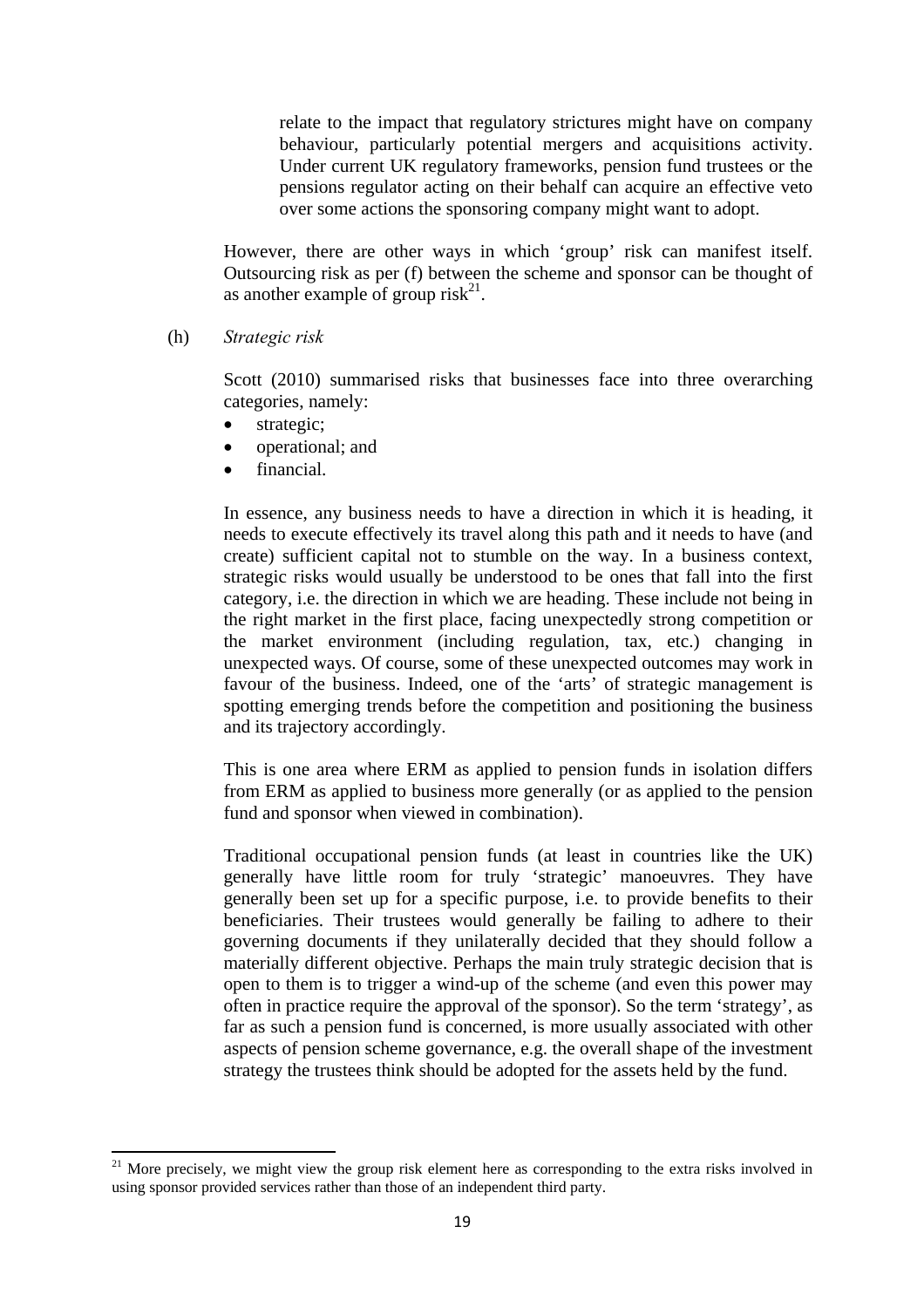relate to the impact that regulatory strictures might have on company behaviour, particularly potential mergers and acquisitions activity. Under current UK regulatory frameworks, pension fund trustees or the pensions regulator acting on their behalf can acquire an effective veto over some actions the sponsoring company might want to adopt.

However, there are other ways in which 'group' risk can manifest itself. Outsourcing risk as per (f) between the scheme and sponsor can be thought of as another example of group risk[21].

(h) *Strategic risk*

Scott (2010) summarised risks that businesses face into three overarching categories, namely:

- strategic;
- operational; and
- financial.

In essence, any business needs to have a direction in which it is heading, it needs to execute effectively its travel along this path and it needs to have (and create) sufficient capital not to stumble on the way. In a business context, strategic risks would usually be understood to be ones that fall into the first category, i.e. the direction in which we are heading. These include not being in the right market in the first place, facing unexpectedly strong competition or the market environment (including regulation, tax, etc.) changing in unexpected ways. Of course, some of these unexpected outcomes may work in favour of the business. Indeed, one of the 'arts' of strategic management is spotting emerging trends before the competition and positioning the business and its trajectory accordingly.

This is one area where ERM as applied to pension funds in isolation differs from ERM as applied to business more generally (or as applied to the pension fund and sponsor when viewed in combination).

Traditional occupational pension funds (at least in countries like the UK) generally have little room for truly 'strategic' manoeuvres. They have generally been set up for a specific purpose, i.e. to provide benefits to their beneficiaries. Their trustees would generally be failing to adhere to their governing documents if they unilaterally decided that they should follow a materially different objective. Perhaps the main truly strategic decision that is open to them is to trigger a wind-up of the scheme (and even this power may often in practice require the approval of the sponsor). So the term 'strategy', as far as such a pension fund is concerned, is more usually associated with other aspects of pension scheme governance, e.g. the overall shape of the investment strategy the trustees think should be adopted for the assets held by the fund.

---

[21] More precisely, we might view the group risk element here as corresponding to the extra risks involved in using sponsor provided services rather than those of an independent third party.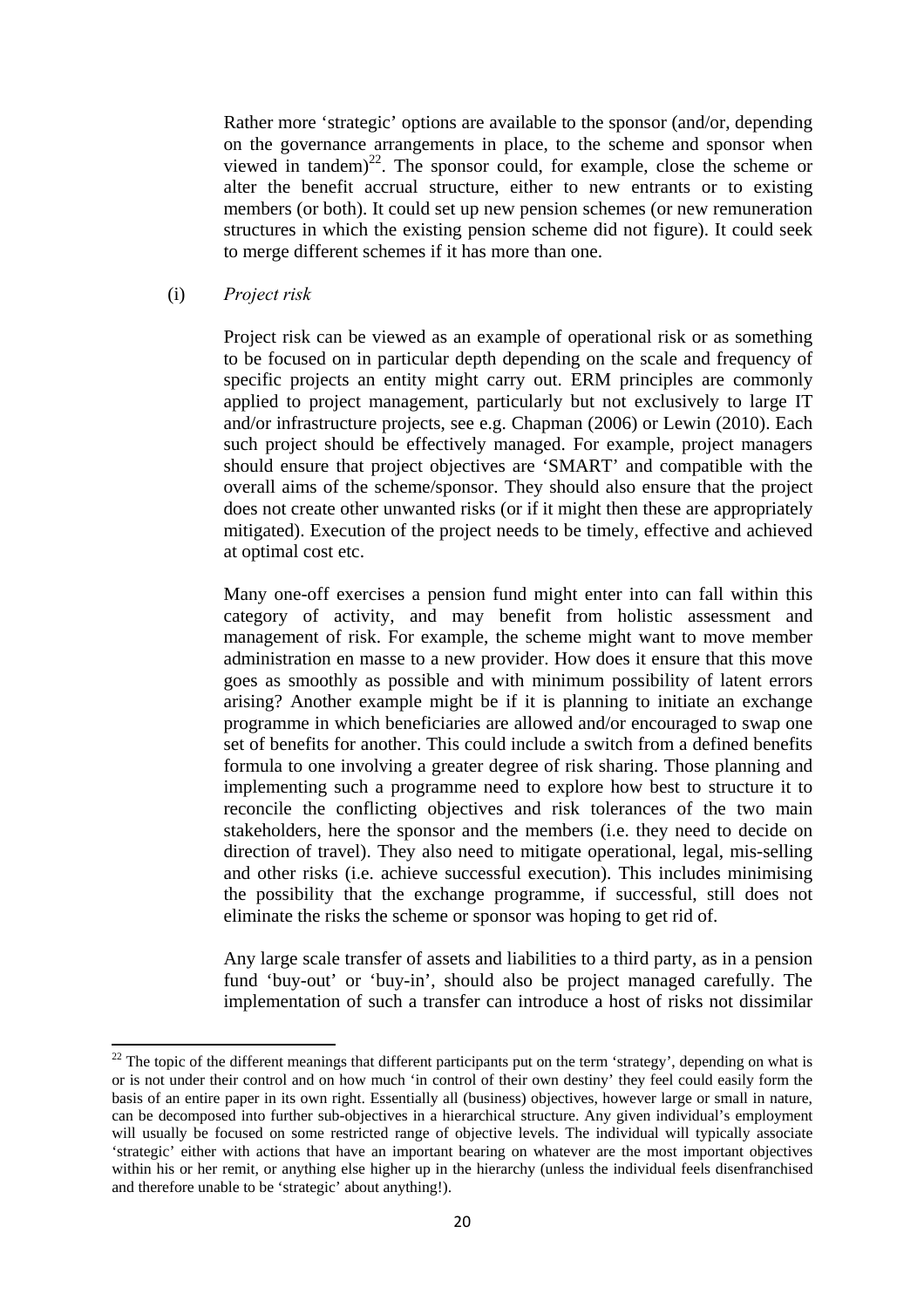Rather more 'strategic' options are available to the sponsor (and/or, depending on the governance arrangements in place, to the scheme and sponsor when viewed in tandem)[22]. The sponsor could, for example, close the scheme or alter the benefit accrual structure, either to new entrants or to existing members (or both). It could set up new pension schemes (or new remuneration structures in which the existing pension scheme did not figure). It could seek to merge different schemes if it has more than one.

(i) *Project risk*

Project risk can be viewed as an example of operational risk or as something to be focused on in particular depth depending on the scale and frequency of specific projects an entity might carry out. ERM principles are commonly applied to project management, particularly but not exclusively to large IT and/or infrastructure projects, see e.g. Chapman (2006) or Lewin (2010). Each such project should be effectively managed. For example, project managers should ensure that project objectives are 'SMART' and compatible with the overall aims of the scheme/sponsor. They should also ensure that the project does not create other unwanted risks (or if it might then these are appropriately mitigated). Execution of the project needs to be timely, effective and achieved at optimal cost etc.

Many one-off exercises a pension fund might enter into can fall within this category of activity, and may benefit from holistic assessment and management of risk. For example, the scheme might want to move member administration en masse to a new provider. How does it ensure that this move goes as smoothly as possible and with minimum possibility of latent errors arising? Another example might be if it is planning to initiate an exchange programme in which beneficiaries are allowed and/or encouraged to swap one set of benefits for another. This could include a switch from a defined benefits formula to one involving a greater degree of risk sharing. Those planning and implementing such a programme need to explore how best to structure it to reconcile the conflicting objectives and risk tolerances of the two main stakeholders, here the sponsor and the members (i.e. they need to decide on direction of travel). They also need to mitigate operational, legal, mis-selling and other risks (i.e. achieve successful execution). This includes minimising the possibility that the exchange programme, if successful, still does not eliminate the risks the scheme or sponsor was hoping to get rid of.

Any large scale transfer of assets and liabilities to a third party, as in a pension fund 'buy-out' or 'buy-in', should also be project managed carefully. The implementation of such a transfer can introduce a host of risks not dissimilar

[22] The topic of the different meanings that different participants put on the term 'strategy', depending on what is or is not under their control and on how much 'in control of their own destiny' they feel could easily form the basis of an entire paper in its own right. Essentially all (business) objectives, however large or small in nature, can be decomposed into further sub-objectives in a hierarchical structure. Any given individual's employment will usually be focused on some restricted range of objective levels. The individual will typically associate 'strategic' either with actions that have an important bearing on whatever are the most important objectives within his or her remit, or anything else higher up in the hierarchy (unless the individual feels disenfranchised and therefore unable to be 'strategic' about anything!).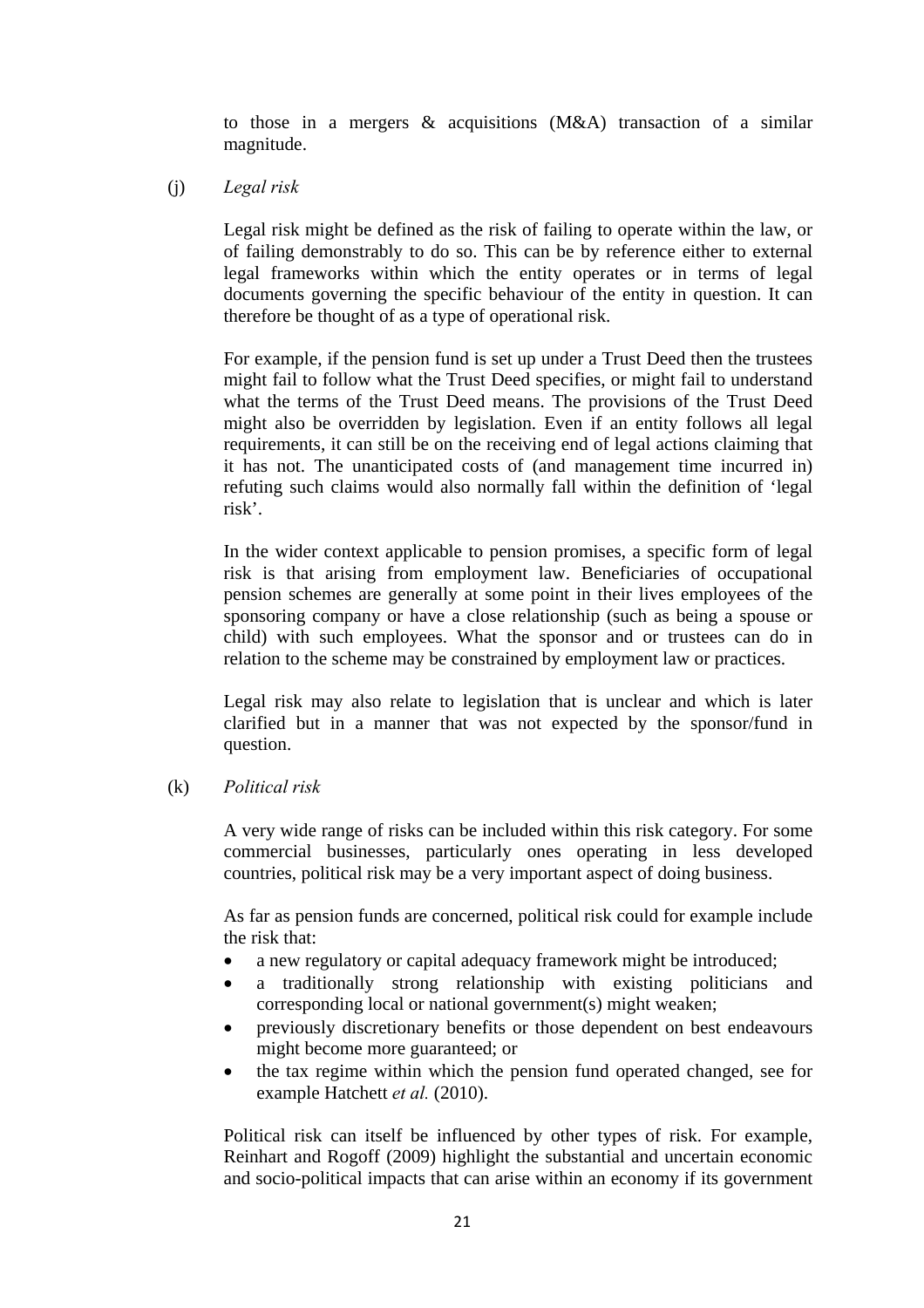to those in a mergers & acquisitions (M&A) transaction of a similar magnitude.

(j) *Legal risk*

Legal risk might be defined as the risk of failing to operate within the law, or of failing demonstrably to do so. This can be by reference either to external legal frameworks within which the entity operates or in terms of legal documents governing the specific behaviour of the entity in question. It can therefore be thought of as a type of operational risk.

For example, if the pension fund is set up under a Trust Deed then the trustees might fail to follow what the Trust Deed specifies, or might fail to understand what the terms of the Trust Deed means. The provisions of the Trust Deed might also be overridden by legislation. Even if an entity follows all legal requirements, it can still be on the receiving end of legal actions claiming that it has not. The unanticipated costs of (and management time incurred in) refuting such claims would also normally fall within the definition of 'legal risk'.

In the wider context applicable to pension promises, a specific form of legal risk is that arising from employment law. Beneficiaries of occupational pension schemes are generally at some point in their lives employees of the sponsoring company or have a close relationship (such as being a spouse or child) with such employees. What the sponsor and or trustees can do in relation to the scheme may be constrained by employment law or practices.

Legal risk may also relate to legislation that is unclear and which is later clarified but in a manner that was not expected by the sponsor/fund in question.

(k) *Political risk*

A very wide range of risks can be included within this risk category. For some commercial businesses, particularly ones operating in less developed countries, political risk may be a very important aspect of doing business.

As far as pension funds are concerned, political risk could for example include the risk that:

- a new regulatory or capital adequacy framework might be introduced;
- a traditionally strong relationship with existing politicians and corresponding local or national government(s) might weaken;
- previously discretionary benefits or those dependent on best endeavours might become more guaranteed; or
- the tax regime within which the pension fund operated changed, see for example Hatchett *et al.* (2010).

Political risk can itself be influenced by other types of risk. For example, Reinhart and Rogoff (2009) highlight the substantial and uncertain economic and socio-political impacts that can arise within an economy if its government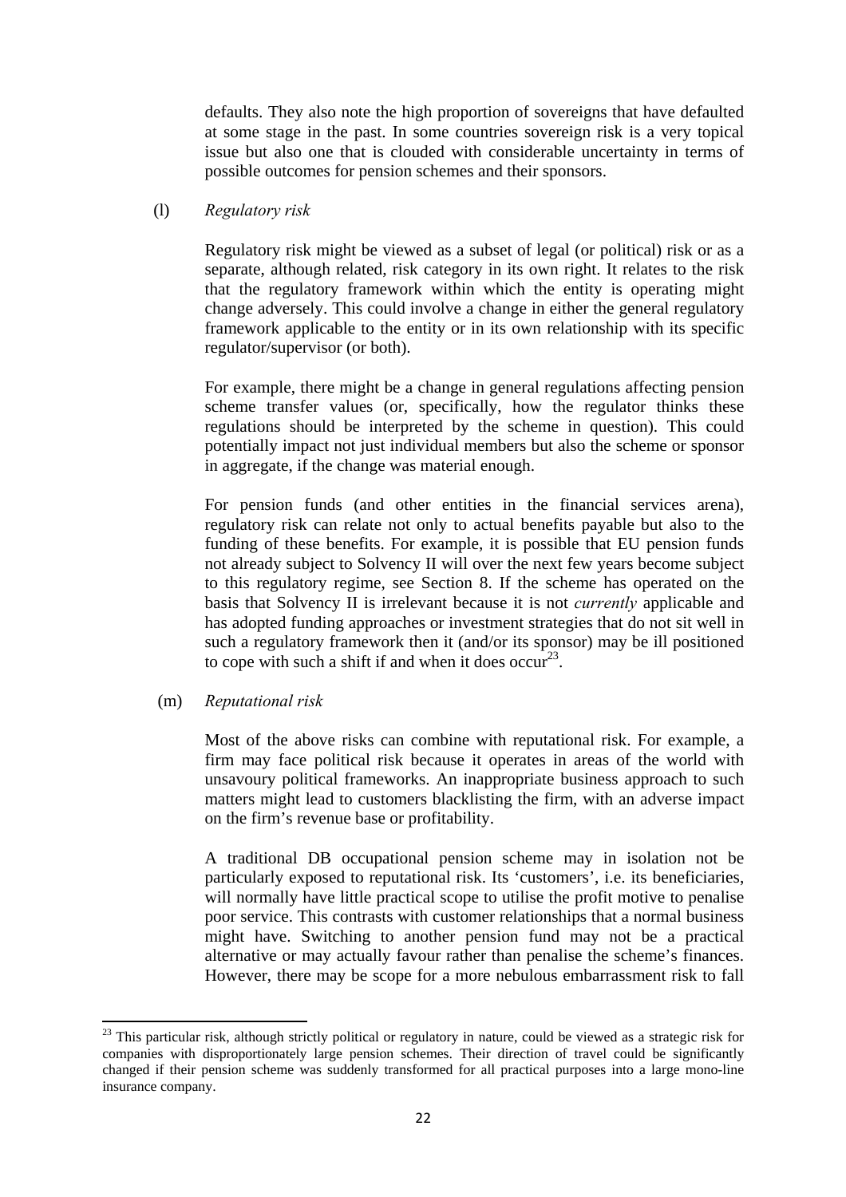defaults. They also note the high proportion of sovereigns that have defaulted at some stage in the past. In some countries sovereign risk is a very topical issue but also one that is clouded with considerable uncertainty in terms of possible outcomes for pension schemes and their sponsors.

(l) *Regulatory risk*

Regulatory risk might be viewed as a subset of legal (or political) risk or as a separate, although related, risk category in its own right. It relates to the risk that the regulatory framework within which the entity is operating might change adversely. This could involve a change in either the general regulatory framework applicable to the entity or in its own relationship with its specific regulator/supervisor (or both).

For example, there might be a change in general regulations affecting pension scheme transfer values (or, specifically, how the regulator thinks these regulations should be interpreted by the scheme in question). This could potentially impact not just individual members but also the scheme or sponsor in aggregate, if the change was material enough.

For pension funds (and other entities in the financial services arena), regulatory risk can relate not only to actual benefits payable but also to the funding of these benefits. For example, it is possible that EU pension funds not already subject to Solvency II will over the next few years become subject to this regulatory regime, see Section 8. If the scheme has operated on the basis that Solvency II is irrelevant because it is not *currently* applicable and has adopted funding approaches or investment strategies that do not sit well in such a regulatory framework then it (and/or its sponsor) may be ill positioned to cope with such a shift if and when it does occur[23].

(m) *Reputational risk*

Most of the above risks can combine with reputational risk. For example, a firm may face political risk because it operates in areas of the world with unsavoury political frameworks. An inappropriate business approach to such matters might lead to customers blacklisting the firm, with an adverse impact on the firm's revenue base or profitability.

A traditional DB occupational pension scheme may in isolation not be particularly exposed to reputational risk. Its 'customers', i.e. its beneficiaries, will normally have little practical scope to utilise the profit motive to penalise poor service. This contrasts with customer relationships that a normal business might have. Switching to another pension fund may not be a practical alternative or may actually favour rather than penalise the scheme's finances. However, there may be scope for a more nebulous embarrassment risk to fall

---

[23] This particular risk, although strictly political or regulatory in nature, could be viewed as a strategic risk for companies with disproportionately large pension schemes. Their direction of travel could be significantly changed if their pension scheme was suddenly transformed for all practical purposes into a large mono-line insurance company.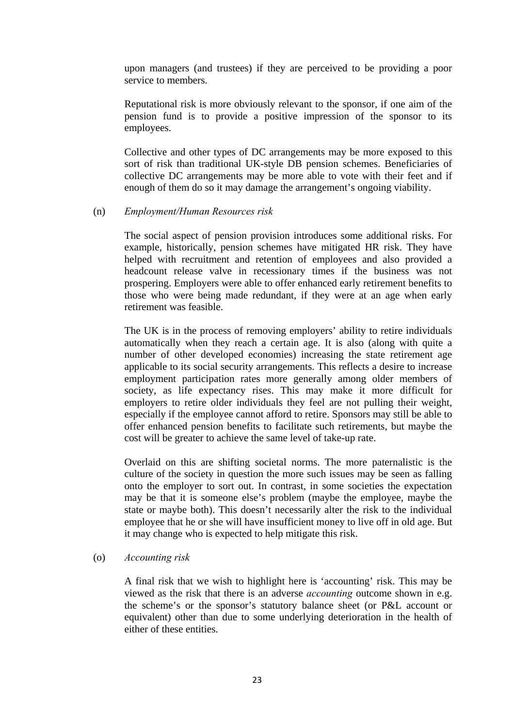upon managers (and trustees) if they are perceived to be providing a poor service to members.

Reputational risk is more obviously relevant to the sponsor, if one aim of the pension fund is to provide a positive impression of the sponsor to its employees.

Collective and other types of DC arrangements may be more exposed to this sort of risk than traditional UK-style DB pension schemes. Beneficiaries of collective DC arrangements may be more able to vote with their feet and if enough of them do so it may damage the arrangement's ongoing viability.

(n) *Employment/Human Resources risk*

The social aspect of pension provision introduces some additional risks. For example, historically, pension schemes have mitigated HR risk. They have helped with recruitment and retention of employees and also provided a headcount release valve in recessionary times if the business was not prospering. Employers were able to offer enhanced early retirement benefits to those who were being made redundant, if they were at an age when early retirement was feasible.

The UK is in the process of removing employers' ability to retire individuals automatically when they reach a certain age. It is also (along with quite a number of other developed economies) increasing the state retirement age applicable to its social security arrangements. This reflects a desire to increase employment participation rates more generally among older members of society, as life expectancy rises. This may make it more difficult for employers to retire older individuals they feel are not pulling their weight, especially if the employee cannot afford to retire. Sponsors may still be able to offer enhanced pension benefits to facilitate such retirements, but maybe the cost will be greater to achieve the same level of take-up rate.

Overlaid on this are shifting societal norms. The more paternalistic is the culture of the society in question the more such issues may be seen as falling onto the employer to sort out. In contrast, in some societies the expectation may be that it is someone else's problem (maybe the employee, maybe the state or maybe both). This doesn't necessarily alter the risk to the individual employee that he or she will have insufficient money to live off in old age. But it may change who is expected to help mitigate this risk.

(o) *Accounting risk*

A final risk that we wish to highlight here is 'accounting' risk. This may be viewed as the risk that there is an adverse *accounting* outcome shown in e.g. the scheme's or the sponsor's statutory balance sheet (or P&L account or equivalent) other than due to some underlying deterioration in the health of either of these entities.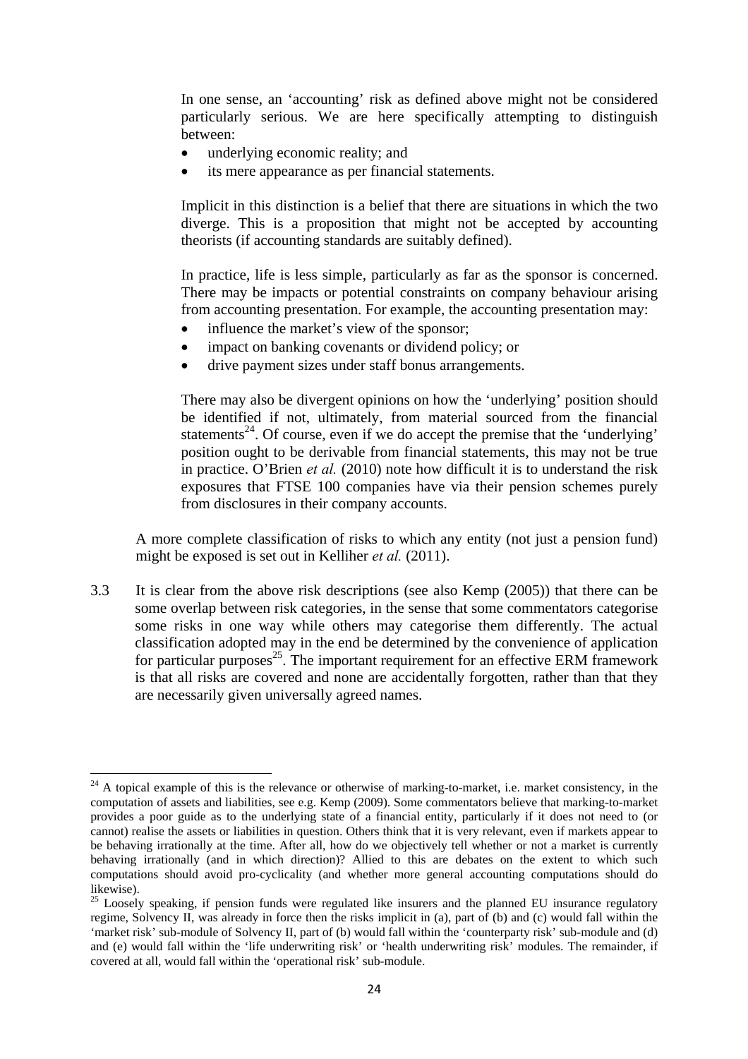In one sense, an 'accounting' risk as defined above might not be considered particularly serious. We are here specifically attempting to distinguish between:

- underlying economic reality; and
- its mere appearance as per financial statements.

Implicit in this distinction is a belief that there are situations in which the two diverge. This is a proposition that might not be accepted by accounting theorists (if accounting standards are suitably defined).

In practice, life is less simple, particularly as far as the sponsor is concerned. There may be impacts or potential constraints on company behaviour arising from accounting presentation. For example, the accounting presentation may:

- influence the market's view of the sponsor;
- impact on banking covenants or dividend policy; or
- drive payment sizes under staff bonus arrangements.

There may also be divergent opinions on how the 'underlying' position should be identified if not, ultimately, from material sourced from the financial statements[24]. Of course, even if we do accept the premise that the 'underlying' position ought to be derivable from financial statements, this may not be true in practice. O'Brien *et al.* (2010) note how difficult it is to understand the risk exposures that FTSE 100 companies have via their pension schemes purely from disclosures in their company accounts.

A more complete classification of risks to which any entity (not just a pension fund) might be exposed is set out in Kelliher *et al.* (2011).

3.3 It is clear from the above risk descriptions (see also Kemp (2005)) that there can be some overlap between risk categories, in the sense that some commentators categorise some risks in one way while others may categorise them differently. The actual classification adopted may in the end be determined by the convenience of application for particular purposes[25]. The important requirement for an effective ERM framework is that all risks are covered and none are accidentally forgotten, rather than that they are necessarily given universally agreed names.

---

[24] A topical example of this is the relevance or otherwise of marking-to-market, i.e. market consistency, in the computation of assets and liabilities, see e.g. Kemp (2009). Some commentators believe that marking-to-market provides a poor guide as to the underlying state of a financial entity, particularly if it does not need to (or cannot) realise the assets or liabilities in question. Others think that it is very relevant, even if markets appear to be behaving irrationally at the time. After all, how do we objectively tell whether or not a market is currently behaving irrationally (and in which direction)? Allied to this are debates on the extent to which such computations should avoid pro-cyclicality (and whether more general accounting computations should do likewise).

[25] Loosely speaking, if pension funds were regulated like insurers and the planned EU insurance regulatory regime, Solvency II, was already in force then the risks implicit in (a), part of (b) and (c) would fall within the 'market risk' sub-module of Solvency II, part of (b) would fall within the 'counterparty risk' sub-module and (d) and (e) would fall within the 'life underwriting risk' or 'health underwriting risk' modules. The remainder, if covered at all, would fall within the 'operational risk' sub-module.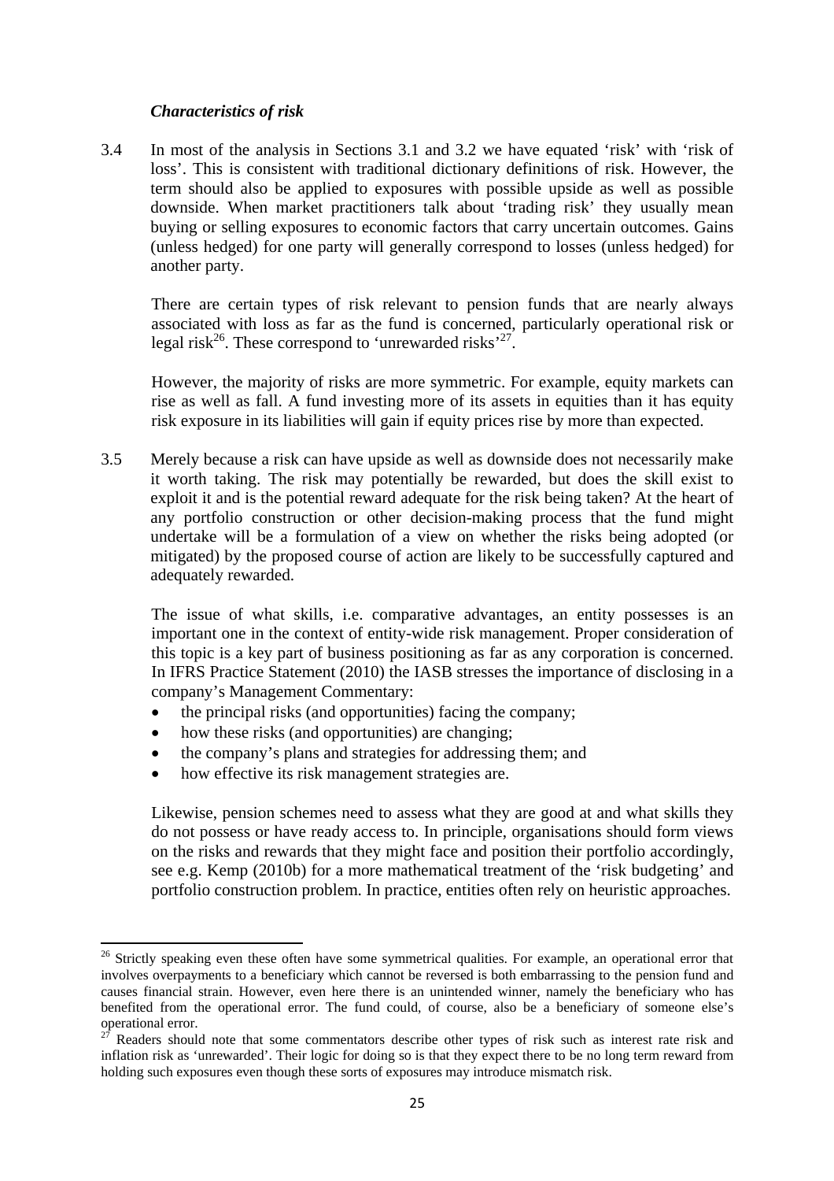### *Characteristics of risk*

3.4 In most of the analysis in Sections 3.1 and 3.2 we have equated 'risk' with 'risk of loss'. This is consistent with traditional dictionary definitions of risk. However, the term should also be applied to exposures with possible upside as well as possible downside. When market practitioners talk about 'trading risk' they usually mean buying or selling exposures to economic factors that carry uncertain outcomes. Gains (unless hedged) for one party will generally correspond to losses (unless hedged) for another party.

There are certain types of risk relevant to pension funds that are nearly always associated with loss as far as the fund is concerned, particularly operational risk or legal risk[26]. These correspond to 'unrewarded risks'[27].

However, the majority of risks are more symmetric. For example, equity markets can rise as well as fall. A fund investing more of its assets in equities than it has equity risk exposure in its liabilities will gain if equity prices rise by more than expected.

3.5 Merely because a risk can have upside as well as downside does not necessarily make it worth taking. The risk may potentially be rewarded, but does the skill exist to exploit it and is the potential reward adequate for the risk being taken? At the heart of any portfolio construction or other decision-making process that the fund might undertake will be a formulation of a view on whether the risks being adopted (or mitigated) by the proposed course of action are likely to be successfully captured and adequately rewarded.

The issue of what skills, i.e. comparative advantages, an entity possesses is an important one in the context of entity-wide risk management. Proper consideration of this topic is a key part of business positioning as far as any corporation is concerned. In IFRS Practice Statement (2010) the IASB stresses the importance of disclosing in a company's Management Commentary:

- the principal risks (and opportunities) facing the company;
- how these risks (and opportunities) are changing;
- the company's plans and strategies for addressing them; and
- how effective its risk management strategies are.

Likewise, pension schemes need to assess what they are good at and what skills they do not possess or have ready access to. In principle, organisations should form views on the risks and rewards that they might face and position their portfolio accordingly, see e.g. Kemp (2010b) for a more mathematical treatment of the 'risk budgeting' and portfolio construction problem. In practice, entities often rely on heuristic approaches.

---

[26] Strictly speaking even these often have some symmetrical qualities. For example, an operational error that involves overpayments to a beneficiary which cannot be reversed is both embarrassing to the pension fund and causes financial strain. However, even here there is an unintended winner, namely the beneficiary who has benefited from the operational error. The fund could, of course, also be a beneficiary of someone else's operational error.

[27] Readers should note that some commentators describe other types of risk such as interest rate risk and inflation risk as 'unrewarded'. Their logic for doing so is that they expect there to be no long term reward from holding such exposures even though these sorts of exposures may introduce mismatch risk.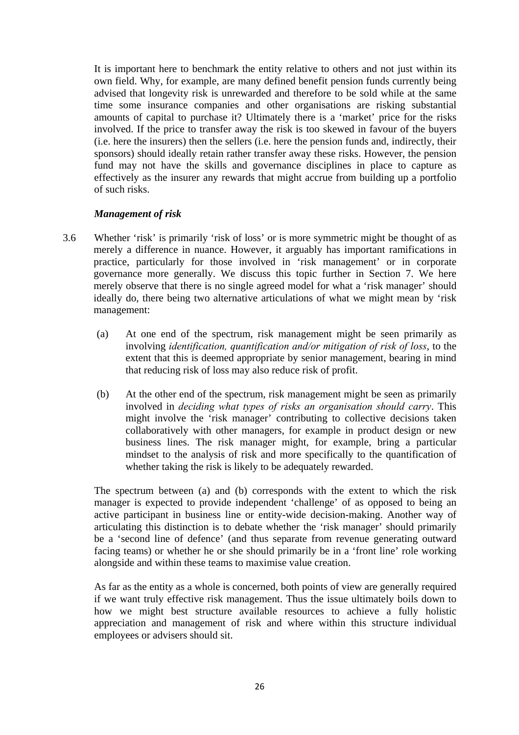It is important here to benchmark the entity relative to others and not just within its own field. Why, for example, are many defined benefit pension funds currently being advised that longevity risk is unrewarded and therefore to be sold while at the same time some insurance companies and other organisations are risking substantial amounts of capital to purchase it? Ultimately there is a 'market' price for the risks involved. If the price to transfer away the risk is too skewed in favour of the buyers (i.e. here the insurers) then the sellers (i.e. here the pension funds and, indirectly, their sponsors) should ideally retain rather transfer away these risks. However, the pension fund may not have the skills and governance disciplines in place to capture as effectively as the insurer any rewards that might accrue from building up a portfolio of such risks.

***Management of risk***

3.6 Whether 'risk' is primarily 'risk of loss' or is more symmetric might be thought of as merely a difference in nuance. However, it arguably has important ramifications in practice, particularly for those involved in 'risk management' or in corporate governance more generally. We discuss this topic further in Section 7. We here merely observe that there is no single agreed model for what a 'risk manager' should ideally do, there being two alternative articulations of what we might mean by 'risk management:

(a) At one end of the spectrum, risk management might be seen primarily as involving *identification, quantification and/or mitigation of risk of loss*, to the extent that this is deemed appropriate by senior management, bearing in mind that reducing risk of loss may also reduce risk of profit.

(b) At the other end of the spectrum, risk management might be seen as primarily involved in *deciding what types of risks an organisation should carry*. This might involve the 'risk manager' contributing to collective decisions taken collaboratively with other managers, for example in product design or new business lines. The risk manager might, for example, bring a particular mindset to the analysis of risk and more specifically to the quantification of whether taking the risk is likely to be adequately rewarded.

The spectrum between (a) and (b) corresponds with the extent to which the risk manager is expected to provide independent 'challenge' of as opposed to being an active participant in business line or entity-wide decision-making. Another way of articulating this distinction is to debate whether the 'risk manager' should primarily be a 'second line of defence' (and thus separate from revenue generating outward facing teams) or whether he or she should primarily be in a 'front line' role working alongside and within these teams to maximise value creation.

As far as the entity as a whole is concerned, both points of view are generally required if we want truly effective risk management. Thus the issue ultimately boils down to how we might best structure available resources to achieve a fully holistic appreciation and management of risk and where within this structure individual employees or advisers should sit.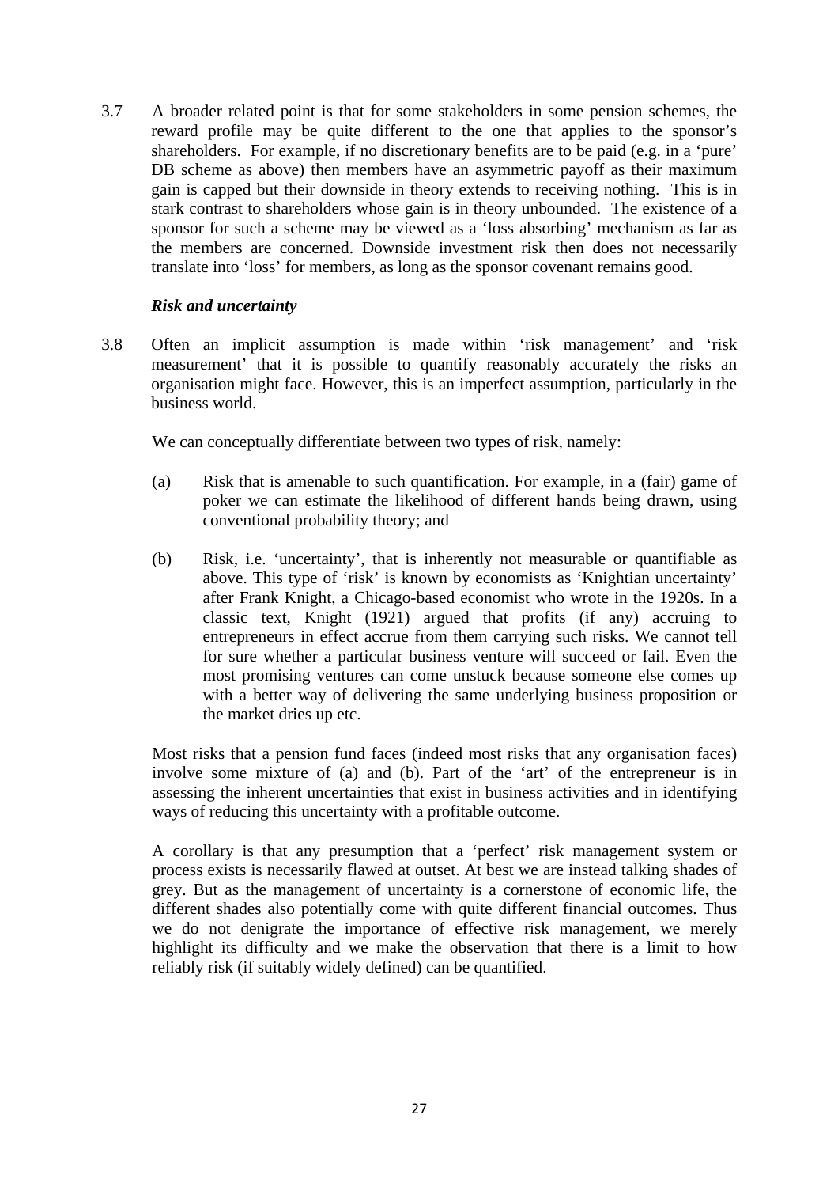3.7 A broader related point is that for some stakeholders in some pension schemes, the reward profile may be quite different to the one that applies to the sponsor's shareholders. For example, if no discretionary benefits are to be paid (e.g. in a 'pure' DB scheme as above) then members have an asymmetric payoff as their maximum gain is capped but their downside in theory extends to receiving nothing. This is in stark contrast to shareholders whose gain is in theory unbounded. The existence of a sponsor for such a scheme may be viewed as a 'loss absorbing' mechanism as far as the members are concerned. Downside investment risk then does not necessarily translate into 'loss' for members, as long as the sponsor covenant remains good.

***Risk and uncertainty***

3.8 Often an implicit assumption is made within 'risk management' and 'risk measurement' that it is possible to quantify reasonably accurately the risks an organisation might face. However, this is an imperfect assumption, particularly in the business world.

We can conceptually differentiate between two types of risk, namely:

(a) Risk that is amenable to such quantification. For example, in a (fair) game of poker we can estimate the likelihood of different hands being drawn, using conventional probability theory; and

(b) Risk, i.e. 'uncertainty', that is inherently not measurable or quantifiable as above. This type of 'risk' is known by economists as 'Knightian uncertainty' after Frank Knight, a Chicago-based economist who wrote in the 1920s. In a classic text, Knight (1921) argued that profits (if any) accruing to entrepreneurs in effect accrue from them carrying such risks. We cannot tell for sure whether a particular business venture will succeed or fail. Even the most promising ventures can come unstuck because someone else comes up with a better way of delivering the same underlying business proposition or the market dries up etc.

Most risks that a pension fund faces (indeed most risks that any organisation faces) involve some mixture of (a) and (b). Part of the 'art' of the entrepreneur is in assessing the inherent uncertainties that exist in business activities and in identifying ways of reducing this uncertainty with a profitable outcome.

A corollary is that any presumption that a 'perfect' risk management system or process exists is necessarily flawed at outset. At best we are instead talking shades of grey. But as the management of uncertainty is a cornerstone of economic life, the different shades also potentially come with quite different financial outcomes. Thus we do not denigrate the importance of effective risk management, we merely highlight its difficulty and we make the observation that there is a limit to how reliably risk (if suitably widely defined) can be quantified.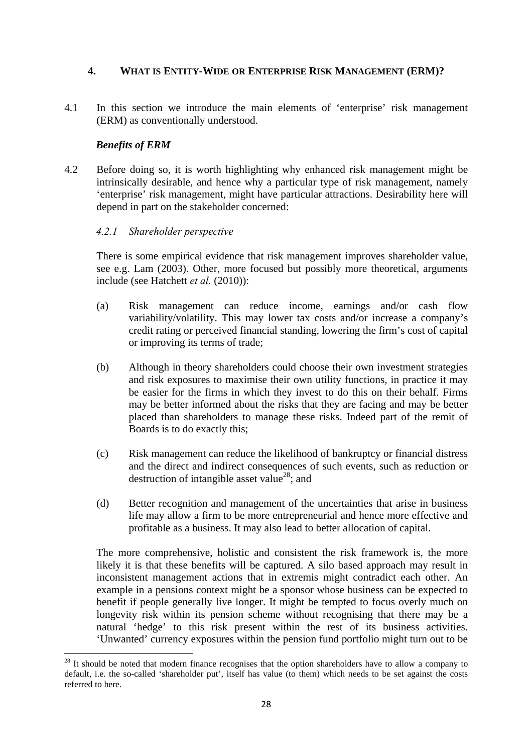## 4. WHAT IS ENTITY-WIDE OR ENTERPRISE RISK MANAGEMENT (ERM)?

4.1 In this section we introduce the main elements of 'enterprise' risk management (ERM) as conventionally understood.

### *Benefits of ERM*

4.2 Before doing so, it is worth highlighting why enhanced risk management might be intrinsically desirable, and hence why a particular type of risk management, namely 'enterprise' risk management, might have particular attractions. Desirability here will depend in part on the stakeholder concerned:

#### *4.2.1 Shareholder perspective*

There is some empirical evidence that risk management improves shareholder value, see e.g. Lam (2003). Other, more focused but possibly more theoretical, arguments include (see Hatchett *et al.* (2010)):

(a) Risk management can reduce income, earnings and/or cash flow variability/volatility. This may lower tax costs and/or increase a company's credit rating or perceived financial standing, lowering the firm's cost of capital or improving its terms of trade;

(b) Although in theory shareholders could choose their own investment strategies and risk exposures to maximise their own utility functions, in practice it may be easier for the firms in which they invest to do this on their behalf. Firms may be better informed about the risks that they are facing and may be better placed than shareholders to manage these risks. Indeed part of the remit of Boards is to do exactly this;

(c) Risk management can reduce the likelihood of bankruptcy or financial distress and the direct and indirect consequences of such events, such as reduction or destruction of intangible asset value[28]; and

(d) Better recognition and management of the uncertainties that arise in business life may allow a firm to be more entrepreneurial and hence more effective and profitable as a business. It may also lead to better allocation of capital.

The more comprehensive, holistic and consistent the risk framework is, the more likely it is that these benefits will be captured. A silo based approach may result in inconsistent management actions that in extremis might contradict each other. An example in a pensions context might be a sponsor whose business can be expected to benefit if people generally live longer. It might be tempted to focus overly much on longevity risk within its pension scheme without recognising that there may be a natural 'hedge' to this risk present within the rest of its business activities. 'Unwanted' currency exposures within the pension fund portfolio might turn out to be

[28] It should be noted that modern finance recognises that the option shareholders have to allow a company to default, i.e. the so-called 'shareholder put', itself has value (to them) which needs to be set against the costs referred to here.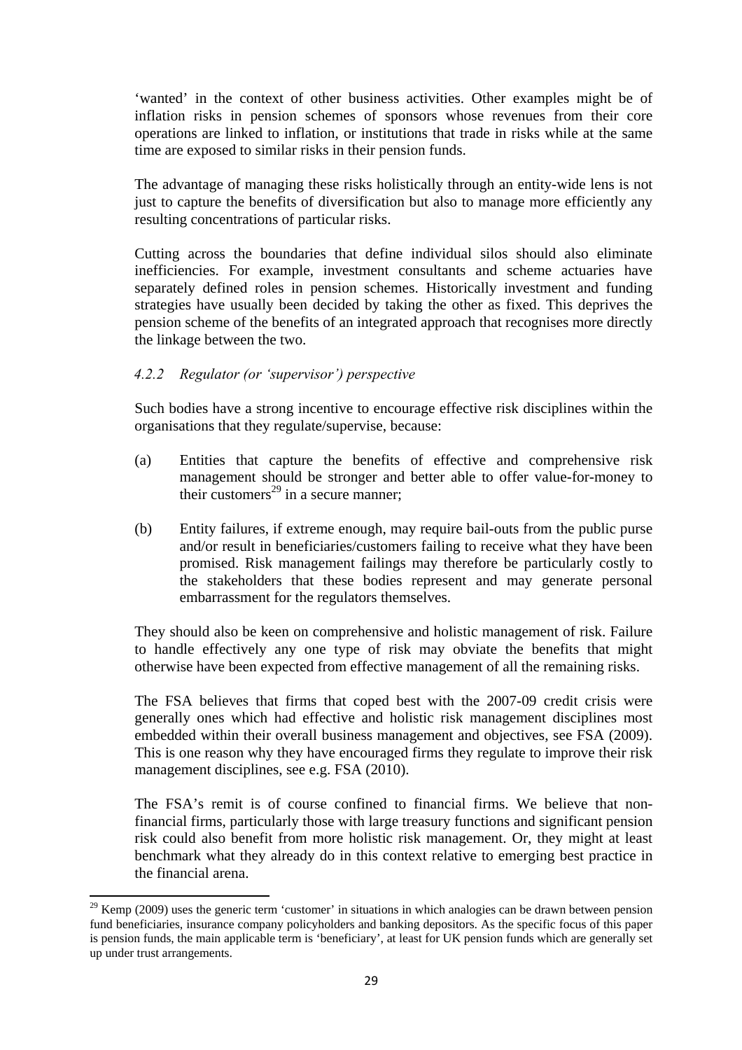'wanted' in the context of other business activities. Other examples might be of inflation risks in pension schemes of sponsors whose revenues from their core operations are linked to inflation, or institutions that trade in risks while at the same time are exposed to similar risks in their pension funds.

The advantage of managing these risks holistically through an entity-wide lens is not just to capture the benefits of diversification but also to manage more efficiently any resulting concentrations of particular risks.

Cutting across the boundaries that define individual silos should also eliminate inefficiencies. For example, investment consultants and scheme actuaries have separately defined roles in pension schemes. Historically investment and funding strategies have usually been decided by taking the other as fixed. This deprives the pension scheme of the benefits of an integrated approach that recognises more directly the linkage between the two.

#### *4.2.2 Regulator (or 'supervisor') perspective*

Such bodies have a strong incentive to encourage effective risk disciplines within the organisations that they regulate/supervise, because:

(a) Entities that capture the benefits of effective and comprehensive risk management should be stronger and better able to offer value-for-money to their customers[29] in a secure manner;

(b) Entity failures, if extreme enough, may require bail-outs from the public purse and/or result in beneficiaries/customers failing to receive what they have been promised. Risk management failings may therefore be particularly costly to the stakeholders that these bodies represent and may generate personal embarrassment for the regulators themselves.

They should also be keen on comprehensive and holistic management of risk. Failure to handle effectively any one type of risk may obviate the benefits that might otherwise have been expected from effective management of all the remaining risks.

The FSA believes that firms that coped best with the 2007-09 credit crisis were generally ones which had effective and holistic risk management disciplines most embedded within their overall business management and objectives, see FSA (2009). This is one reason why they have encouraged firms they regulate to improve their risk management disciplines, see e.g. FSA (2010).

The FSA's remit is of course confined to financial firms. We believe that non-financial firms, particularly those with large treasury functions and significant pension risk could also benefit from more holistic risk management. Or, they might at least benchmark what they already do in this context relative to emerging best practice in the financial arena.

---

[29] Kemp (2009) uses the generic term 'customer' in situations in which analogies can be drawn between pension fund beneficiaries, insurance company policyholders and banking depositors. As the specific focus of this paper is pension funds, the main applicable term is 'beneficiary', at least for UK pension funds which are generally set up under trust arrangements.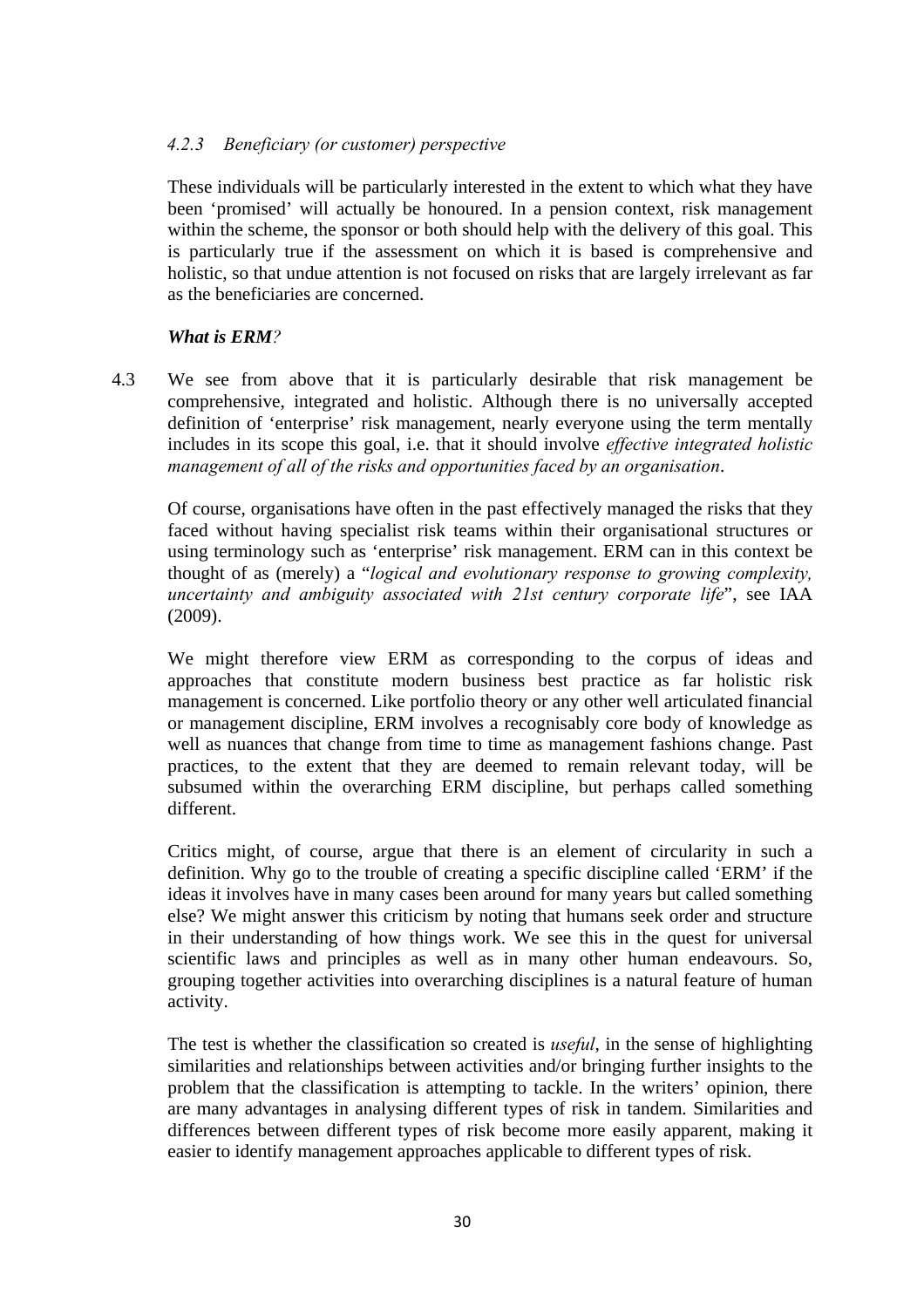#### *4.2.3 Beneficiary (or customer) perspective*

These individuals will be particularly interested in the extent to which what they have been 'promised' will actually be honoured. In a pension context, risk management within the scheme, the sponsor or both should help with the delivery of this goal. This is particularly true if the assessment on which it is based is comprehensive and holistic, so that undue attention is not focused on risks that are largely irrelevant as far as the beneficiaries are concerned.

***What is ERM?***

4.3 We see from above that it is particularly desirable that risk management be comprehensive, integrated and holistic. Although there is no universally accepted definition of 'enterprise' risk management, nearly everyone using the term mentally includes in its scope this goal, i.e. that it should involve *effective integrated holistic management of all of the risks and opportunities faced by an organisation*.

Of course, organisations have often in the past effectively managed the risks that they faced without having specialist risk teams within their organisational structures or using terminology such as 'enterprise' risk management. ERM can in this context be thought of as (merely) a "*logical and evolutionary response to growing complexity, uncertainty and ambiguity associated with 21st century corporate life*", see IAA (2009).

We might therefore view ERM as corresponding to the corpus of ideas and approaches that constitute modern business best practice as far holistic risk management is concerned. Like portfolio theory or any other well articulated financial or management discipline, ERM involves a recognisably core body of knowledge as well as nuances that change from time to time as management fashions change. Past practices, to the extent that they are deemed to remain relevant today, will be subsumed within the overarching ERM discipline, but perhaps called something different.

Critics might, of course, argue that there is an element of circularity in such a definition. Why go to the trouble of creating a specific discipline called 'ERM' if the ideas it involves have in many cases been around for many years but called something else? We might answer this criticism by noting that humans seek order and structure in their understanding of how things work. We see this in the quest for universal scientific laws and principles as well as in many other human endeavours. So, grouping together activities into overarching disciplines is a natural feature of human activity.

The test is whether the classification so created is *useful*, in the sense of highlighting similarities and relationships between activities and/or bringing further insights to the problem that the classification is attempting to tackle. In the writers' opinion, there are many advantages in analysing different types of risk in tandem. Similarities and differences between different types of risk become more easily apparent, making it easier to identify management approaches applicable to different types of risk.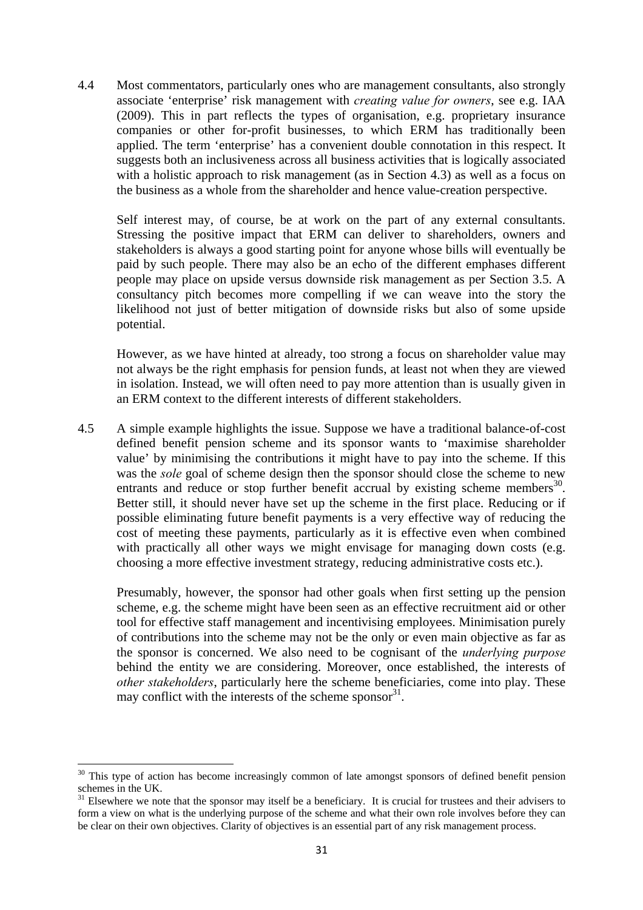4.4 Most commentators, particularly ones who are management consultants, also strongly associate 'enterprise' risk management with *creating value for owners*, see e.g. IAA (2009). This in part reflects the types of organisation, e.g. proprietary insurance companies or other for-profit businesses, to which ERM has traditionally been applied. The term 'enterprise' has a convenient double connotation in this respect. It suggests both an inclusiveness across all business activities that is logically associated with a holistic approach to risk management (as in Section 4.3) as well as a focus on the business as a whole from the shareholder and hence value-creation perspective.

Self interest may, of course, be at work on the part of any external consultants. Stressing the positive impact that ERM can deliver to shareholders, owners and stakeholders is always a good starting point for anyone whose bills will eventually be paid by such people. There may also be an echo of the different emphases different people may place on upside versus downside risk management as per Section 3.5. A consultancy pitch becomes more compelling if we can weave into the story the likelihood not just of better mitigation of downside risks but also of some upside potential.

However, as we have hinted at already, too strong a focus on shareholder value may not always be the right emphasis for pension funds, at least not when they are viewed in isolation. Instead, we will often need to pay more attention than is usually given in an ERM context to the different interests of different stakeholders.

4.5 A simple example highlights the issue. Suppose we have a traditional balance-of-cost defined benefit pension scheme and its sponsor wants to 'maximise shareholder value' by minimising the contributions it might have to pay into the scheme. If this was the *sole* goal of scheme design then the sponsor should close the scheme to new entrants and reduce or stop further benefit accrual by existing scheme members[30]. Better still, it should never have set up the scheme in the first place. Reducing or if possible eliminating future benefit payments is a very effective way of reducing the cost of meeting these payments, particularly as it is effective even when combined with practically all other ways we might envisage for managing down costs (e.g. choosing a more effective investment strategy, reducing administrative costs etc.).

Presumably, however, the sponsor had other goals when first setting up the pension scheme, e.g. the scheme might have been seen as an effective recruitment aid or other tool for effective staff management and incentivising employees. Minimisation purely of contributions into the scheme may not be the only or even main objective as far as the sponsor is concerned. We also need to be cognisant of the *underlying purpose* behind the entity we are considering. Moreover, once established, the interests of *other stakeholders*, particularly here the scheme beneficiaries, come into play. These may conflict with the interests of the scheme sponsor[31].

---

[30] This type of action has become increasingly common of late amongst sponsors of defined benefit pension schemes in the UK.

[31] Elsewhere we note that the sponsor may itself be a beneficiary. It is crucial for trustees and their advisers to form a view on what is the underlying purpose of the scheme and what their own role involves before they can be clear on their own objectives. Clarity of objectives is an essential part of any risk management process.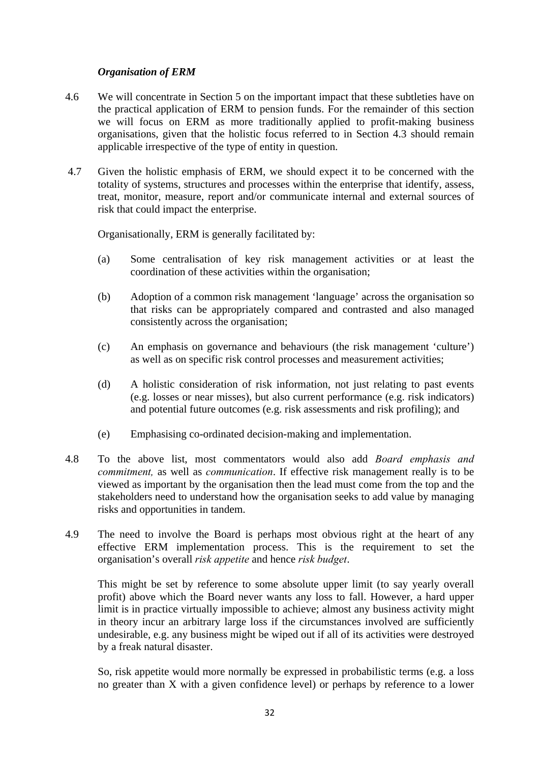### *Organisation of ERM*

4.6 We will concentrate in Section 5 on the important impact that these subtleties have on the practical application of ERM to pension funds. For the remainder of this section we will focus on ERM as more traditionally applied to profit-making business organisations, given that the holistic focus referred to in Section 4.3 should remain applicable irrespective of the type of entity in question.

4.7 Given the holistic emphasis of ERM, we should expect it to be concerned with the totality of systems, structures and processes within the enterprise that identify, assess, treat, monitor, measure, report and/or communicate internal and external sources of risk that could impact the enterprise.

Organisationally, ERM is generally facilitated by:

(a) Some centralisation of key risk management activities or at least the coordination of these activities within the organisation;

(b) Adoption of a common risk management 'language' across the organisation so that risks can be appropriately compared and contrasted and also managed consistently across the organisation;

(c) An emphasis on governance and behaviours (the risk management 'culture') as well as on specific risk control processes and measurement activities;

(d) A holistic consideration of risk information, not just relating to past events (e.g. losses or near misses), but also current performance (e.g. risk indicators) and potential future outcomes (e.g. risk assessments and risk profiling); and

(e) Emphasising co-ordinated decision-making and implementation.

4.8 To the above list, most commentators would also add *Board emphasis and commitment,* as well as *communication*. If effective risk management really is to be viewed as important by the organisation then the lead must come from the top and the stakeholders need to understand how the organisation seeks to add value by managing risks and opportunities in tandem.

4.9 The need to involve the Board is perhaps most obvious right at the heart of any effective ERM implementation process. This is the requirement to set the organisation's overall *risk appetite* and hence *risk budget*.

This might be set by reference to some absolute upper limit (to say yearly overall profit) above which the Board never wants any loss to fall. However, a hard upper limit is in practice virtually impossible to achieve; almost any business activity might in theory incur an arbitrary large loss if the circumstances involved are sufficiently undesirable, e.g. any business might be wiped out if all of its activities were destroyed by a freak natural disaster.

So, risk appetite would more normally be expressed in probabilistic terms (e.g. a loss no greater than X with a given confidence level) or perhaps by reference to a lower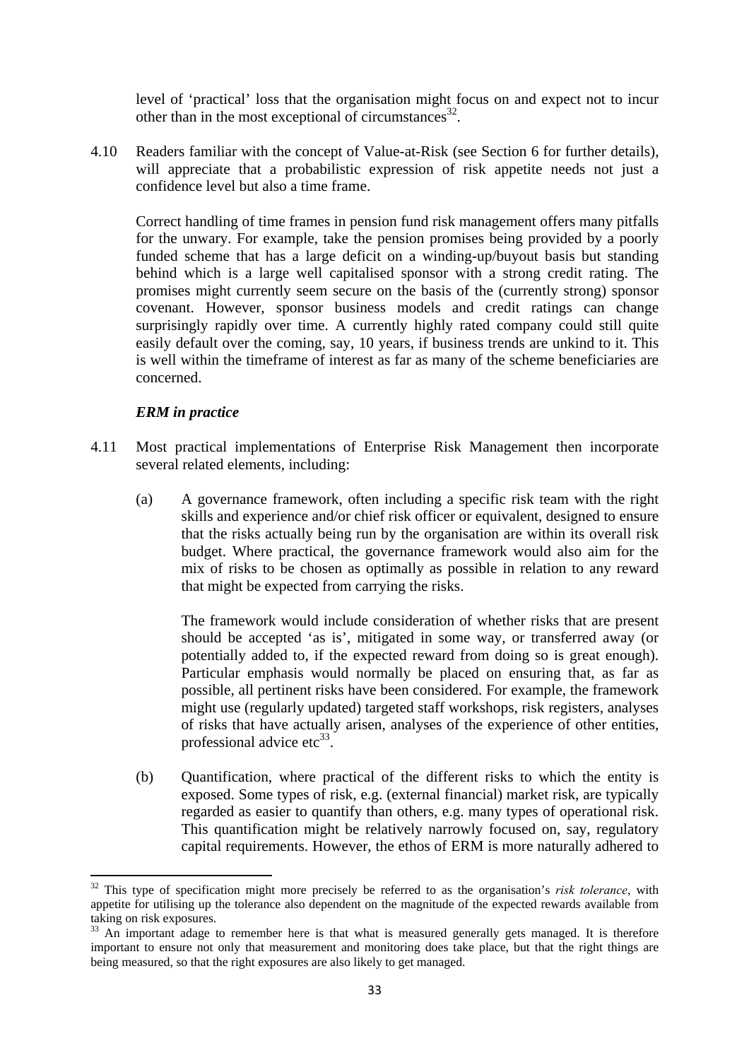level of 'practical' loss that the organisation might focus on and expect not to incur other than in the most exceptional of circumstances[32].

4.10 Readers familiar with the concept of Value-at-Risk (see Section 6 for further details), will appreciate that a probabilistic expression of risk appetite needs not just a confidence level but also a time frame.

Correct handling of time frames in pension fund risk management offers many pitfalls for the unwary. For example, take the pension promises being provided by a poorly funded scheme that has a large deficit on a winding-up/buyout basis but standing behind which is a large well capitalised sponsor with a strong credit rating. The promises might currently seem secure on the basis of the (currently strong) sponsor covenant. However, sponsor business models and credit ratings can change surprisingly rapidly over time. A currently highly rated company could still quite easily default over the coming, say, 10 years, if business trends are unkind to it. This is well within the timeframe of interest as far as many of the scheme beneficiaries are concerned.

### *ERM in practice*

4.11 Most practical implementations of Enterprise Risk Management then incorporate several related elements, including:

(a) A governance framework, often including a specific risk team with the right skills and experience and/or chief risk officer or equivalent, designed to ensure that the risks actually being run by the organisation are within its overall risk budget. Where practical, the governance framework would also aim for the mix of risks to be chosen as optimally as possible in relation to any reward that might be expected from carrying the risks.

The framework would include consideration of whether risks that are present should be accepted 'as is', mitigated in some way, or transferred away (or potentially added to, if the expected reward from doing so is great enough). Particular emphasis would normally be placed on ensuring that, as far as possible, all pertinent risks have been considered. For example, the framework might use (regularly updated) targeted staff workshops, risk registers, analyses of risks that have actually arisen, analyses of the experience of other entities, professional advice etc[33].

(b) Quantification, where practical of the different risks to which the entity is exposed. Some types of risk, e.g. (external financial) market risk, are typically regarded as easier to quantify than others, e.g. many types of operational risk. This quantification might be relatively narrowly focused on, say, regulatory capital requirements. However, the ethos of ERM is more naturally adhered to

---

[32] This type of specification might more precisely be referred to as the organisation's *risk tolerance*, with appetite for utilising up the tolerance also dependent on the magnitude of the expected rewards available from taking on risk exposures.

[33] An important adage to remember here is that what is measured generally gets managed. It is therefore important to ensure not only that measurement and monitoring does take place, but that the right things are being measured, so that the right exposures are also likely to get managed.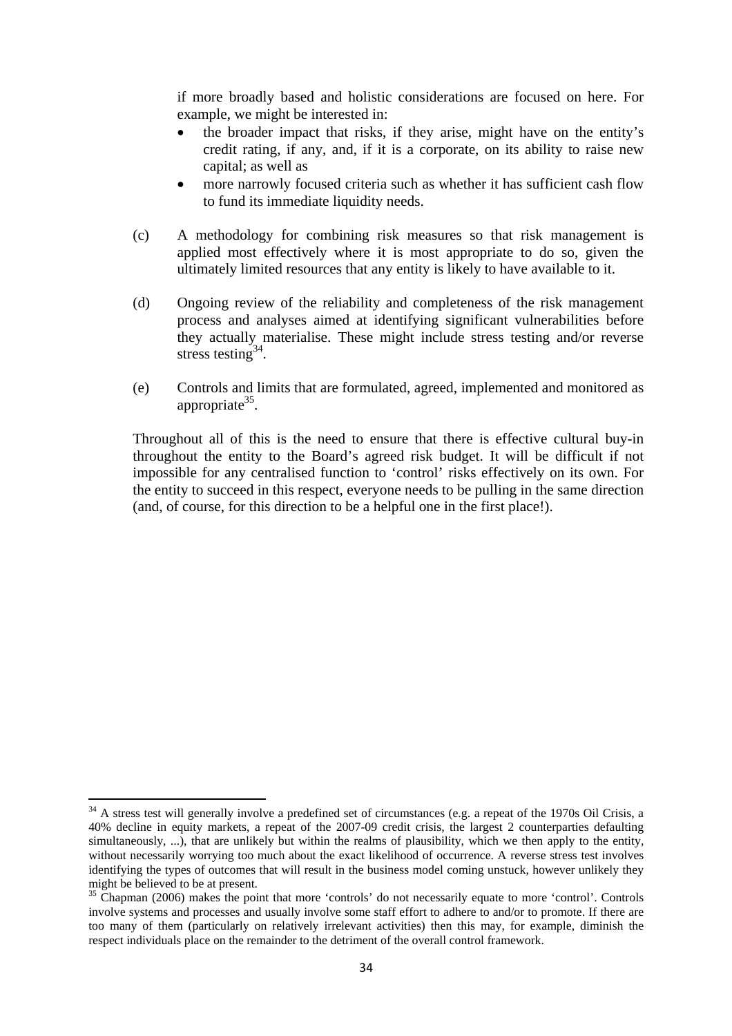if more broadly based and holistic considerations are focused on here. For example, we might be interested in:

- the broader impact that risks, if they arise, might have on the entity's credit rating, if any, and, if it is a corporate, on its ability to raise new capital; as well as
- more narrowly focused criteria such as whether it has sufficient cash flow to fund its immediate liquidity needs.

(c) A methodology for combining risk measures so that risk management is applied most effectively where it is most appropriate to do so, given the ultimately limited resources that any entity is likely to have available to it.

(d) Ongoing review of the reliability and completeness of the risk management process and analyses aimed at identifying significant vulnerabilities before they actually materialise. These might include stress testing and/or reverse stress testing[34].

(e) Controls and limits that are formulated, agreed, implemented and monitored as appropriate[35].

Throughout all of this is the need to ensure that there is effective cultural buy-in throughout the entity to the Board's agreed risk budget. It will be difficult if not impossible for any centralised function to 'control' risks effectively on its own. For the entity to succeed in this respect, everyone needs to be pulling in the same direction (and, of course, for this direction to be a helpful one in the first place!).

---

[34] A stress test will generally involve a predefined set of circumstances (e.g. a repeat of the 1970s Oil Crisis, a 40% decline in equity markets, a repeat of the 2007-09 credit crisis, the largest 2 counterparties defaulting simultaneously, ...), that are unlikely but within the realms of plausibility, which we then apply to the entity, without necessarily worrying too much about the exact likelihood of occurrence. A reverse stress test involves identifying the types of outcomes that will result in the business model coming unstuck, however unlikely they might be believed to be at present.

[35] Chapman (2006) makes the point that more 'controls' do not necessarily equate to more 'control'. Controls involve systems and processes and usually involve some staff effort to adhere to and/or to promote. If there are too many of them (particularly on relatively irrelevant activities) then this may, for example, diminish the respect individuals place on the remainder to the detriment of the overall control framework.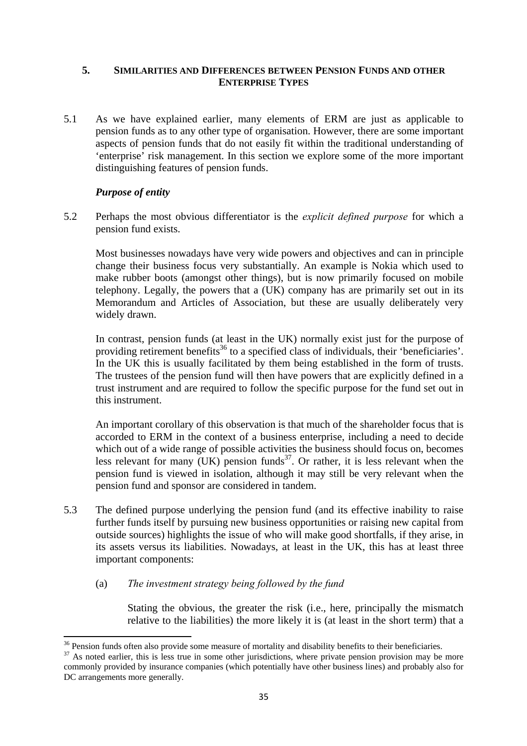## 5. SIMILARITIES AND DIFFERENCES BETWEEN PENSION FUNDS AND OTHER ENTERPRISE TYPES

5.1 As we have explained earlier, many elements of ERM are just as applicable to pension funds as to any other type of organisation. However, there are some important aspects of pension funds that do not easily fit within the traditional understanding of 'enterprise' risk management. In this section we explore some of the more important distinguishing features of pension funds.

### *Purpose of entity*

5.2 Perhaps the most obvious differentiator is the *explicit defined purpose* for which a pension fund exists.

Most businesses nowadays have very wide powers and objectives and can in principle change their business focus very substantially. An example is Nokia which used to make rubber boots (amongst other things), but is now primarily focused on mobile telephony. Legally, the powers that a (UK) company has are primarily set out in its Memorandum and Articles of Association, but these are usually deliberately very widely drawn.

In contrast, pension funds (at least in the UK) normally exist just for the purpose of providing retirement benefits[36] to a specified class of individuals, their 'beneficiaries'. In the UK this is usually facilitated by them being established in the form of trusts. The trustees of the pension fund will then have powers that are explicitly defined in a trust instrument and are required to follow the specific purpose for the fund set out in this instrument.

An important corollary of this observation is that much of the shareholder focus that is accorded to ERM in the context of a business enterprise, including a need to decide which out of a wide range of possible activities the business should focus on, becomes less relevant for many (UK) pension funds[37]. Or rather, it is less relevant when the pension fund is viewed in isolation, although it may still be very relevant when the pension fund and sponsor are considered in tandem.

5.3 The defined purpose underlying the pension fund (and its effective inability to raise further funds itself by pursuing new business opportunities or raising new capital from outside sources) highlights the issue of who will make good shortfalls, if they arise, in its assets versus its liabilities. Nowadays, at least in the UK, this has at least three important components:

(a) *The investment strategy being followed by the fund*

Stating the obvious, the greater the risk (i.e., here, principally the mismatch relative to the liabilities) the more likely it is (at least in the short term) that a

---

[36] Pension funds often also provide some measure of mortality and disability benefits to their beneficiaries.

[37] As noted earlier, this is less true in some other jurisdictions, where private pension provision may be more commonly provided by insurance companies (which potentially have other business lines) and probably also for DC arrangements more generally.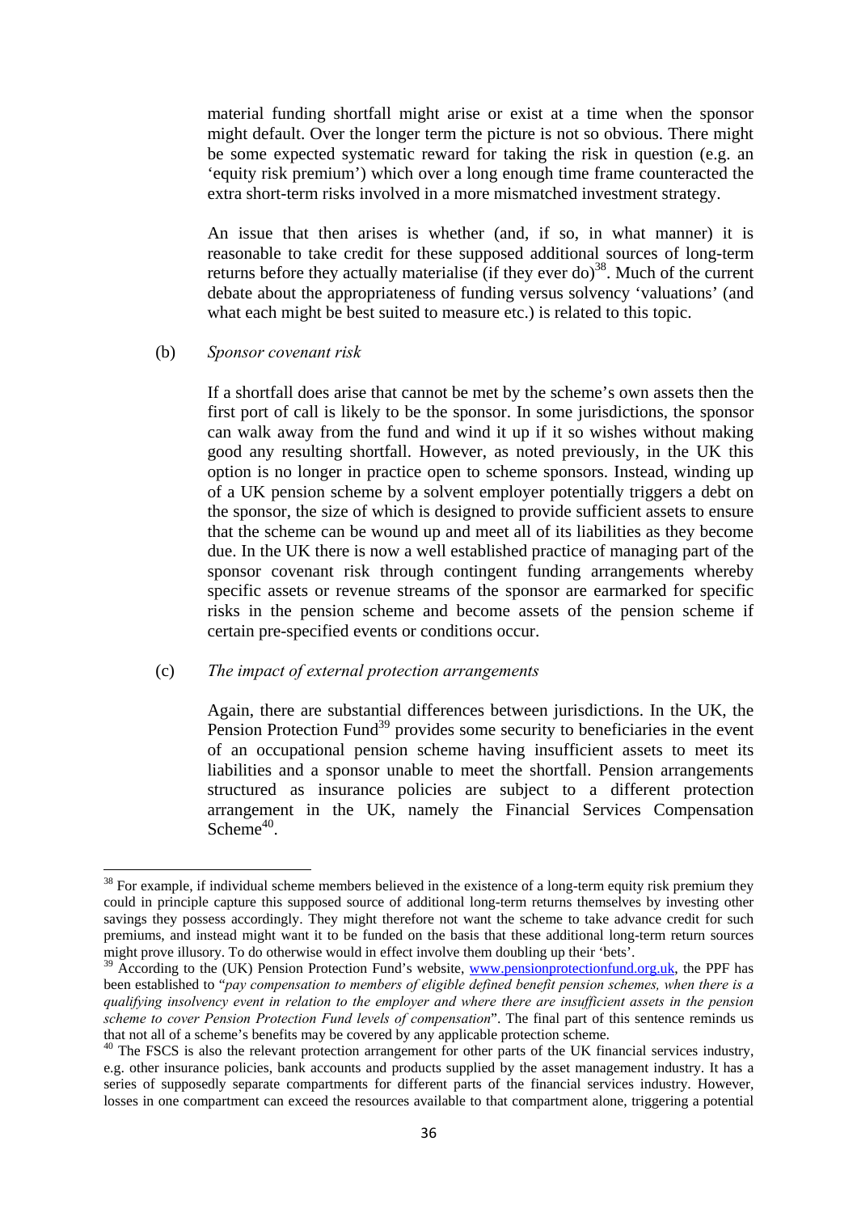material funding shortfall might arise or exist at a time when the sponsor might default. Over the longer term the picture is not so obvious. There might be some expected systematic reward for taking the risk in question (e.g. an 'equity risk premium') which over a long enough time frame counteracted the extra short-term risks involved in a more mismatched investment strategy.

An issue that then arises is whether (and, if so, in what manner) it is reasonable to take credit for these supposed additional sources of long-term returns before they actually materialise (if they ever do)[38]. Much of the current debate about the appropriateness of funding versus solvency 'valuations' (and what each might be best suited to measure etc.) is related to this topic.

(b) *Sponsor covenant risk*

If a shortfall does arise that cannot be met by the scheme's own assets then the first port of call is likely to be the sponsor. In some jurisdictions, the sponsor can walk away from the fund and wind it up if it so wishes without making good any resulting shortfall. However, as noted previously, in the UK this option is no longer in practice open to scheme sponsors. Instead, winding up of a UK pension scheme by a solvent employer potentially triggers a debt on the sponsor, the size of which is designed to provide sufficient assets to ensure that the scheme can be wound up and meet all of its liabilities as they become due. In the UK there is now a well established practice of managing part of the sponsor covenant risk through contingent funding arrangements whereby specific assets or revenue streams of the sponsor are earmarked for specific risks in the pension scheme and become assets of the pension scheme if certain pre-specified events or conditions occur.

(c) *The impact of external protection arrangements*

Again, there are substantial differences between jurisdictions. In the UK, the Pension Protection Fund[39] provides some security to beneficiaries in the event of an occupational pension scheme having insufficient assets to meet its liabilities and a sponsor unable to meet the shortfall. Pension arrangements structured as insurance policies are subject to a different protection arrangement in the UK, namely the Financial Services Compensation Scheme[40].

---

[38] For example, if individual scheme members believed in the existence of a long-term equity risk premium they could in principle capture this supposed source of additional long-term returns themselves by investing other savings they possess accordingly. They might therefore not want the scheme to take advance credit for such premiums, and instead might want it to be funded on the basis that these additional long-term return sources might prove illusory. To do otherwise would in effect involve them doubling up their 'bets'.

[39] According to the (UK) Pension Protection Fund's website, www.pensionprotectionfund.org.uk, the PPF has been established to "*pay compensation to members of eligible defined benefit pension schemes, when there is a qualifying insolvency event in relation to the employer and where there are insufficient assets in the pension scheme to cover Pension Protection Fund levels of compensation*". The final part of this sentence reminds us that not all of a scheme's benefits may be covered by any applicable protection scheme.

[40] The FSCS is also the relevant protection arrangement for other parts of the UK financial services industry, e.g. other insurance policies, bank accounts and products supplied by the asset management industry. It has a series of supposedly separate compartments for different parts of the financial services industry. However, losses in one compartment can exceed the resources available to that compartment alone, triggering a potential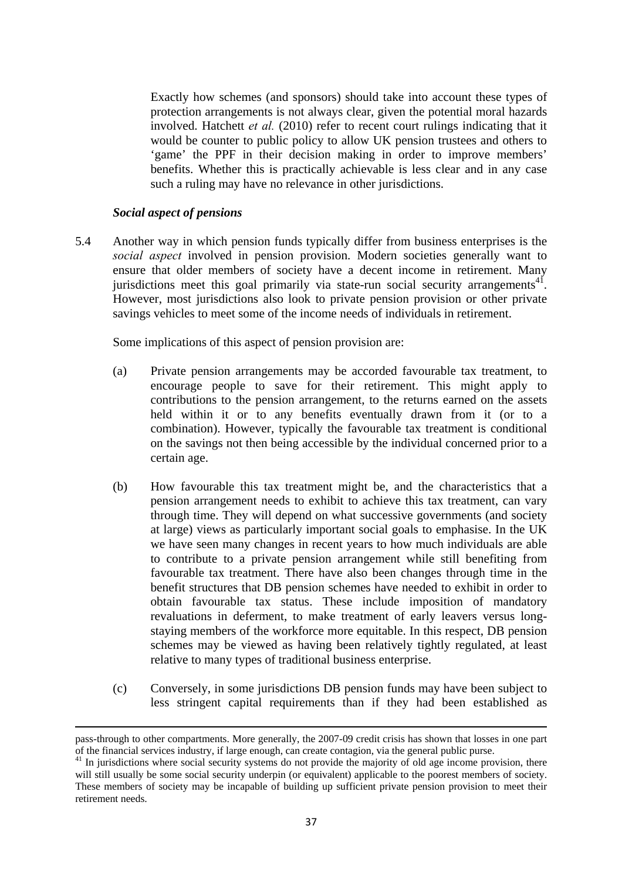Exactly how schemes (and sponsors) should take into account these types of protection arrangements is not always clear, given the potential moral hazards involved. Hatchett *et al.* (2010) refer to recent court rulings indicating that it would be counter to public policy to allow UK pension trustees and others to 'game' the PPF in their decision making in order to improve members' benefits. Whether this is practically achievable is less clear and in any case such a ruling may have no relevance in other jurisdictions.

***Social aspect of pensions***

5.4 Another way in which pension funds typically differ from business enterprises is the *social aspect* involved in pension provision. Modern societies generally want to ensure that older members of society have a decent income in retirement. Many jurisdictions meet this goal primarily via state-run social security arrangements[41]. However, most jurisdictions also look to private pension provision or other private savings vehicles to meet some of the income needs of individuals in retirement.

Some implications of this aspect of pension provision are:

(a) Private pension arrangements may be accorded favourable tax treatment, to encourage people to save for their retirement. This might apply to contributions to the pension arrangement, to the returns earned on the assets held within it or to any benefits eventually drawn from it (or to a combination). However, typically the favourable tax treatment is conditional on the savings not then being accessible by the individual concerned prior to a certain age.

(b) How favourable this tax treatment might be, and the characteristics that a pension arrangement needs to exhibit to achieve this tax treatment, can vary through time. They will depend on what successive governments (and society at large) views as particularly important social goals to emphasise. In the UK we have seen many changes in recent years to how much individuals are able to contribute to a private pension arrangement while still benefiting from favourable tax treatment. There have also been changes through time in the benefit structures that DB pension schemes have needed to exhibit in order to obtain favourable tax status. These include imposition of mandatory revaluations in deferment, to make treatment of early leavers versus long-staying members of the workforce more equitable. In this respect, DB pension schemes may be viewed as having been relatively tightly regulated, at least relative to many types of traditional business enterprise.

(c) Conversely, in some jurisdictions DB pension funds may have been subject to less stringent capital requirements than if they had been established as

---

pass-through to other compartments. More generally, the 2007-09 credit crisis has shown that losses in one part of the financial services industry, if large enough, can create contagion, via the general public purse.

[41] In jurisdictions where social security systems do not provide the majority of old age income provision, there will still usually be some social security underpin (or equivalent) applicable to the poorest members of society. These members of society may be incapable of building up sufficient private pension provision to meet their retirement needs.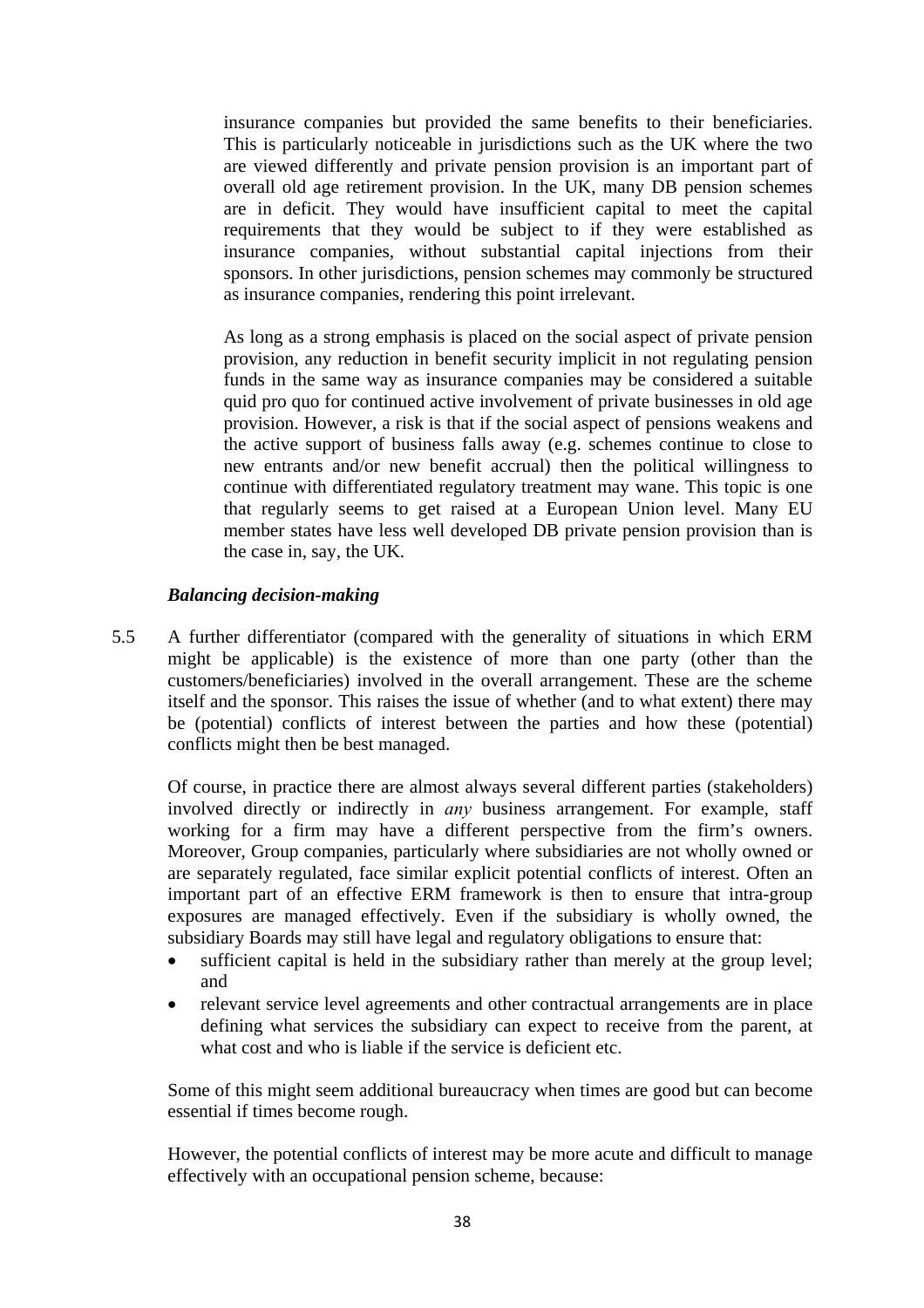insurance companies but provided the same benefits to their beneficiaries. This is particularly noticeable in jurisdictions such as the UK where the two are viewed differently and private pension provision is an important part of overall old age retirement provision. In the UK, many DB pension schemes are in deficit. They would have insufficient capital to meet the capital requirements that they would be subject to if they were established as insurance companies, without substantial capital injections from their sponsors. In other jurisdictions, pension schemes may commonly be structured as insurance companies, rendering this point irrelevant.

As long as a strong emphasis is placed on the social aspect of private pension provision, any reduction in benefit security implicit in not regulating pension funds in the same way as insurance companies may be considered a suitable quid pro quo for continued active involvement of private businesses in old age provision. However, a risk is that if the social aspect of pensions weakens and the active support of business falls away (e.g. schemes continue to close to new entrants and/or new benefit accrual) then the political willingness to continue with differentiated regulatory treatment may wane. This topic is one that regularly seems to get raised at a European Union level. Many EU member states have less well developed DB private pension provision than is the case in, say, the UK.

***Balancing decision-making***

5.5 A further differentiator (compared with the generality of situations in which ERM might be applicable) is the existence of more than one party (other than the customers/beneficiaries) involved in the overall arrangement. These are the scheme itself and the sponsor. This raises the issue of whether (and to what extent) there may be (potential) conflicts of interest between the parties and how these (potential) conflicts might then be best managed.

Of course, in practice there are almost always several different parties (stakeholders) involved directly or indirectly in *any* business arrangement. For example, staff working for a firm may have a different perspective from the firm's owners. Moreover, Group companies, particularly where subsidiaries are not wholly owned or are separately regulated, face similar explicit potential conflicts of interest. Often an important part of an effective ERM framework is then to ensure that intra-group exposures are managed effectively. Even if the subsidiary is wholly owned, the subsidiary Boards may still have legal and regulatory obligations to ensure that:

- sufficient capital is held in the subsidiary rather than merely at the group level; and
- relevant service level agreements and other contractual arrangements are in place defining what services the subsidiary can expect to receive from the parent, at what cost and who is liable if the service is deficient etc.

Some of this might seem additional bureaucracy when times are good but can become essential if times become rough.

However, the potential conflicts of interest may be more acute and difficult to manage effectively with an occupational pension scheme, because: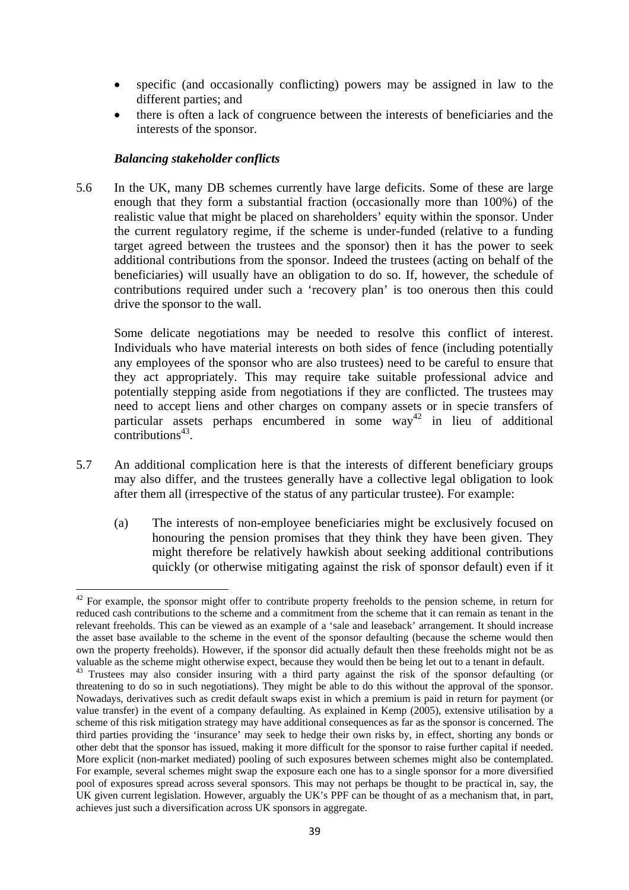- specific (and occasionally conflicting) powers may be assigned in law to the different parties; and
- there is often a lack of congruence between the interests of beneficiaries and the interests of the sponsor.

### *Balancing stakeholder conflicts*

5.6 In the UK, many DB schemes currently have large deficits. Some of these are large enough that they form a substantial fraction (occasionally more than 100%) of the realistic value that might be placed on shareholders' equity within the sponsor. Under the current regulatory regime, if the scheme is under-funded (relative to a funding target agreed between the trustees and the sponsor) then it has the power to seek additional contributions from the sponsor. Indeed the trustees (acting on behalf of the beneficiaries) will usually have an obligation to do so. If, however, the schedule of contributions required under such a 'recovery plan' is too onerous then this could drive the sponsor to the wall.

Some delicate negotiations may be needed to resolve this conflict of interest. Individuals who have material interests on both sides of fence (including potentially any employees of the sponsor who are also trustees) need to be careful to ensure that they act appropriately. This may require take suitable professional advice and potentially stepping aside from negotiations if they are conflicted. The trustees may need to accept liens and other charges on company assets or in specie transfers of particular assets perhaps encumbered in some way[42] in lieu of additional contributions[43].

5.7 An additional complication here is that the interests of different beneficiary groups may also differ, and the trustees generally have a collective legal obligation to look after them all (irrespective of the status of any particular trustee). For example:

(a) The interests of non-employee beneficiaries might be exclusively focused on honouring the pension promises that they think they have been given. They might therefore be relatively hawkish about seeking additional contributions quickly (or otherwise mitigating against the risk of sponsor default) even if it

---

[42] For example, the sponsor might offer to contribute property freeholds to the pension scheme, in return for reduced cash contributions to the scheme and a commitment from the scheme that it can remain as tenant in the relevant freeholds. This can be viewed as an example of a 'sale and leaseback' arrangement. It should increase the asset base available to the scheme in the event of the sponsor defaulting (because the scheme would then own the property freeholds). However, if the sponsor did actually default then these freeholds might not be as valuable as the scheme might otherwise expect, because they would then be being let out to a tenant in default.

[43] Trustees may also consider insuring with a third party against the risk of the sponsor defaulting (or threatening to do so in such negotiations). They might be able to do this without the approval of the sponsor. Nowadays, derivatives such as credit default swaps exist in which a premium is paid in return for payment (or value transfer) in the event of a company defaulting. As explained in Kemp (2005), extensive utilisation by a scheme of this risk mitigation strategy may have additional consequences as far as the sponsor is concerned. The third parties providing the 'insurance' may seek to hedge their own risks by, in effect, shorting any bonds or other debt that the sponsor has issued, making it more difficult for the sponsor to raise further capital if needed. More explicit (non-market mediated) pooling of such exposures between schemes might also be contemplated. For example, several schemes might swap the exposure each one has to a single sponsor for a more diversified pool of exposures spread across several sponsors. This may not perhaps be thought to be practical in, say, the UK given current legislation. However, arguably the UK's PPF can be thought of as a mechanism that, in part, achieves just such a diversification across UK sponsors in aggregate.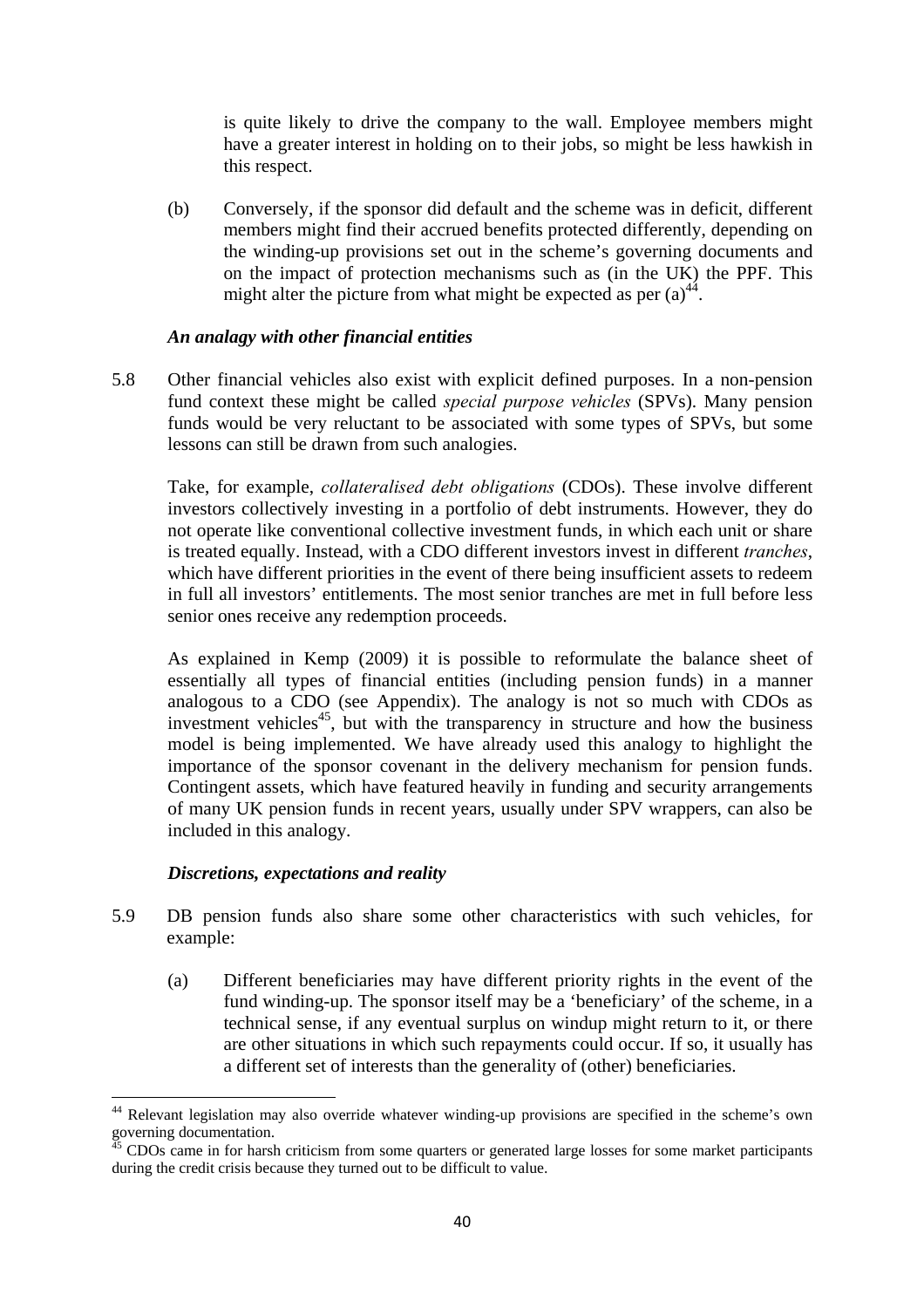is quite likely to drive the company to the wall. Employee members might have a greater interest in holding on to their jobs, so might be less hawkish in this respect.

(b) Conversely, if the sponsor did default and the scheme was in deficit, different members might find their accrued benefits protected differently, depending on the winding-up provisions set out in the scheme's governing documents and on the impact of protection mechanisms such as (in the UK) the PPF. This might alter the picture from what might be expected as per (a)[44].

*An analagy with other financial entities*

5.8 Other financial vehicles also exist with explicit defined purposes. In a non-pension fund context these might be called *special purpose vehicles* (SPVs). Many pension funds would be very reluctant to be associated with some types of SPVs, but some lessons can still be drawn from such analogies.

Take, for example, *collateralised debt obligations* (CDOs). These involve different investors collectively investing in a portfolio of debt instruments. However, they do not operate like conventional collective investment funds, in which each unit or share is treated equally. Instead, with a CDO different investors invest in different *tranches*, which have different priorities in the event of there being insufficient assets to redeem in full all investors' entitlements. The most senior tranches are met in full before less senior ones receive any redemption proceeds.

As explained in Kemp (2009) it is possible to reformulate the balance sheet of essentially all types of financial entities (including pension funds) in a manner analogous to a CDO (see Appendix). The analogy is not so much with CDOs as investment vehicles[45], but with the transparency in structure and how the business model is being implemented. We have already used this analogy to highlight the importance of the sponsor covenant in the delivery mechanism for pension funds. Contingent assets, which have featured heavily in funding and security arrangements of many UK pension funds in recent years, usually under SPV wrappers, can also be included in this analogy.

*Discretions, expectations and reality*

5.9 DB pension funds also share some other characteristics with such vehicles, for example:

(a) Different beneficiaries may have different priority rights in the event of the fund winding-up. The sponsor itself may be a 'beneficiary' of the scheme, in a technical sense, if any eventual surplus on windup might return to it, or there are other situations in which such repayments could occur. If so, it usually has a different set of interests than the generality of (other) beneficiaries.

---

[44] Relevant legislation may also override whatever winding-up provisions are specified in the scheme's own governing documentation.

[45] CDOs came in for harsh criticism from some quarters or generated large losses for some market participants during the credit crisis because they turned out to be difficult to value.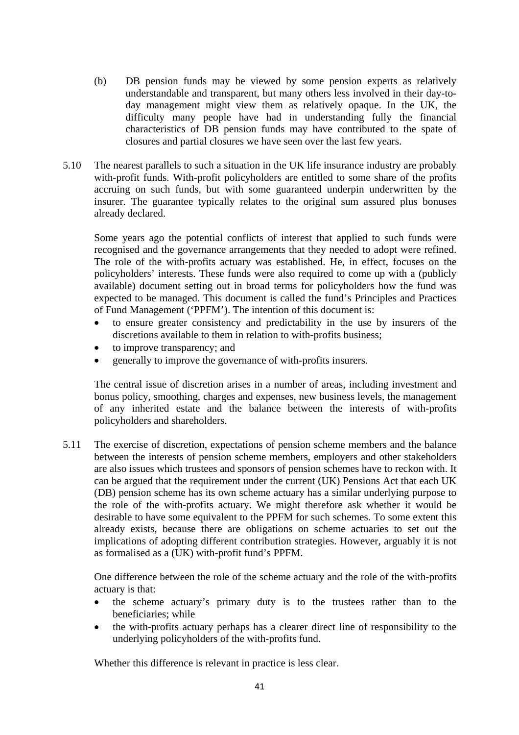(b) DB pension funds may be viewed by some pension experts as relatively understandable and transparent, but many others less involved in their day-to-day management might view them as relatively opaque. In the UK, the difficulty many people have had in understanding fully the financial characteristics of DB pension funds may have contributed to the spate of closures and partial closures we have seen over the last few years.

5.10 The nearest parallels to such a situation in the UK life insurance industry are probably with-profit funds. With-profit policyholders are entitled to some share of the profits accruing on such funds, but with some guaranteed underpin underwritten by the insurer. The guarantee typically relates to the original sum assured plus bonuses already declared.

Some years ago the potential conflicts of interest that applied to such funds were recognised and the governance arrangements that they needed to adopt were refined. The role of the with-profits actuary was established. He, in effect, focuses on the policyholders' interests. These funds were also required to come up with a (publicly available) document setting out in broad terms for policyholders how the fund was expected to be managed. This document is called the fund's Principles and Practices of Fund Management ('PPFM'). The intention of this document is:

- to ensure greater consistency and predictability in the use by insurers of the discretions available to them in relation to with-profits business;
- to improve transparency; and
- generally to improve the governance of with-profits insurers.

The central issue of discretion arises in a number of areas, including investment and bonus policy, smoothing, charges and expenses, new business levels, the management of any inherited estate and the balance between the interests of with-profits policyholders and shareholders.

5.11 The exercise of discretion, expectations of pension scheme members and the balance between the interests of pension scheme members, employers and other stakeholders are also issues which trustees and sponsors of pension schemes have to reckon with. It can be argued that the requirement under the current (UK) Pensions Act that each UK (DB) pension scheme has its own scheme actuary has a similar underlying purpose to the role of the with-profits actuary. We might therefore ask whether it would be desirable to have some equivalent to the PPFM for such schemes. To some extent this already exists, because there are obligations on scheme actuaries to set out the implications of adopting different contribution strategies. However, arguably it is not as formalised as a (UK) with-profit fund's PPFM.

One difference between the role of the scheme actuary and the role of the with-profits actuary is that:

- the scheme actuary's primary duty is to the trustees rather than to the beneficiaries; while
- the with-profits actuary perhaps has a clearer direct line of responsibility to the underlying policyholders of the with-profits fund.

Whether this difference is relevant in practice is less clear.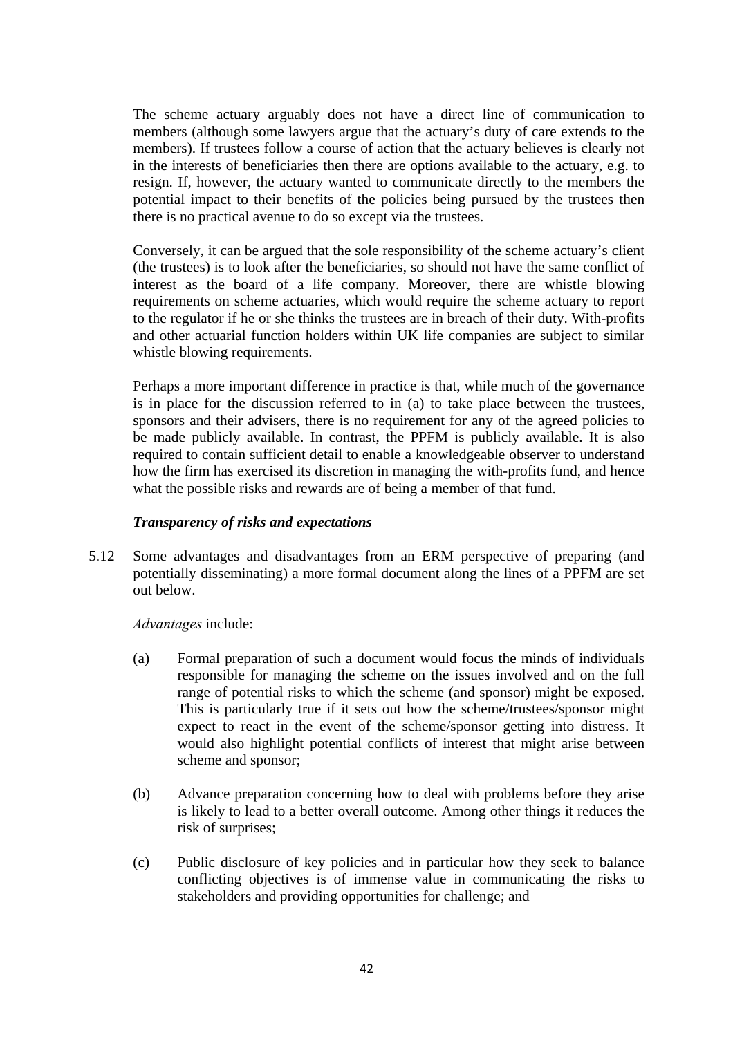The scheme actuary arguably does not have a direct line of communication to members (although some lawyers argue that the actuary's duty of care extends to the members). If trustees follow a course of action that the actuary believes is clearly not in the interests of beneficiaries then there are options available to the actuary, e.g. to resign. If, however, the actuary wanted to communicate directly to the members the potential impact to their benefits of the policies being pursued by the trustees then there is no practical avenue to do so except via the trustees.

Conversely, it can be argued that the sole responsibility of the scheme actuary's client (the trustees) is to look after the beneficiaries, so should not have the same conflict of interest as the board of a life company. Moreover, there are whistle blowing requirements on scheme actuaries, which would require the scheme actuary to report to the regulator if he or she thinks the trustees are in breach of their duty. With-profits and other actuarial function holders within UK life companies are subject to similar whistle blowing requirements.

Perhaps a more important difference in practice is that, while much of the governance is in place for the discussion referred to in (a) to take place between the trustees, sponsors and their advisers, there is no requirement for any of the agreed policies to be made publicly available. In contrast, the PPFM is publicly available. It is also required to contain sufficient detail to enable a knowledgeable observer to understand how the firm has exercised its discretion in managing the with-profits fund, and hence what the possible risks and rewards are of being a member of that fund.

***Transparency of risks and expectations***

5.12 Some advantages and disadvantages from an ERM perspective of preparing (and potentially disseminating) a more formal document along the lines of a PPFM are set out below.

*Advantages* include:

(a) Formal preparation of such a document would focus the minds of individuals responsible for managing the scheme on the issues involved and on the full range of potential risks to which the scheme (and sponsor) might be exposed. This is particularly true if it sets out how the scheme/trustees/sponsor might expect to react in the event of the scheme/sponsor getting into distress. It would also highlight potential conflicts of interest that might arise between scheme and sponsor;

(b) Advance preparation concerning how to deal with problems before they arise is likely to lead to a better overall outcome. Among other things it reduces the risk of surprises;

(c) Public disclosure of key policies and in particular how they seek to balance conflicting objectives is of immense value in communicating the risks to stakeholders and providing opportunities for challenge; and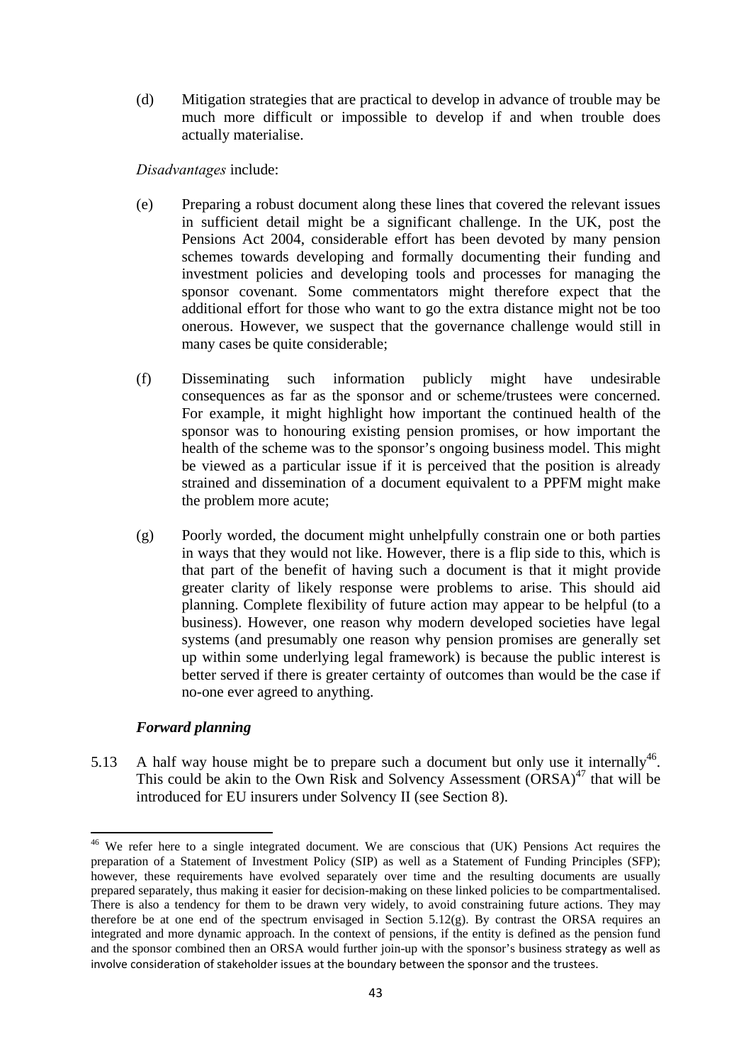(d) Mitigation strategies that are practical to develop in advance of trouble may be much more difficult or impossible to develop if and when trouble does actually materialise.

*Disadvantages* include:

(e) Preparing a robust document along these lines that covered the relevant issues in sufficient detail might be a significant challenge. In the UK, post the Pensions Act 2004, considerable effort has been devoted by many pension schemes towards developing and formally documenting their funding and investment policies and developing tools and processes for managing the sponsor covenant. Some commentators might therefore expect that the additional effort for those who want to go the extra distance might not be too onerous. However, we suspect that the governance challenge would still in many cases be quite considerable;

(f) Disseminating such information publicly might have undesirable consequences as far as the sponsor and or scheme/trustees were concerned. For example, it might highlight how important the continued health of the sponsor was to honouring existing pension promises, or how important the health of the scheme was to the sponsor's ongoing business model. This might be viewed as a particular issue if it is perceived that the position is already strained and dissemination of a document equivalent to a PPFM might make the problem more acute;

(g) Poorly worded, the document might unhelpfully constrain one or both parties in ways that they would not like. However, there is a flip side to this, which is that part of the benefit of having such a document is that it might provide greater clarity of likely response were problems to arise. This should aid planning. Complete flexibility of future action may appear to be helpful (to a business). However, one reason why modern developed societies have legal systems (and presumably one reason why pension promises are generally set up within some underlying legal framework) is because the public interest is better served if there is greater certainty of outcomes than would be the case if no-one ever agreed to anything.

### *Forward planning*

5.13 A half way house might be to prepare such a document but only use it internally[46]. This could be akin to the Own Risk and Solvency Assessment (ORSA)[47] that will be introduced for EU insurers under Solvency II (see Section 8).

---

[46] We refer here to a single integrated document. We are conscious that (UK) Pensions Act requires the preparation of a Statement of Investment Policy (SIP) as well as a Statement of Funding Principles (SFP); however, these requirements have evolved separately over time and the resulting documents are usually prepared separately, thus making it easier for decision-making on these linked policies to be compartmentalised. There is also a tendency for them to be drawn very widely, to avoid constraining future actions. They may therefore be at one end of the spectrum envisaged in Section 5.12(g). By contrast the ORSA requires an integrated and more dynamic approach. In the context of pensions, if the entity is defined as the pension fund and the sponsor combined then an ORSA would further join-up with the sponsor's business strategy as well as involve consideration of stakeholder issues at the boundary between the sponsor and the trustees.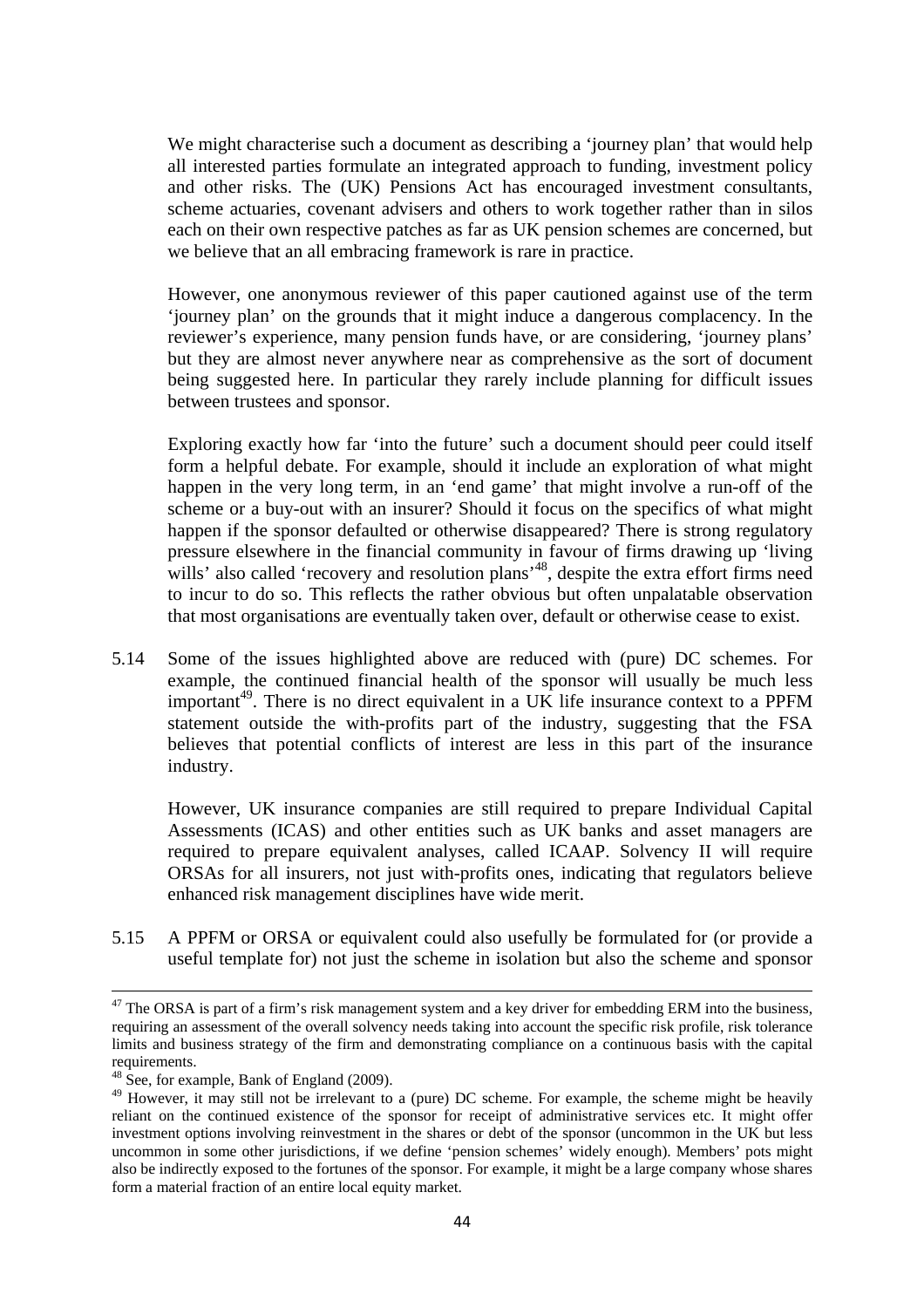We might characterise such a document as describing a 'journey plan' that would help all interested parties formulate an integrated approach to funding, investment policy and other risks. The (UK) Pensions Act has encouraged investment consultants, scheme actuaries, covenant advisers and others to work together rather than in silos each on their own respective patches as far as UK pension schemes are concerned, but we believe that an all embracing framework is rare in practice.

However, one anonymous reviewer of this paper cautioned against use of the term 'journey plan' on the grounds that it might induce a dangerous complacency. In the reviewer's experience, many pension funds have, or are considering, 'journey plans' but they are almost never anywhere near as comprehensive as the sort of document being suggested here. In particular they rarely include planning for difficult issues between trustees and sponsor.

Exploring exactly how far 'into the future' such a document should peer could itself form a helpful debate. For example, should it include an exploration of what might happen in the very long term, in an 'end game' that might involve a run-off of the scheme or a buy-out with an insurer? Should it focus on the specifics of what might happen if the sponsor defaulted or otherwise disappeared? There is strong regulatory pressure elsewhere in the financial community in favour of firms drawing up 'living wills' also called 'recovery and resolution plans'[48], despite the extra effort firms need to incur to do so. This reflects the rather obvious but often unpalatable observation that most organisations are eventually taken over, default or otherwise cease to exist.

5.14 Some of the issues highlighted above are reduced with (pure) DC schemes. For example, the continued financial health of the sponsor will usually be much less important[49]. There is no direct equivalent in a UK life insurance context to a PPFM statement outside the with-profits part of the industry, suggesting that the FSA believes that potential conflicts of interest are less in this part of the insurance industry.

However, UK insurance companies are still required to prepare Individual Capital Assessments (ICAS) and other entities such as UK banks and asset managers are required to prepare equivalent analyses, called ICAAP. Solvency II will require ORSAs for all insurers, not just with-profits ones, indicating that regulators believe enhanced risk management disciplines have wide merit.

5.15 A PPFM or ORSA or equivalent could also usefully be formulated for (or provide a useful template for) not just the scheme in isolation but also the scheme and sponsor

---

[47] The ORSA is part of a firm's risk management system and a key driver for embedding ERM into the business, requiring an assessment of the overall solvency needs taking into account the specific risk profile, risk tolerance limits and business strategy of the firm and demonstrating compliance on a continuous basis with the capital requirements.

[48] See, for example, Bank of England (2009).

[49] However, it may still not be irrelevant to a (pure) DC scheme. For example, the scheme might be heavily reliant on the continued existence of the sponsor for receipt of administrative services etc. It might offer investment options involving reinvestment in the shares or debt of the sponsor (uncommon in the UK but less uncommon in some other jurisdictions, if we define 'pension schemes' widely enough). Members' pots might also be indirectly exposed to the fortunes of the sponsor. For example, it might be a large company whose shares form a material fraction of an entire local equity market.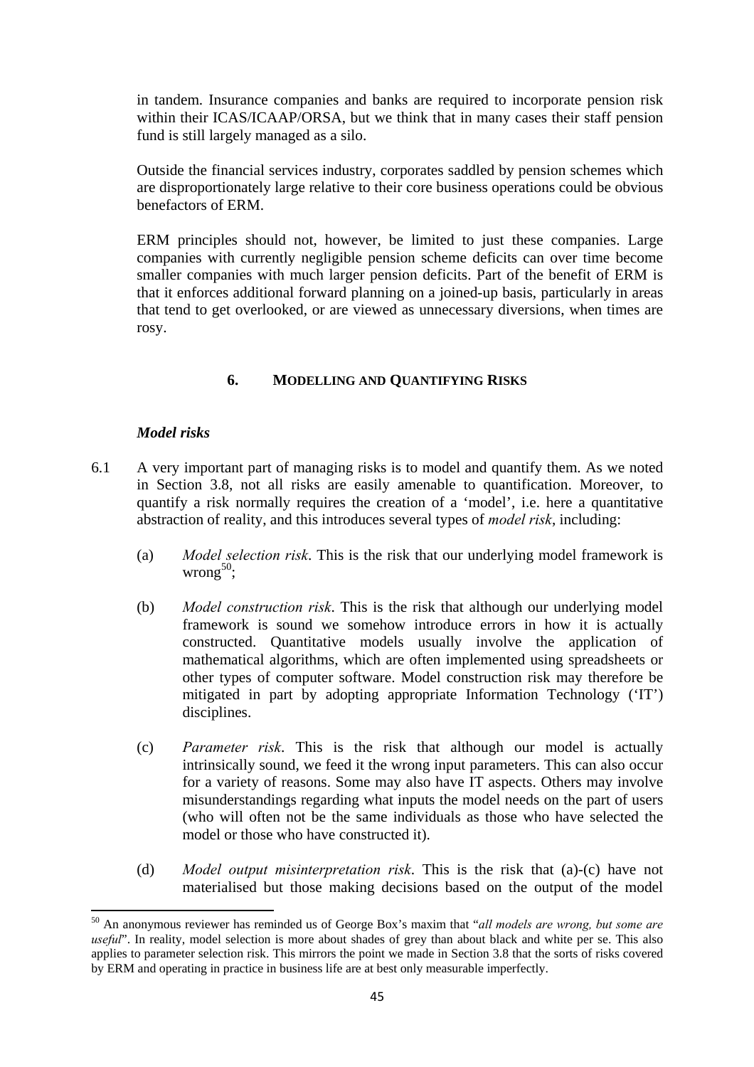in tandem. Insurance companies and banks are required to incorporate pension risk within their ICAS/ICAAP/ORSA, but we think that in many cases their staff pension fund is still largely managed as a silo.

Outside the financial services industry, corporates saddled by pension schemes which are disproportionately large relative to their core business operations could be obvious benefactors of ERM.

ERM principles should not, however, be limited to just these companies. Large companies with currently negligible pension scheme deficits can over time become smaller companies with much larger pension deficits. Part of the benefit of ERM is that it enforces additional forward planning on a joined-up basis, particularly in areas that tend to get overlooked, or are viewed as unnecessary diversions, when times are rosy.

## 6. MODELLING AND QUANTIFYING RISKS

### *Model risks*

6.1 A very important part of managing risks is to model and quantify them. As we noted in Section 3.8, not all risks are easily amenable to quantification. Moreover, to quantify a risk normally requires the creation of a 'model', i.e. here a quantitative abstraction of reality, and this introduces several types of *model risk*, including:

(a) *Model selection risk*. This is the risk that our underlying model framework is wrong[50];

(b) *Model construction risk*. This is the risk that although our underlying model framework is sound we somehow introduce errors in how it is actually constructed. Quantitative models usually involve the application of mathematical algorithms, which are often implemented using spreadsheets or other types of computer software. Model construction risk may therefore be mitigated in part by adopting appropriate Information Technology ('IT') disciplines.

(c) *Parameter risk*. This is the risk that although our model is actually intrinsically sound, we feed it the wrong input parameters. This can also occur for a variety of reasons. Some may also have IT aspects. Others may involve misunderstandings regarding what inputs the model needs on the part of users (who will often not be the same individuals as those who have selected the model or those who have constructed it).

(d) *Model output misinterpretation risk*. This is the risk that (a)-(c) have not materialised but those making decisions based on the output of the model

---

[50] An anonymous reviewer has reminded us of George Box's maxim that "*all models are wrong, but some are useful*". In reality, model selection is more about shades of grey than about black and white per se. This also applies to parameter selection risk. This mirrors the point we made in Section 3.8 that the sorts of risks covered by ERM and operating in practice in business life are at best only measurable imperfectly.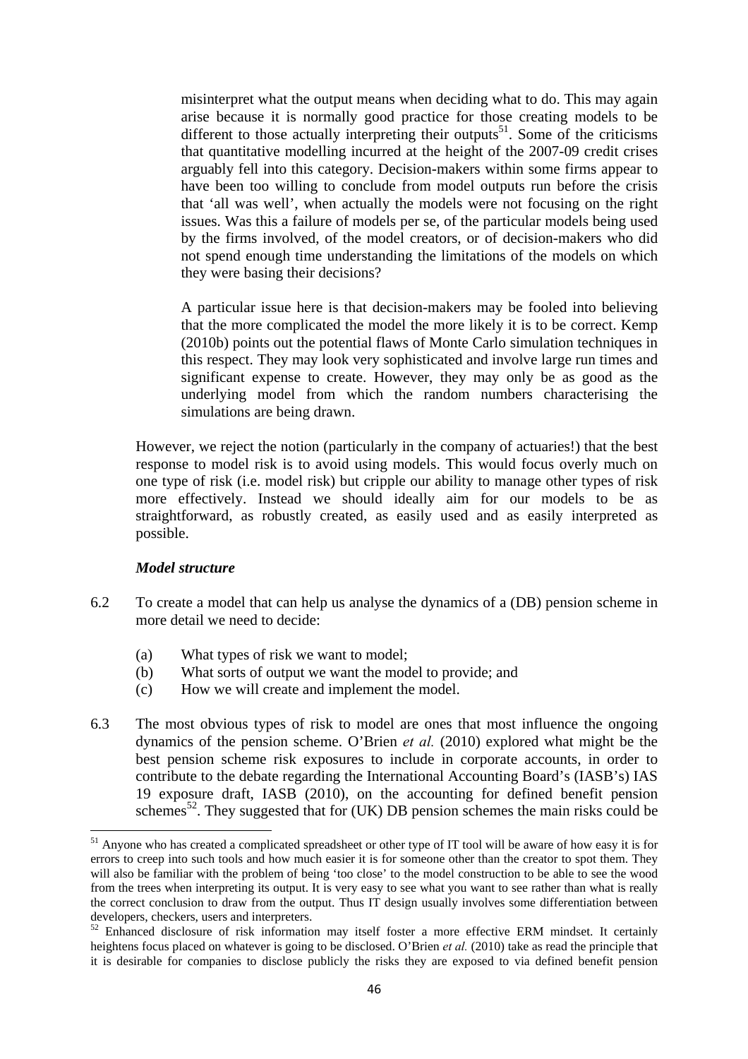misinterpret what the output means when deciding what to do. This may again arise because it is normally good practice for those creating models to be different to those actually interpreting their outputs[51]. Some of the criticisms that quantitative modelling incurred at the height of the 2007-09 credit crises arguably fell into this category. Decision-makers within some firms appear to have been too willing to conclude from model outputs run before the crisis that 'all was well', when actually the models were not focusing on the right issues. Was this a failure of models per se, of the particular models being used by the firms involved, of the model creators, or of decision-makers who did not spend enough time understanding the limitations of the models on which they were basing their decisions?

A particular issue here is that decision-makers may be fooled into believing that the more complicated the model the more likely it is to be correct. Kemp (2010b) points out the potential flaws of Monte Carlo simulation techniques in this respect. They may look very sophisticated and involve large run times and significant expense to create. However, they may only be as good as the underlying model from which the random numbers characterising the simulations are being drawn.

However, we reject the notion (particularly in the company of actuaries!) that the best response to model risk is to avoid using models. This would focus overly much on one type of risk (i.e. model risk) but cripple our ability to manage other types of risk more effectively. Instead we should ideally aim for our models to be as straightforward, as robustly created, as easily used and as easily interpreted as possible.

***Model structure***

6.2 To create a model that can help us analyse the dynamics of a (DB) pension scheme in more detail we need to decide:

- (a) What types of risk we want to model;
- (b) What sorts of output we want the model to provide; and
- (c) How we will create and implement the model.

6.3 The most obvious types of risk to model are ones that most influence the ongoing dynamics of the pension scheme. O'Brien *et al.* (2010) explored what might be the best pension scheme risk exposures to include in corporate accounts, in order to contribute to the debate regarding the International Accounting Board's (IASB's) IAS 19 exposure draft, IASB (2010), on the accounting for defined benefit pension schemes[52]. They suggested that for (UK) DB pension schemes the main risks could be

---

[51] Anyone who has created a complicated spreadsheet or other type of IT tool will be aware of how easy it is for errors to creep into such tools and how much easier it is for someone other than the creator to spot them. They will also be familiar with the problem of being 'too close' to the model construction to be able to see the wood from the trees when interpreting its output. It is very easy to see what you want to see rather than what is really the correct conclusion to draw from the output. Thus IT design usually involves some differentiation between developers, checkers, users and interpreters.

[52] Enhanced disclosure of risk information may itself foster a more effective ERM mindset. It certainly heightens focus placed on whatever is going to be disclosed. O'Brien *et al.* (2010) take as read the principle that it is desirable for companies to disclose publicly the risks they are exposed to via defined benefit pension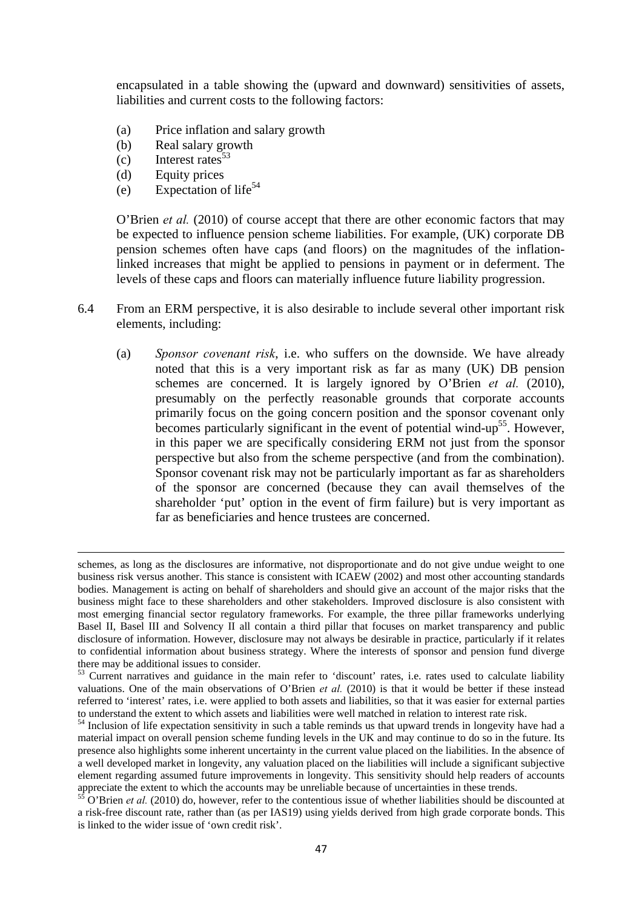encapsulated in a table showing the (upward and downward) sensitivities of assets, liabilities and current costs to the following factors:

(a) Price inflation and salary growth
(b) Real salary growth
(c) Interest rates[53]
(d) Equity prices
(e) Expectation of life[54]

O'Brien *et al.* (2010) of course accept that there are other economic factors that may be expected to influence pension scheme liabilities. For example, (UK) corporate DB pension schemes often have caps (and floors) on the magnitudes of the inflation-linked increases that might be applied to pensions in payment or in deferment. The levels of these caps and floors can materially influence future liability progression.

6.4 From an ERM perspective, it is also desirable to include several other important risk elements, including:

(a) *Sponsor covenant risk*, i.e. who suffers on the downside. We have already noted that this is a very important risk as far as many (UK) DB pension schemes are concerned. It is largely ignored by O'Brien *et al.* (2010), presumably on the perfectly reasonable grounds that corporate accounts primarily focus on the going concern position and the sponsor covenant only becomes particularly significant in the event of potential wind-up[55]. However, in this paper we are specifically considering ERM not just from the sponsor perspective but also from the scheme perspective (and from the combination). Sponsor covenant risk may not be particularly important as far as shareholders of the sponsor are concerned (because they can avail themselves of the shareholder 'put' option in the event of firm failure) but is very important as far as beneficiaries and hence trustees are concerned.

---

schemes, as long as the disclosures are informative, not disproportionate and do not give undue weight to one business risk versus another. This stance is consistent with ICAEW (2002) and most other accounting standards bodies. Management is acting on behalf of shareholders and should give an account of the major risks that the business might face to these shareholders and other stakeholders. Improved disclosure is also consistent with most emerging financial sector regulatory frameworks. For example, the three pillar frameworks underlying Basel II, Basel III and Solvency II all contain a third pillar that focuses on market transparency and public disclosure of information. However, disclosure may not always be desirable in practice, particularly if it relates to confidential information about business strategy. Where the interests of sponsor and pension fund diverge there may be additional issues to consider.

[53] Current narratives and guidance in the main refer to 'discount' rates, i.e. rates used to calculate liability valuations. One of the main observations of O'Brien *et al.* (2010) is that it would be better if these instead referred to 'interest' rates, i.e. were applied to both assets and liabilities, so that it was easier for external parties to understand the extent to which assets and liabilities were well matched in relation to interest rate risk.

[54] Inclusion of life expectation sensitivity in such a table reminds us that upward trends in longevity have had a material impact on overall pension scheme funding levels in the UK and may continue to do so in the future. Its presence also highlights some inherent uncertainty in the current value placed on the liabilities. In the absence of a well developed market in longevity, any valuation placed on the liabilities will include a significant subjective element regarding assumed future improvements in longevity. This sensitivity should help readers of accounts appreciate the extent to which the accounts may be unreliable because of uncertainties in these trends.

[55] O'Brien *et al.* (2010) do, however, refer to the contentious issue of whether liabilities should be discounted at a risk-free discount rate, rather than (as per IAS19) using yields derived from high grade corporate bonds. This is linked to the wider issue of 'own credit risk'.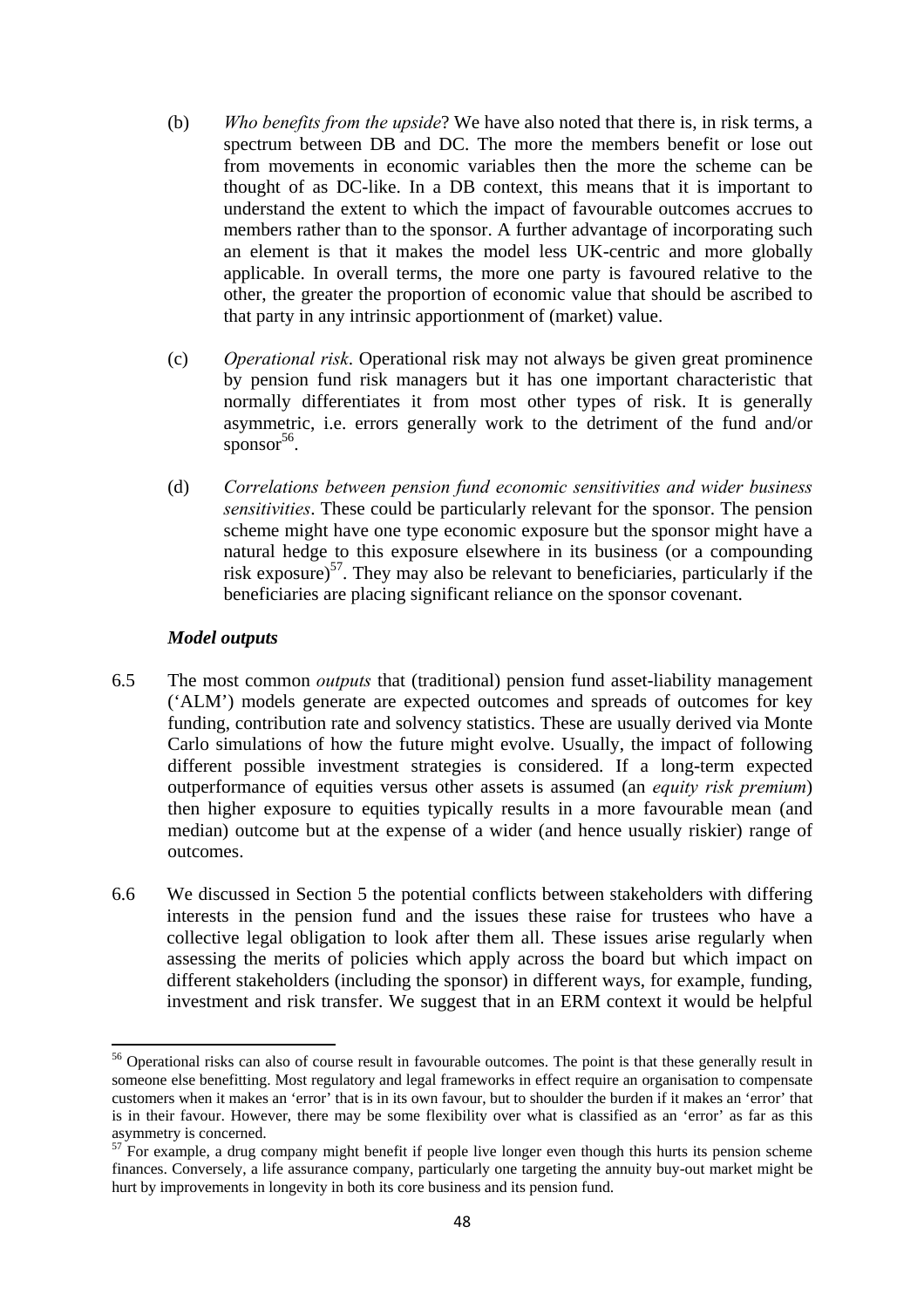(b) *Who benefits from the upside*? We have also noted that there is, in risk terms, a spectrum between DB and DC. The more the members benefit or lose out from movements in economic variables then the more the scheme can be thought of as DC-like. In a DB context, this means that it is important to understand the extent to which the impact of favourable outcomes accrues to members rather than to the sponsor. A further advantage of incorporating such an element is that it makes the model less UK-centric and more globally applicable. In overall terms, the more one party is favoured relative to the other, the greater the proportion of economic value that should be ascribed to that party in any intrinsic apportionment of (market) value.

(c) *Operational risk*. Operational risk may not always be given great prominence by pension fund risk managers but it has one important characteristic that normally differentiates it from most other types of risk. It is generally asymmetric, i.e. errors generally work to the detriment of the fund and/or sponsor[56].

(d) *Correlations between pension fund economic sensitivities and wider business sensitivities*. These could be particularly relevant for the sponsor. The pension scheme might have one type economic exposure but the sponsor might have a natural hedge to this exposure elsewhere in its business (or a compounding risk exposure)[57]. They may also be relevant to beneficiaries, particularly if the beneficiaries are placing significant reliance on the sponsor covenant.

***Model outputs***

6.5 The most common *outputs* that (traditional) pension fund asset-liability management ('ALM') models generate are expected outcomes and spreads of outcomes for key funding, contribution rate and solvency statistics. These are usually derived via Monte Carlo simulations of how the future might evolve. Usually, the impact of following different possible investment strategies is considered. If a long-term expected outperformance of equities versus other assets is assumed (an *equity risk premium*) then higher exposure to equities typically results in a more favourable mean (and median) outcome but at the expense of a wider (and hence usually riskier) range of outcomes.

6.6 We discussed in Section 5 the potential conflicts between stakeholders with differing interests in the pension fund and the issues these raise for trustees who have a collective legal obligation to look after them all. These issues arise regularly when assessing the merits of policies which apply across the board but which impact on different stakeholders (including the sponsor) in different ways, for example, funding, investment and risk transfer. We suggest that in an ERM context it would be helpful

---

[56] Operational risks can also of course result in favourable outcomes. The point is that these generally result in someone else benefitting. Most regulatory and legal frameworks in effect require an organisation to compensate customers when it makes an 'error' that is in its own favour, but to shoulder the burden if it makes an 'error' that is in their favour. However, there may be some flexibility over what is classified as an 'error' as far as this asymmetry is concerned.

[57] For example, a drug company might benefit if people live longer even though this hurts its pension scheme finances. Conversely, a life assurance company, particularly one targeting the annuity buy-out market might be hurt by improvements in longevity in both its core business and its pension fund.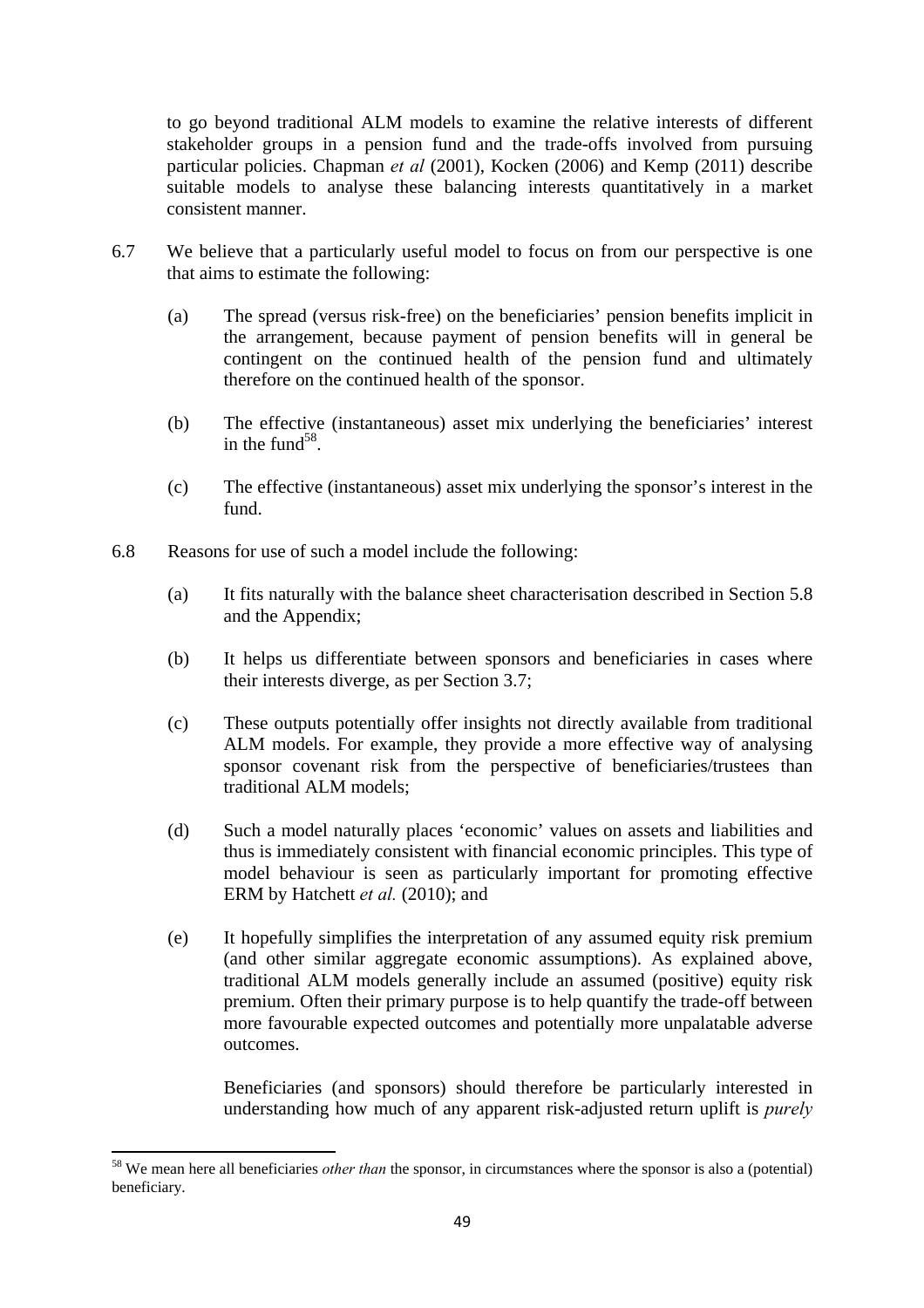to go beyond traditional ALM models to examine the relative interests of different stakeholder groups in a pension fund and the trade-offs involved from pursuing particular policies. Chapman *et al* (2001), Kocken (2006) and Kemp (2011) describe suitable models to analyse these balancing interests quantitatively in a market consistent manner.

6.7 We believe that a particularly useful model to focus on from our perspective is one that aims to estimate the following:

(a) The spread (versus risk-free) on the beneficiaries' pension benefits implicit in the arrangement, because payment of pension benefits will in general be contingent on the continued health of the pension fund and ultimately therefore on the continued health of the sponsor.

(b) The effective (instantaneous) asset mix underlying the beneficiaries' interest in the fund[58].

(c) The effective (instantaneous) asset mix underlying the sponsor's interest in the fund.

6.8 Reasons for use of such a model include the following:

(a) It fits naturally with the balance sheet characterisation described in Section 5.8 and the Appendix;

(b) It helps us differentiate between sponsors and beneficiaries in cases where their interests diverge, as per Section 3.7;

(c) These outputs potentially offer insights not directly available from traditional ALM models. For example, they provide a more effective way of analysing sponsor covenant risk from the perspective of beneficiaries/trustees than traditional ALM models;

(d) Such a model naturally places 'economic' values on assets and liabilities and thus is immediately consistent with financial economic principles. This type of model behaviour is seen as particularly important for promoting effective ERM by Hatchett *et al.* (2010); and

(e) It hopefully simplifies the interpretation of any assumed equity risk premium (and other similar aggregate economic assumptions). As explained above, traditional ALM models generally include an assumed (positive) equity risk premium. Often their primary purpose is to help quantify the trade-off between more favourable expected outcomes and potentially more unpalatable adverse outcomes.

Beneficiaries (and sponsors) should therefore be particularly interested in understanding how much of any apparent risk-adjusted return uplift is *purely*

[58] We mean here all beneficiaries *other than* the sponsor, in circumstances where the sponsor is also a (potential) beneficiary.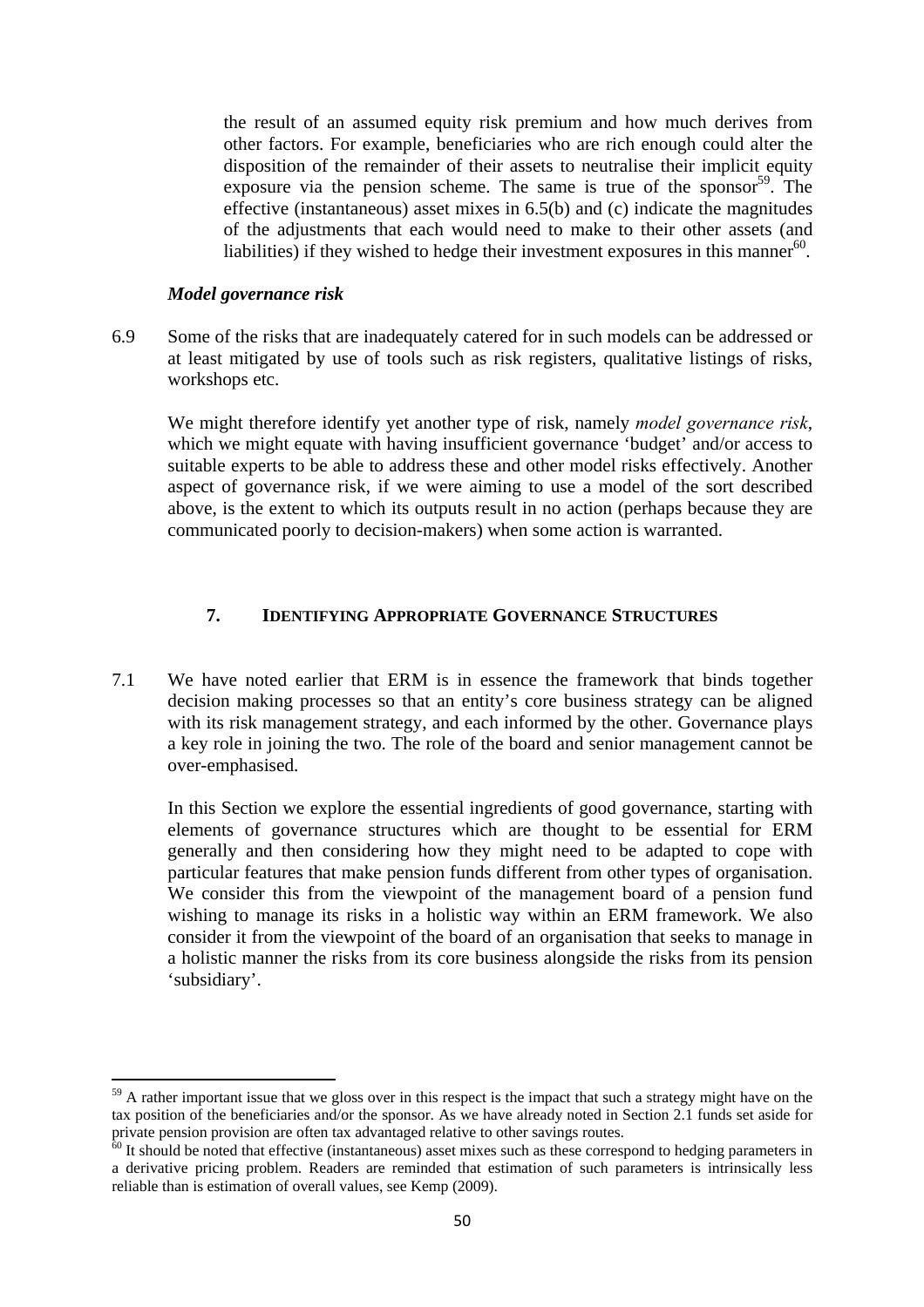the result of an assumed equity risk premium and how much derives from other factors. For example, beneficiaries who are rich enough could alter the disposition of the remainder of their assets to neutralise their implicit equity exposure via the pension scheme. The same is true of the sponsor[59]. The effective (instantaneous) asset mixes in 6.5(b) and (c) indicate the magnitudes of the adjustments that each would need to make to their other assets (and liabilities) if they wished to hedge their investment exposures in this manner[60].

***Model governance risk***

6.9 Some of the risks that are inadequately catered for in such models can be addressed or at least mitigated by use of tools such as risk registers, qualitative listings of risks, workshops etc.

We might therefore identify yet another type of risk, namely *model governance risk*, which we might equate with having insufficient governance 'budget' and/or access to suitable experts to be able to address these and other model risks effectively. Another aspect of governance risk, if we were aiming to use a model of the sort described above, is the extent to which its outputs result in no action (perhaps because they are communicated poorly to decision-makers) when some action is warranted.

## 7. IDENTIFYING APPROPRIATE GOVERNANCE STRUCTURES

7.1 We have noted earlier that ERM is in essence the framework that binds together decision making processes so that an entity's core business strategy can be aligned with its risk management strategy, and each informed by the other. Governance plays a key role in joining the two. The role of the board and senior management cannot be over-emphasised.

In this Section we explore the essential ingredients of good governance, starting with elements of governance structures which are thought to be essential for ERM generally and then considering how they might need to be adapted to cope with particular features that make pension funds different from other types of organisation. We consider this from the viewpoint of the management board of a pension fund wishing to manage its risks in a holistic way within an ERM framework. We also consider it from the viewpoint of the board of an organisation that seeks to manage in a holistic manner the risks from its core business alongside the risks from its pension 'subsidiary'.

---

[59] A rather important issue that we gloss over in this respect is the impact that such a strategy might have on the tax position of the beneficiaries and/or the sponsor. As we have already noted in Section 2.1 funds set aside for private pension provision are often tax advantaged relative to other savings routes.

[60] It should be noted that effective (instantaneous) asset mixes such as these correspond to hedging parameters in a derivative pricing problem. Readers are reminded that estimation of such parameters is intrinsically less reliable than is estimation of overall values, see Kemp (2009).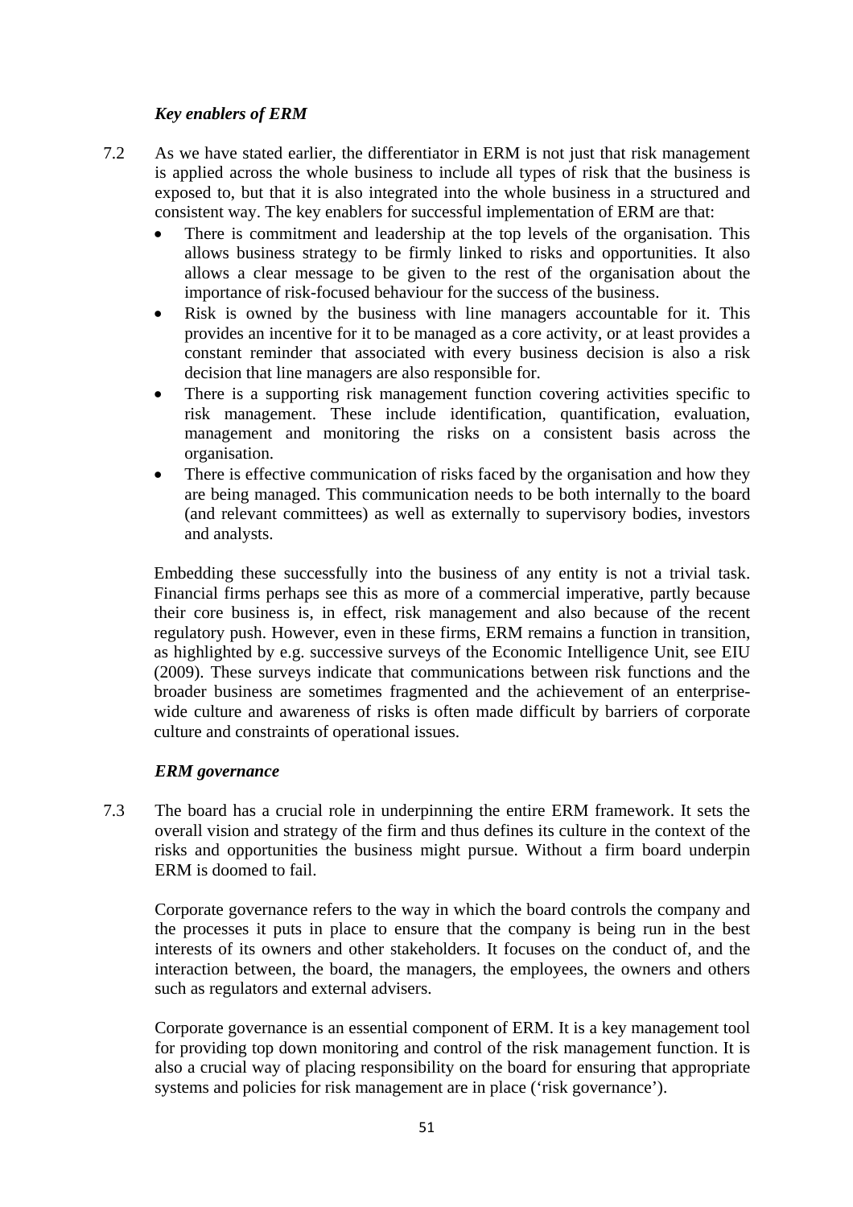### *Key enablers of ERM*

7.2 As we have stated earlier, the differentiator in ERM is not just that risk management is applied across the whole business to include all types of risk that the business is exposed to, but that it is also integrated into the whole business in a structured and consistent way. The key enablers for successful implementation of ERM are that:

- There is commitment and leadership at the top levels of the organisation. This allows business strategy to be firmly linked to risks and opportunities. It also allows a clear message to be given to the rest of the organisation about the importance of risk-focused behaviour for the success of the business.
- Risk is owned by the business with line managers accountable for it. This provides an incentive for it to be managed as a core activity, or at least provides a constant reminder that associated with every business decision is also a risk decision that line managers are also responsible for.
- There is a supporting risk management function covering activities specific to risk management. These include identification, quantification, evaluation, management and monitoring the risks on a consistent basis across the organisation.
- There is effective communication of risks faced by the organisation and how they are being managed. This communication needs to be both internally to the board (and relevant committees) as well as externally to supervisory bodies, investors and analysts.

Embedding these successfully into the business of any entity is not a trivial task. Financial firms perhaps see this as more of a commercial imperative, partly because their core business is, in effect, risk management and also because of the recent regulatory push. However, even in these firms, ERM remains a function in transition, as highlighted by e.g. successive surveys of the Economic Intelligence Unit, see EIU (2009). These surveys indicate that communications between risk functions and the broader business are sometimes fragmented and the achievement of an enterprise-wide culture and awareness of risks is often made difficult by barriers of corporate culture and constraints of operational issues.

### *ERM governance*

7.3 The board has a crucial role in underpinning the entire ERM framework. It sets the overall vision and strategy of the firm and thus defines its culture in the context of the risks and opportunities the business might pursue. Without a firm board underpin ERM is doomed to fail.

Corporate governance refers to the way in which the board controls the company and the processes it puts in place to ensure that the company is being run in the best interests of its owners and other stakeholders. It focuses on the conduct of, and the interaction between, the board, the managers, the employees, the owners and others such as regulators and external advisers.

Corporate governance is an essential component of ERM. It is a key management tool for providing top down monitoring and control of the risk management function. It is also a crucial way of placing responsibility on the board for ensuring that appropriate systems and policies for risk management are in place ('risk governance').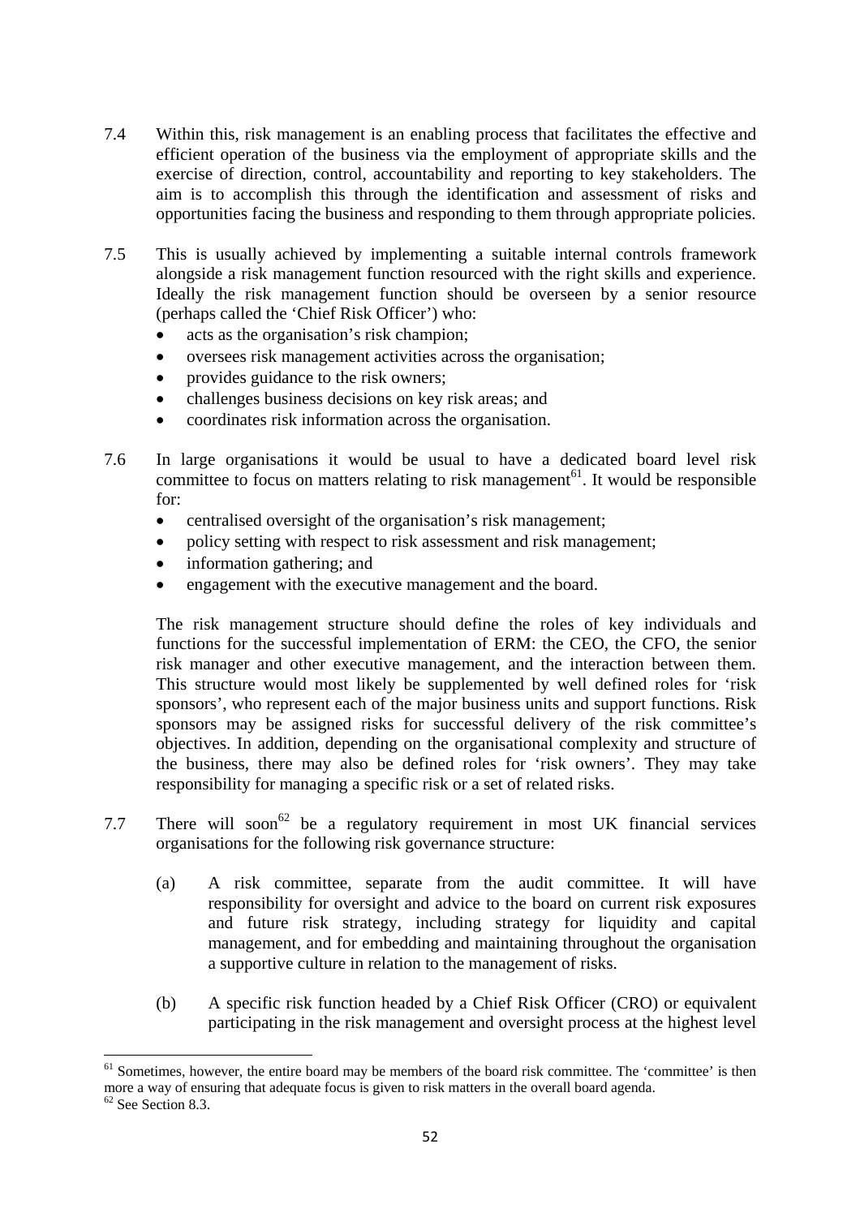7.4 Within this, risk management is an enabling process that facilitates the effective and efficient operation of the business via the employment of appropriate skills and the exercise of direction, control, accountability and reporting to key stakeholders. The aim is to accomplish this through the identification and assessment of risks and opportunities facing the business and responding to them through appropriate policies.

7.5 This is usually achieved by implementing a suitable internal controls framework alongside a risk management function resourced with the right skills and experience. Ideally the risk management function should be overseen by a senior resource (perhaps called the 'Chief Risk Officer') who:

- acts as the organisation's risk champion;
- oversees risk management activities across the organisation;
- provides guidance to the risk owners;
- challenges business decisions on key risk areas; and
- coordinates risk information across the organisation.

7.6 In large organisations it would be usual to have a dedicated board level risk committee to focus on matters relating to risk management[61]. It would be responsible for:

- centralised oversight of the organisation's risk management;
- policy setting with respect to risk assessment and risk management;
- information gathering; and
- engagement with the executive management and the board.

The risk management structure should define the roles of key individuals and functions for the successful implementation of ERM: the CEO, the CFO, the senior risk manager and other executive management, and the interaction between them. This structure would most likely be supplemented by well defined roles for 'risk sponsors', who represent each of the major business units and support functions. Risk sponsors may be assigned risks for successful delivery of the risk committee's objectives. In addition, depending on the organisational complexity and structure of the business, there may also be defined roles for 'risk owners'. They may take responsibility for managing a specific risk or a set of related risks.

7.7 There will soon[62] be a regulatory requirement in most UK financial services organisations for the following risk governance structure:

(a) A risk committee, separate from the audit committee. It will have responsibility for oversight and advice to the board on current risk exposures and future risk strategy, including strategy for liquidity and capital management, and for embedding and maintaining throughout the organisation a supportive culture in relation to the management of risks.

(b) A specific risk function headed by a Chief Risk Officer (CRO) or equivalent participating in the risk management and oversight process at the highest level

---

[61] Sometimes, however, the entire board may be members of the board risk committee. The 'committee' is then more a way of ensuring that adequate focus is given to risk matters in the overall board agenda.

[62] See Section 8.3.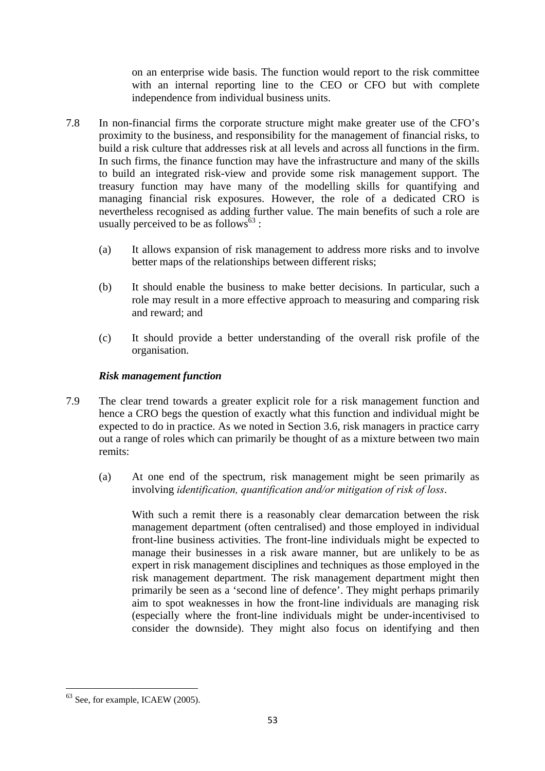on an enterprise wide basis. The function would report to the risk committee with an internal reporting line to the CEO or CFO but with complete independence from individual business units.

7.8 In non-financial firms the corporate structure might make greater use of the CFO's proximity to the business, and responsibility for the management of financial risks, to build a risk culture that addresses risk at all levels and across all functions in the firm. In such firms, the finance function may have the infrastructure and many of the skills to build an integrated risk-view and provide some risk management support. The treasury function may have many of the modelling skills for quantifying and managing financial risk exposures. However, the role of a dedicated CRO is nevertheless recognised as adding further value. The main benefits of such a role are usually perceived to be as follows[63] :

(a) It allows expansion of risk management to address more risks and to involve better maps of the relationships between different risks;

(b) It should enable the business to make better decisions. In particular, such a role may result in a more effective approach to measuring and comparing risk and reward; and

(c) It should provide a better understanding of the overall risk profile of the organisation.

***Risk management function***

7.9 The clear trend towards a greater explicit role for a risk management function and hence a CRO begs the question of exactly what this function and individual might be expected to do in practice. As we noted in Section 3.6, risk managers in practice carry out a range of roles which can primarily be thought of as a mixture between two main remits:

(a) At one end of the spectrum, risk management might be seen primarily as involving *identification, quantification and/or mitigation of risk of loss*.

With such a remit there is a reasonably clear demarcation between the risk management department (often centralised) and those employed in individual front-line business activities. The front-line individuals might be expected to manage their businesses in a risk aware manner, but are unlikely to be as expert in risk management disciplines and techniques as those employed in the risk management department. The risk management department might then primarily be seen as a 'second line of defence'. They might perhaps primarily aim to spot weaknesses in how the front-line individuals are managing risk (especially where the front-line individuals might be under-incentivised to consider the downside). They might also focus on identifying and then

[63] See, for example, ICAEW (2005).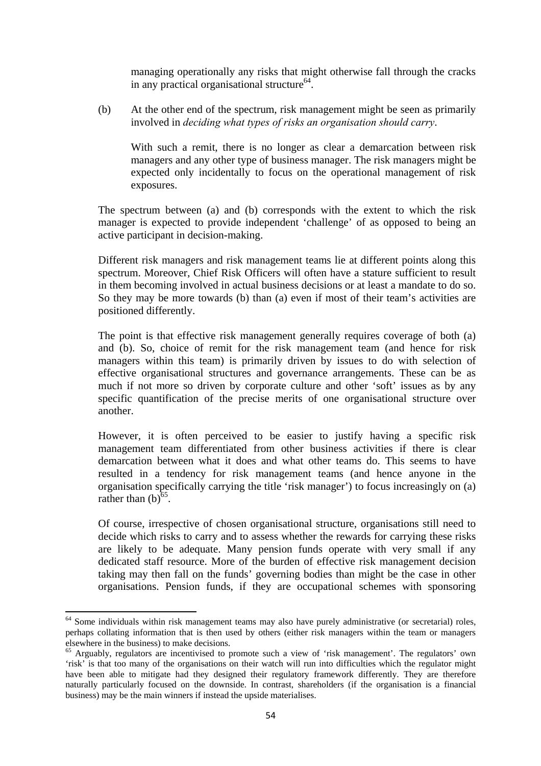managing operationally any risks that might otherwise fall through the cracks in any practical organisational structure[64].

(b) At the other end of the spectrum, risk management might be seen as primarily involved in *deciding what types of risks an organisation should carry*.

With such a remit, there is no longer as clear a demarcation between risk managers and any other type of business manager. The risk managers might be expected only incidentally to focus on the operational management of risk exposures.

The spectrum between (a) and (b) corresponds with the extent to which the risk manager is expected to provide independent 'challenge' of as opposed to being an active participant in decision-making.

Different risk managers and risk management teams lie at different points along this spectrum. Moreover, Chief Risk Officers will often have a stature sufficient to result in them becoming involved in actual business decisions or at least a mandate to do so. So they may be more towards (b) than (a) even if most of their team's activities are positioned differently.

The point is that effective risk management generally requires coverage of both (a) and (b). So, choice of remit for the risk management team (and hence for risk managers within this team) is primarily driven by issues to do with selection of effective organisational structures and governance arrangements. These can be as much if not more so driven by corporate culture and other 'soft' issues as by any specific quantification of the precise merits of one organisational structure over another.

However, it is often perceived to be easier to justify having a specific risk management team differentiated from other business activities if there is clear demarcation between what it does and what other teams do. This seems to have resulted in a tendency for risk management teams (and hence anyone in the organisation specifically carrying the title 'risk manager') to focus increasingly on (a) rather than (b)[65].

Of course, irrespective of chosen organisational structure, organisations still need to decide which risks to carry and to assess whether the rewards for carrying these risks are likely to be adequate. Many pension funds operate with very small if any dedicated staff resource. More of the burden of effective risk management decision taking may then fall on the funds' governing bodies than might be the case in other organisations. Pension funds, if they are occupational schemes with sponsoring

---

[64] Some individuals within risk management teams may also have purely administrative (or secretarial) roles, perhaps collating information that is then used by others (either risk managers within the team or managers elsewhere in the business) to make decisions.

[65] Arguably, regulators are incentivised to promote such a view of 'risk management'. The regulators' own 'risk' is that too many of the organisations on their watch will run into difficulties which the regulator might have been able to mitigate had they designed their regulatory framework differently. They are therefore naturally particularly focused on the downside. In contrast, shareholders (if the organisation is a financial business) may be the main winners if instead the upside materialises.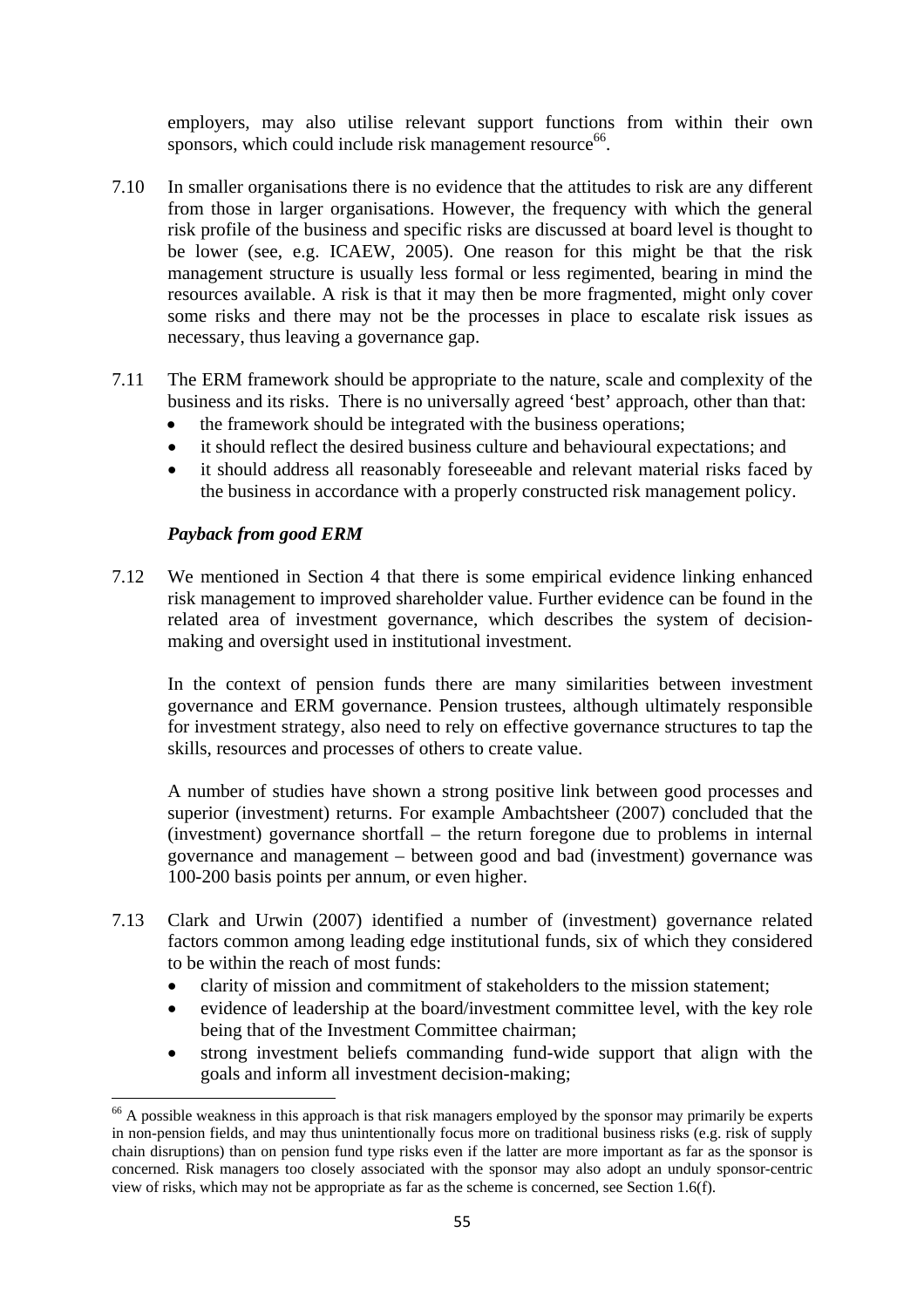employers, may also utilise relevant support functions from within their own sponsors, which could include risk management resource[66].

7.10 In smaller organisations there is no evidence that the attitudes to risk are any different from those in larger organisations. However, the frequency with which the general risk profile of the business and specific risks are discussed at board level is thought to be lower (see, e.g. ICAEW, 2005). One reason for this might be that the risk management structure is usually less formal or less regimented, bearing in mind the resources available. A risk is that it may then be more fragmented, might only cover some risks and there may not be the processes in place to escalate risk issues as necessary, thus leaving a governance gap.

7.11 The ERM framework should be appropriate to the nature, scale and complexity of the business and its risks. There is no universally agreed 'best' approach, other than that:

- the framework should be integrated with the business operations;
- it should reflect the desired business culture and behavioural expectations; and
- it should address all reasonably foreseeable and relevant material risks faced by the business in accordance with a properly constructed risk management policy.

***Payback from good ERM***

7.12 We mentioned in Section 4 that there is some empirical evidence linking enhanced risk management to improved shareholder value. Further evidence can be found in the related area of investment governance, which describes the system of decision-making and oversight used in institutional investment.

In the context of pension funds there are many similarities between investment governance and ERM governance. Pension trustees, although ultimately responsible for investment strategy, also need to rely on effective governance structures to tap the skills, resources and processes of others to create value.

A number of studies have shown a strong positive link between good processes and superior (investment) returns. For example Ambachtsheer (2007) concluded that the (investment) governance shortfall – the return foregone due to problems in internal governance and management – between good and bad (investment) governance was 100-200 basis points per annum, or even higher.

7.13 Clark and Urwin (2007) identified a number of (investment) governance related factors common among leading edge institutional funds, six of which they considered to be within the reach of most funds:

- clarity of mission and commitment of stakeholders to the mission statement;
- evidence of leadership at the board/investment committee level, with the key role being that of the Investment Committee chairman;
- strong investment beliefs commanding fund-wide support that align with the goals and inform all investment decision-making;

[66] A possible weakness in this approach is that risk managers employed by the sponsor may primarily be experts in non-pension fields, and may thus unintentionally focus more on traditional business risks (e.g. risk of supply chain disruptions) than on pension fund type risks even if the latter are more important as far as the sponsor is concerned. Risk managers too closely associated with the sponsor may also adopt an unduly sponsor-centric view of risks, which may not be appropriate as far as the scheme is concerned, see Section 1.6(f).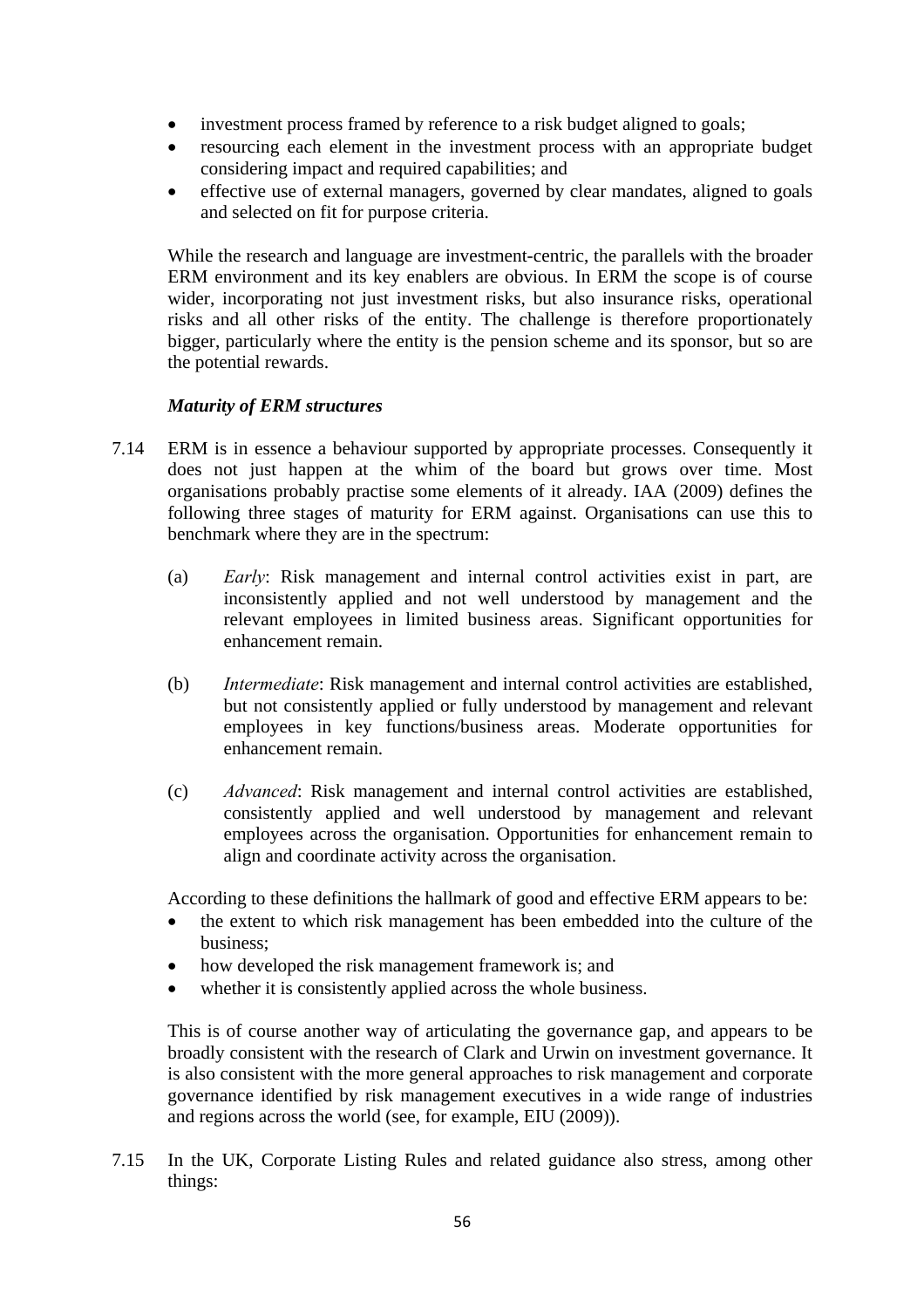- investment process framed by reference to a risk budget aligned to goals;
- resourcing each element in the investment process with an appropriate budget considering impact and required capabilities; and
- effective use of external managers, governed by clear mandates, aligned to goals and selected on fit for purpose criteria.

While the research and language are investment-centric, the parallels with the broader ERM environment and its key enablers are obvious. In ERM the scope is of course wider, incorporating not just investment risks, but also insurance risks, operational risks and all other risks of the entity. The challenge is therefore proportionately bigger, particularly where the entity is the pension scheme and its sponsor, but so are the potential rewards.

***Maturity of ERM structures***

7.14 ERM is in essence a behaviour supported by appropriate processes. Consequently it does not just happen at the whim of the board but grows over time. Most organisations probably practise some elements of it already. IAA (2009) defines the following three stages of maturity for ERM against. Organisations can use this to benchmark where they are in the spectrum:

(a) *Early*: Risk management and internal control activities exist in part, are inconsistently applied and not well understood by management and the relevant employees in limited business areas. Significant opportunities for enhancement remain.

(b) *Intermediate*: Risk management and internal control activities are established, but not consistently applied or fully understood by management and relevant employees in key functions/business areas. Moderate opportunities for enhancement remain.

(c) *Advanced*: Risk management and internal control activities are established, consistently applied and well understood by management and relevant employees across the organisation. Opportunities for enhancement remain to align and coordinate activity across the organisation.

According to these definitions the hallmark of good and effective ERM appears to be:

- the extent to which risk management has been embedded into the culture of the business;
- how developed the risk management framework is; and
- whether it is consistently applied across the whole business.

This is of course another way of articulating the governance gap, and appears to be broadly consistent with the research of Clark and Urwin on investment governance. It is also consistent with the more general approaches to risk management and corporate governance identified by risk management executives in a wide range of industries and regions across the world (see, for example, EIU (2009)).

7.15 In the UK, Corporate Listing Rules and related guidance also stress, among other things: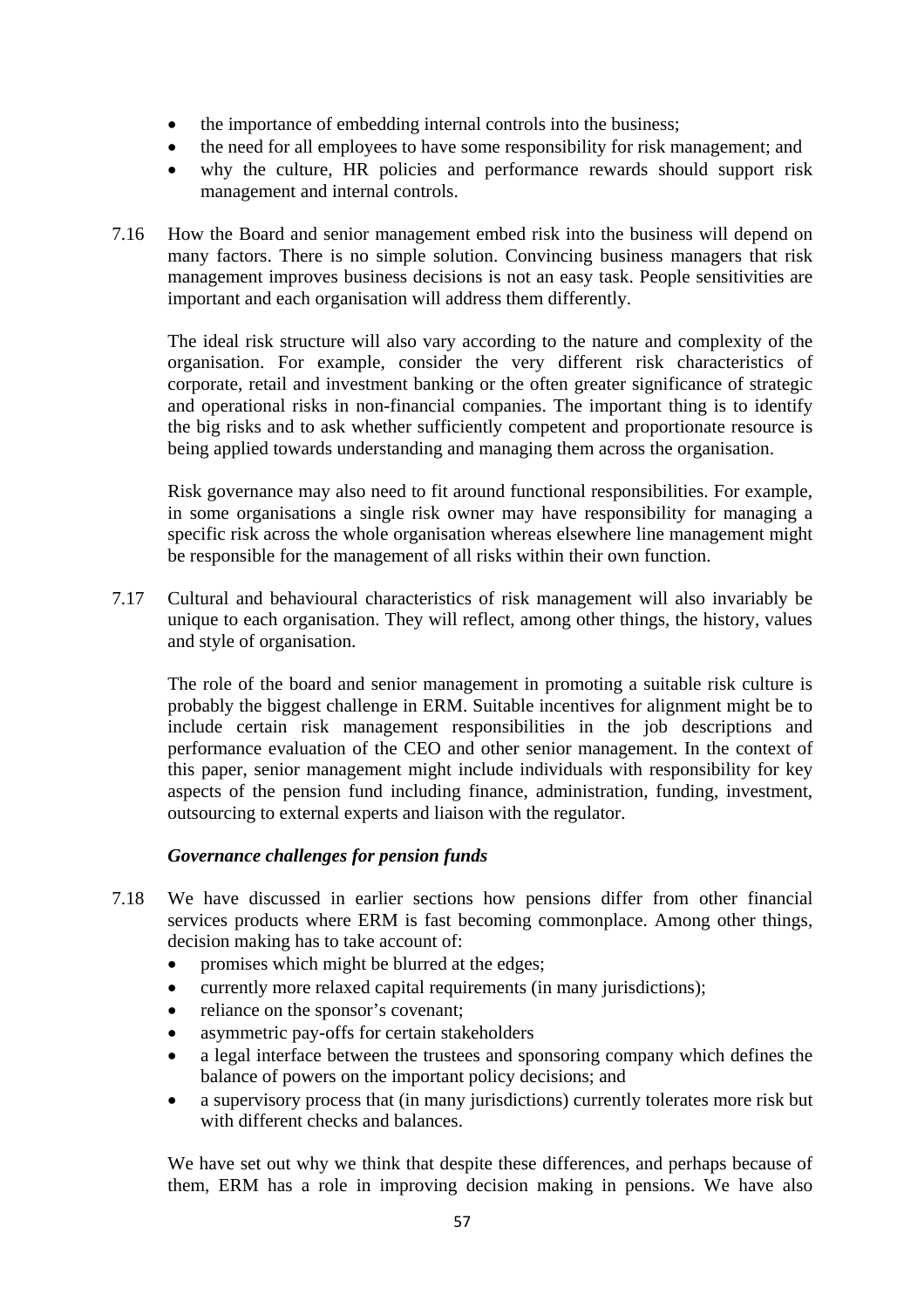- the importance of embedding internal controls into the business;
- the need for all employees to have some responsibility for risk management; and
- why the culture, HR policies and performance rewards should support risk management and internal controls.

7.16 How the Board and senior management embed risk into the business will depend on many factors. There is no simple solution. Convincing business managers that risk management improves business decisions is not an easy task. People sensitivities are important and each organisation will address them differently.

The ideal risk structure will also vary according to the nature and complexity of the organisation. For example, consider the very different risk characteristics of corporate, retail and investment banking or the often greater significance of strategic and operational risks in non-financial companies. The important thing is to identify the big risks and to ask whether sufficiently competent and proportionate resource is being applied towards understanding and managing them across the organisation.

Risk governance may also need to fit around functional responsibilities. For example, in some organisations a single risk owner may have responsibility for managing a specific risk across the whole organisation whereas elsewhere line management might be responsible for the management of all risks within their own function.

7.17 Cultural and behavioural characteristics of risk management will also invariably be unique to each organisation. They will reflect, among other things, the history, values and style of organisation.

The role of the board and senior management in promoting a suitable risk culture is probably the biggest challenge in ERM. Suitable incentives for alignment might be to include certain risk management responsibilities in the job descriptions and performance evaluation of the CEO and other senior management. In the context of this paper, senior management might include individuals with responsibility for key aspects of the pension fund including finance, administration, funding, investment, outsourcing to external experts and liaison with the regulator.

### *Governance challenges for pension funds*

7.18 We have discussed in earlier sections how pensions differ from other financial services products where ERM is fast becoming commonplace. Among other things, decision making has to take account of:

- promises which might be blurred at the edges;
- currently more relaxed capital requirements (in many jurisdictions);
- reliance on the sponsor's covenant;
- asymmetric pay-offs for certain stakeholders
- a legal interface between the trustees and sponsoring company which defines the balance of powers on the important policy decisions; and
- a supervisory process that (in many jurisdictions) currently tolerates more risk but with different checks and balances.

We have set out why we think that despite these differences, and perhaps because of them, ERM has a role in improving decision making in pensions. We have also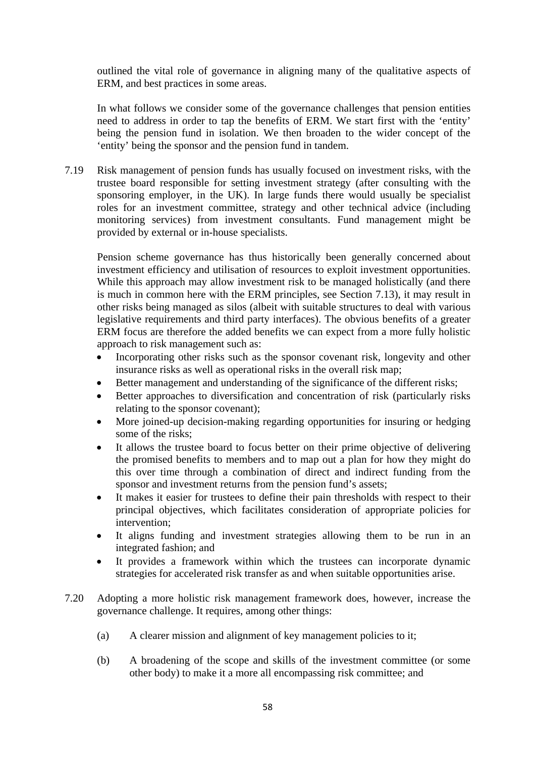outlined the vital role of governance in aligning many of the qualitative aspects of ERM, and best practices in some areas.

In what follows we consider some of the governance challenges that pension entities need to address in order to tap the benefits of ERM. We start first with the 'entity' being the pension fund in isolation. We then broaden to the wider concept of the 'entity' being the sponsor and the pension fund in tandem.

7.19 Risk management of pension funds has usually focused on investment risks, with the trustee board responsible for setting investment strategy (after consulting with the sponsoring employer, in the UK). In large funds there would usually be specialist roles for an investment committee, strategy and other technical advice (including monitoring services) from investment consultants. Fund management might be provided by external or in-house specialists.

Pension scheme governance has thus historically been generally concerned about investment efficiency and utilisation of resources to exploit investment opportunities. While this approach may allow investment risk to be managed holistically (and there is much in common here with the ERM principles, see Section 7.13), it may result in other risks being managed as silos (albeit with suitable structures to deal with various legislative requirements and third party interfaces). The obvious benefits of a greater ERM focus are therefore the added benefits we can expect from a more fully holistic approach to risk management such as:

- Incorporating other risks such as the sponsor covenant risk, longevity and other insurance risks as well as operational risks in the overall risk map;
- Better management and understanding of the significance of the different risks;
- Better approaches to diversification and concentration of risk (particularly risks relating to the sponsor covenant);
- More joined-up decision-making regarding opportunities for insuring or hedging some of the risks;
- It allows the trustee board to focus better on their prime objective of delivering the promised benefits to members and to map out a plan for how they might do this over time through a combination of direct and indirect funding from the sponsor and investment returns from the pension fund's assets;
- It makes it easier for trustees to define their pain thresholds with respect to their principal objectives, which facilitates consideration of appropriate policies for intervention;
- It aligns funding and investment strategies allowing them to be run in an integrated fashion; and
- It provides a framework within which the trustees can incorporate dynamic strategies for accelerated risk transfer as and when suitable opportunities arise.

7.20 Adopting a more holistic risk management framework does, however, increase the governance challenge. It requires, among other things:

(a) A clearer mission and alignment of key management policies to it;

(b) A broadening of the scope and skills of the investment committee (or some other body) to make it a more all encompassing risk committee; and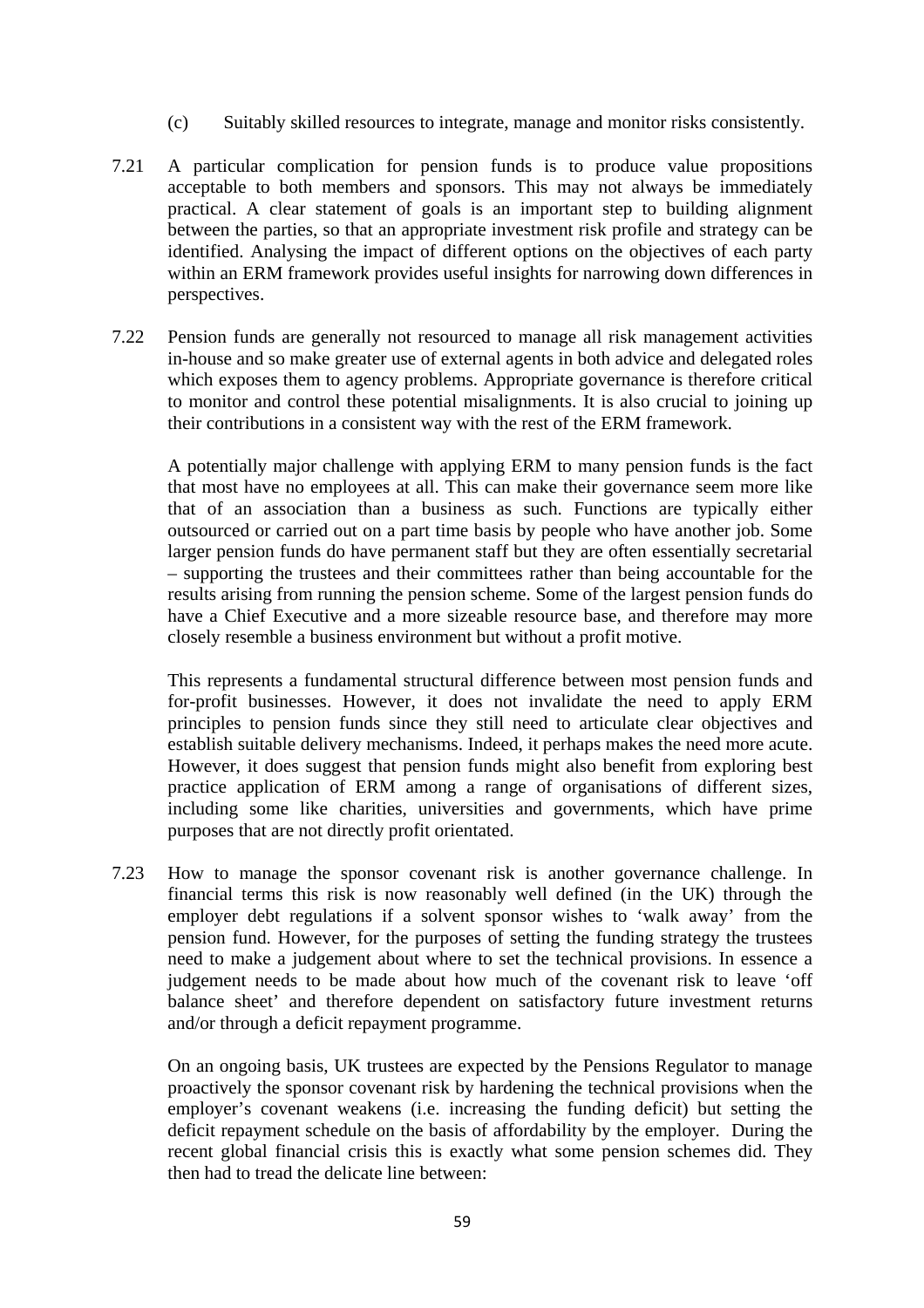(c) Suitably skilled resources to integrate, manage and monitor risks consistently.

7.21 A particular complication for pension funds is to produce value propositions acceptable to both members and sponsors. This may not always be immediately practical. A clear statement of goals is an important step to building alignment between the parties, so that an appropriate investment risk profile and strategy can be identified. Analysing the impact of different options on the objectives of each party within an ERM framework provides useful insights for narrowing down differences in perspectives.

7.22 Pension funds are generally not resourced to manage all risk management activities in-house and so make greater use of external agents in both advice and delegated roles which exposes them to agency problems. Appropriate governance is therefore critical to monitor and control these potential misalignments. It is also crucial to joining up their contributions in a consistent way with the rest of the ERM framework.

A potentially major challenge with applying ERM to many pension funds is the fact that most have no employees at all. This can make their governance seem more like that of an association than a business as such. Functions are typically either outsourced or carried out on a part time basis by people who have another job. Some larger pension funds do have permanent staff but they are often essentially secretarial – supporting the trustees and their committees rather than being accountable for the results arising from running the pension scheme. Some of the largest pension funds do have a Chief Executive and a more sizeable resource base, and therefore may more closely resemble a business environment but without a profit motive.

This represents a fundamental structural difference between most pension funds and for-profit businesses. However, it does not invalidate the need to apply ERM principles to pension funds since they still need to articulate clear objectives and establish suitable delivery mechanisms. Indeed, it perhaps makes the need more acute. However, it does suggest that pension funds might also benefit from exploring best practice application of ERM among a range of organisations of different sizes, including some like charities, universities and governments, which have prime purposes that are not directly profit orientated.

7.23 How to manage the sponsor covenant risk is another governance challenge. In financial terms this risk is now reasonably well defined (in the UK) through the employer debt regulations if a solvent sponsor wishes to 'walk away' from the pension fund. However, for the purposes of setting the funding strategy the trustees need to make a judgement about where to set the technical provisions. In essence a judgement needs to be made about how much of the covenant risk to leave 'off balance sheet' and therefore dependent on satisfactory future investment returns and/or through a deficit repayment programme.

On an ongoing basis, UK trustees are expected by the Pensions Regulator to manage proactively the sponsor covenant risk by hardening the technical provisions when the employer's covenant weakens (i.e. increasing the funding deficit) but setting the deficit repayment schedule on the basis of affordability by the employer. During the recent global financial crisis this is exactly what some pension schemes did. They then had to tread the delicate line between: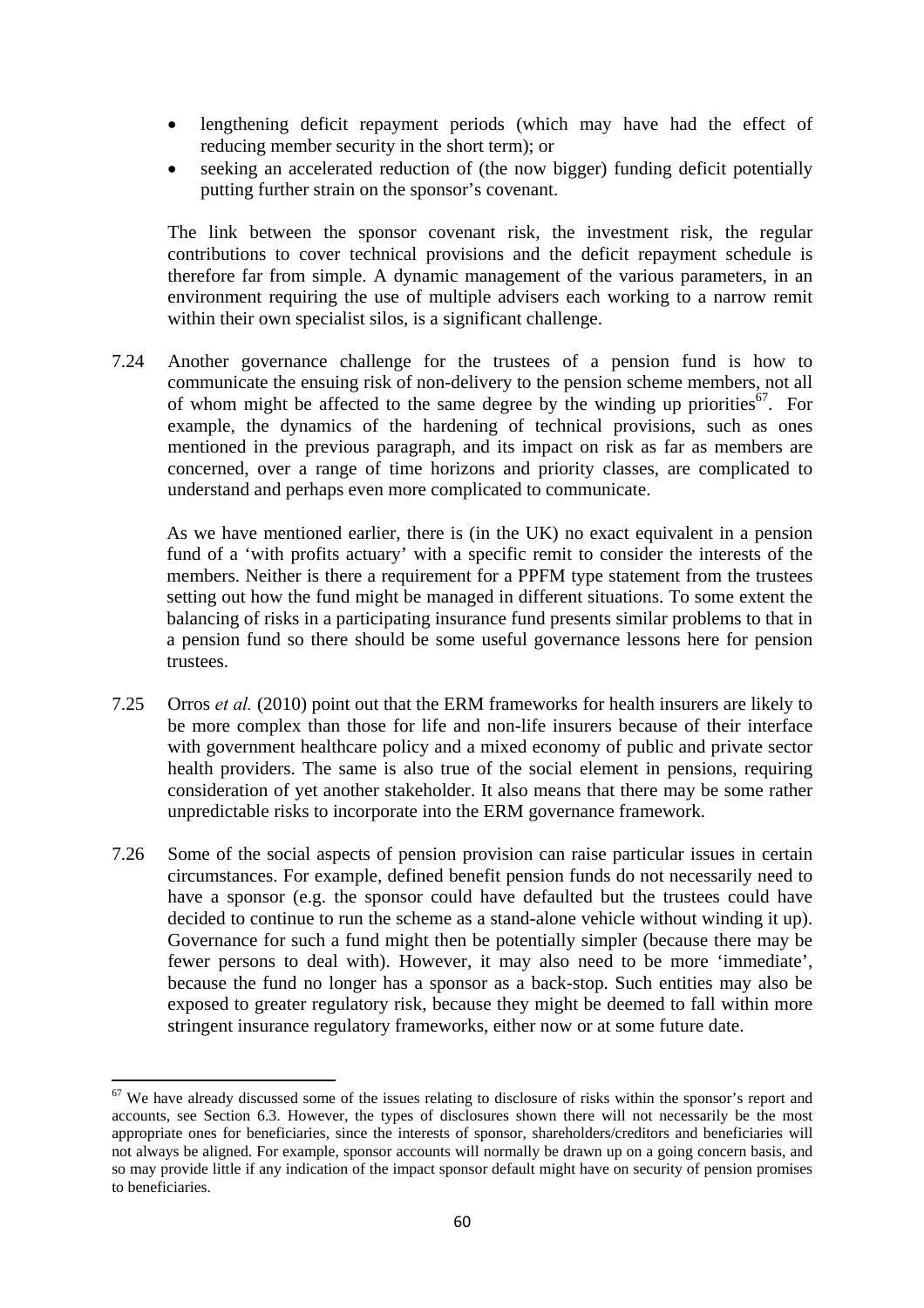- lengthening deficit repayment periods (which may have had the effect of reducing member security in the short term); or
- seeking an accelerated reduction of (the now bigger) funding deficit potentially putting further strain on the sponsor's covenant.

The link between the sponsor covenant risk, the investment risk, the regular contributions to cover technical provisions and the deficit repayment schedule is therefore far from simple. A dynamic management of the various parameters, in an environment requiring the use of multiple advisers each working to a narrow remit within their own specialist silos, is a significant challenge.

7.24 Another governance challenge for the trustees of a pension fund is how to communicate the ensuing risk of non-delivery to the pension scheme members, not all of whom might be affected to the same degree by the winding up priorities[67]. For example, the dynamics of the hardening of technical provisions, such as ones mentioned in the previous paragraph, and its impact on risk as far as members are concerned, over a range of time horizons and priority classes, are complicated to understand and perhaps even more complicated to communicate.

As we have mentioned earlier, there is (in the UK) no exact equivalent in a pension fund of a 'with profits actuary' with a specific remit to consider the interests of the members. Neither is there a requirement for a PPFM type statement from the trustees setting out how the fund might be managed in different situations. To some extent the balancing of risks in a participating insurance fund presents similar problems to that in a pension fund so there should be some useful governance lessons here for pension trustees.

7.25 Orros *et al.* (2010) point out that the ERM frameworks for health insurers are likely to be more complex than those for life and non-life insurers because of their interface with government healthcare policy and a mixed economy of public and private sector health providers. The same is also true of the social element in pensions, requiring consideration of yet another stakeholder. It also means that there may be some rather unpredictable risks to incorporate into the ERM governance framework.

7.26 Some of the social aspects of pension provision can raise particular issues in certain circumstances. For example, defined benefit pension funds do not necessarily need to have a sponsor (e.g. the sponsor could have defaulted but the trustees could have decided to continue to run the scheme as a stand-alone vehicle without winding it up). Governance for such a fund might then be potentially simpler (because there may be fewer persons to deal with). However, it may also need to be more 'immediate', because the fund no longer has a sponsor as a back-stop. Such entities may also be exposed to greater regulatory risk, because they might be deemed to fall within more stringent insurance regulatory frameworks, either now or at some future date.

[67] We have already discussed some of the issues relating to disclosure of risks within the sponsor's report and accounts, see Section 6.3. However, the types of disclosures shown there will not necessarily be the most appropriate ones for beneficiaries, since the interests of sponsor, shareholders/creditors and beneficiaries will not always be aligned. For example, sponsor accounts will normally be drawn up on a going concern basis, and so may provide little if any indication of the impact sponsor default might have on security of pension promises to beneficiaries.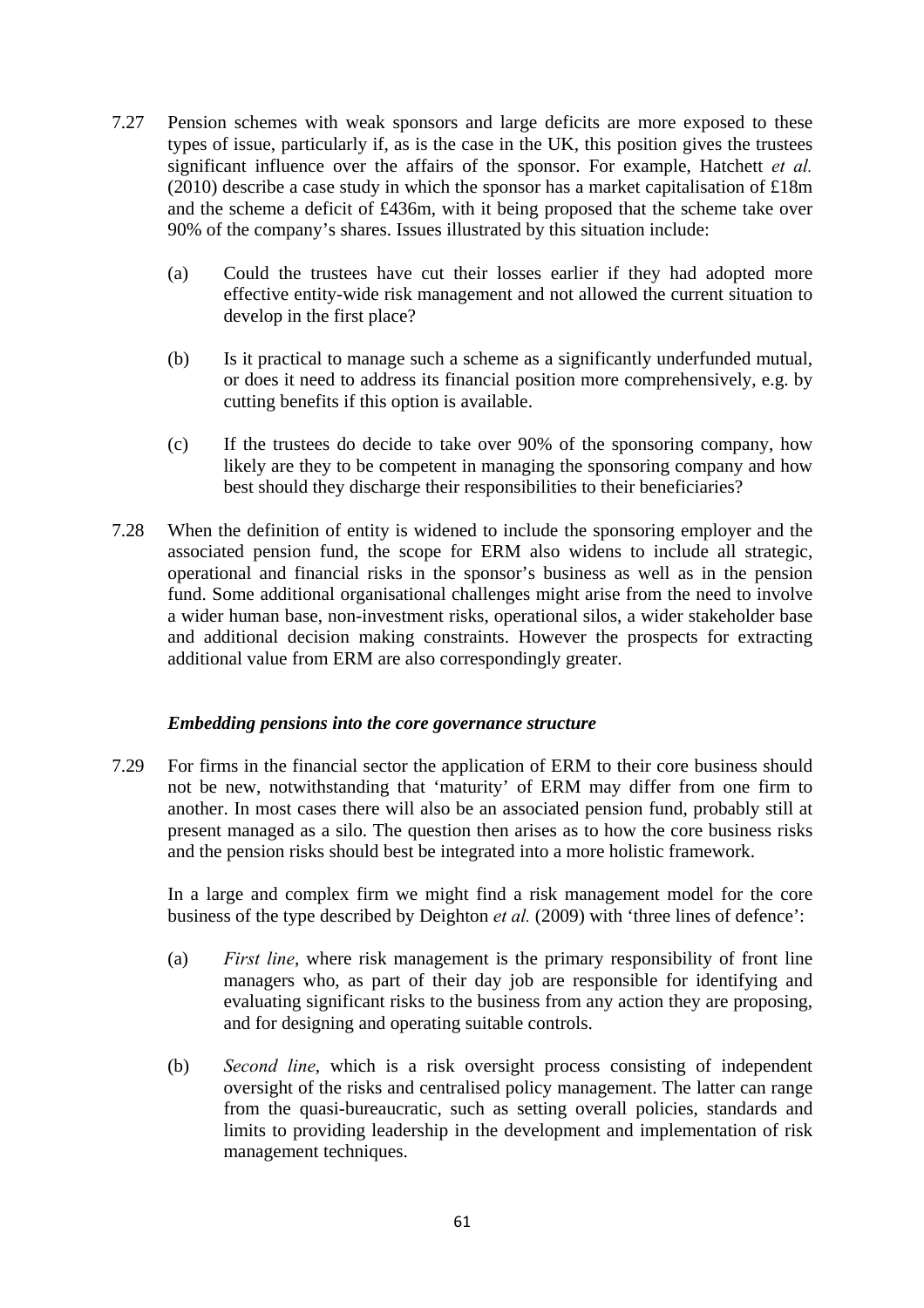7.27 Pension schemes with weak sponsors and large deficits are more exposed to these types of issue, particularly if, as is the case in the UK, this position gives the trustees significant influence over the affairs of the sponsor. For example, Hatchett *et al.* (2010) describe a case study in which the sponsor has a market capitalisation of £18m and the scheme a deficit of £436m, with it being proposed that the scheme take over 90% of the company's shares. Issues illustrated by this situation include:

(a) Could the trustees have cut their losses earlier if they had adopted more effective entity-wide risk management and not allowed the current situation to develop in the first place?

(b) Is it practical to manage such a scheme as a significantly underfunded mutual, or does it need to address its financial position more comprehensively, e.g. by cutting benefits if this option is available.

(c) If the trustees do decide to take over 90% of the sponsoring company, how likely are they to be competent in managing the sponsoring company and how best should they discharge their responsibilities to their beneficiaries?

7.28 When the definition of entity is widened to include the sponsoring employer and the associated pension fund, the scope for ERM also widens to include all strategic, operational and financial risks in the sponsor's business as well as in the pension fund. Some additional organisational challenges might arise from the need to involve a wider human base, non-investment risks, operational silos, a wider stakeholder base and additional decision making constraints. However the prospects for extracting additional value from ERM are also correspondingly greater.

### *Embedding pensions into the core governance structure*

7.29 For firms in the financial sector the application of ERM to their core business should not be new, notwithstanding that 'maturity' of ERM may differ from one firm to another. In most cases there will also be an associated pension fund, probably still at present managed as a silo. The question then arises as to how the core business risks and the pension risks should best be integrated into a more holistic framework.

In a large and complex firm we might find a risk management model for the core business of the type described by Deighton *et al.* (2009) with 'three lines of defence':

(a) *First line*, where risk management is the primary responsibility of front line managers who, as part of their day job are responsible for identifying and evaluating significant risks to the business from any action they are proposing, and for designing and operating suitable controls.

(b) *Second line*, which is a risk oversight process consisting of independent oversight of the risks and centralised policy management. The latter can range from the quasi-bureaucratic, such as setting overall policies, standards and limits to providing leadership in the development and implementation of risk management techniques.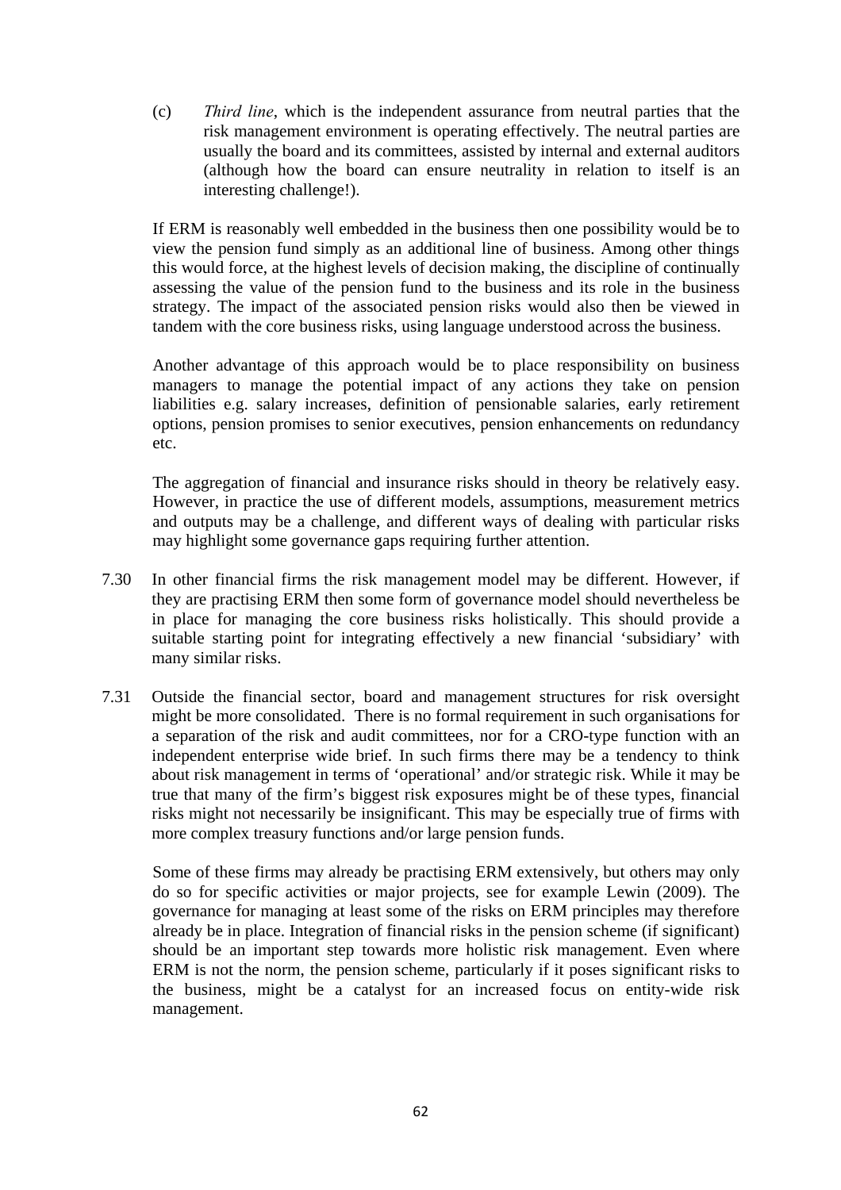(c) *Third line*, which is the independent assurance from neutral parties that the risk management environment is operating effectively. The neutral parties are usually the board and its committees, assisted by internal and external auditors (although how the board can ensure neutrality in relation to itself is an interesting challenge!).

If ERM is reasonably well embedded in the business then one possibility would be to view the pension fund simply as an additional line of business. Among other things this would force, at the highest levels of decision making, the discipline of continually assessing the value of the pension fund to the business and its role in the business strategy. The impact of the associated pension risks would also then be viewed in tandem with the core business risks, using language understood across the business.

Another advantage of this approach would be to place responsibility on business managers to manage the potential impact of any actions they take on pension liabilities e.g. salary increases, definition of pensionable salaries, early retirement options, pension promises to senior executives, pension enhancements on redundancy etc.

The aggregation of financial and insurance risks should in theory be relatively easy. However, in practice the use of different models, assumptions, measurement metrics and outputs may be a challenge, and different ways of dealing with particular risks may highlight some governance gaps requiring further attention.

7.30 In other financial firms the risk management model may be different. However, if they are practising ERM then some form of governance model should nevertheless be in place for managing the core business risks holistically. This should provide a suitable starting point for integrating effectively a new financial 'subsidiary' with many similar risks.

7.31 Outside the financial sector, board and management structures for risk oversight might be more consolidated. There is no formal requirement in such organisations for a separation of the risk and audit committees, nor for a CRO-type function with an independent enterprise wide brief. In such firms there may be a tendency to think about risk management in terms of 'operational' and/or strategic risk. While it may be true that many of the firm's biggest risk exposures might be of these types, financial risks might not necessarily be insignificant. This may be especially true of firms with more complex treasury functions and/or large pension funds.

Some of these firms may already be practising ERM extensively, but others may only do so for specific activities or major projects, see for example Lewin (2009). The governance for managing at least some of the risks on ERM principles may therefore already be in place. Integration of financial risks in the pension scheme (if significant) should be an important step towards more holistic risk management. Even where ERM is not the norm, the pension scheme, particularly if it poses significant risks to the business, might be a catalyst for an increased focus on entity-wide risk management.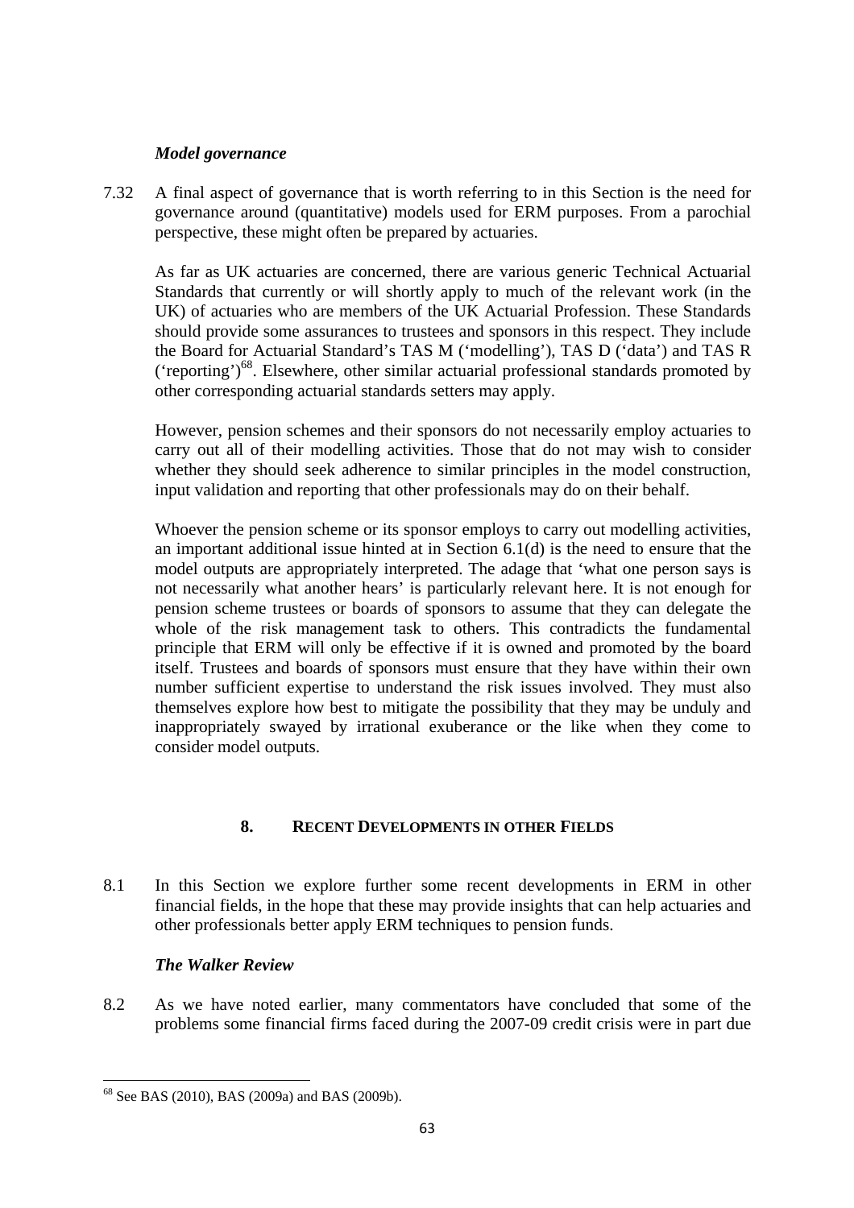### *Model governance*

7.32 A final aspect of governance that is worth referring to in this Section is the need for governance around (quantitative) models used for ERM purposes. From a parochial perspective, these might often be prepared by actuaries.

As far as UK actuaries are concerned, there are various generic Technical Actuarial Standards that currently or will shortly apply to much of the relevant work (in the UK) of actuaries who are members of the UK Actuarial Profession. These Standards should provide some assurances to trustees and sponsors in this respect. They include the Board for Actuarial Standard's TAS M ('modelling'), TAS D ('data') and TAS R ('reporting')[68]. Elsewhere, other similar actuarial professional standards promoted by other corresponding actuarial standards setters may apply.

However, pension schemes and their sponsors do not necessarily employ actuaries to carry out all of their modelling activities. Those that do not may wish to consider whether they should seek adherence to similar principles in the model construction, input validation and reporting that other professionals may do on their behalf.

Whoever the pension scheme or its sponsor employs to carry out modelling activities, an important additional issue hinted at in Section 6.1(d) is the need to ensure that the model outputs are appropriately interpreted. The adage that 'what one person says is not necessarily what another hears' is particularly relevant here. It is not enough for pension scheme trustees or boards of sponsors to assume that they can delegate the whole of the risk management task to others. This contradicts the fundamental principle that ERM will only be effective if it is owned and promoted by the board itself. Trustees and boards of sponsors must ensure that they have within their own number sufficient expertise to understand the risk issues involved. They must also themselves explore how best to mitigate the possibility that they may be unduly and inappropriately swayed by irrational exuberance or the like when they come to consider model outputs.

## 8. RECENT DEVELOPMENTS IN OTHER FIELDS

8.1 In this Section we explore further some recent developments in ERM in other financial fields, in the hope that these may provide insights that can help actuaries and other professionals better apply ERM techniques to pension funds.

### *The Walker Review*

8.2 As we have noted earlier, many commentators have concluded that some of the problems some financial firms faced during the 2007-09 credit crisis were in part due

[68] See BAS (2010), BAS (2009a) and BAS (2009b).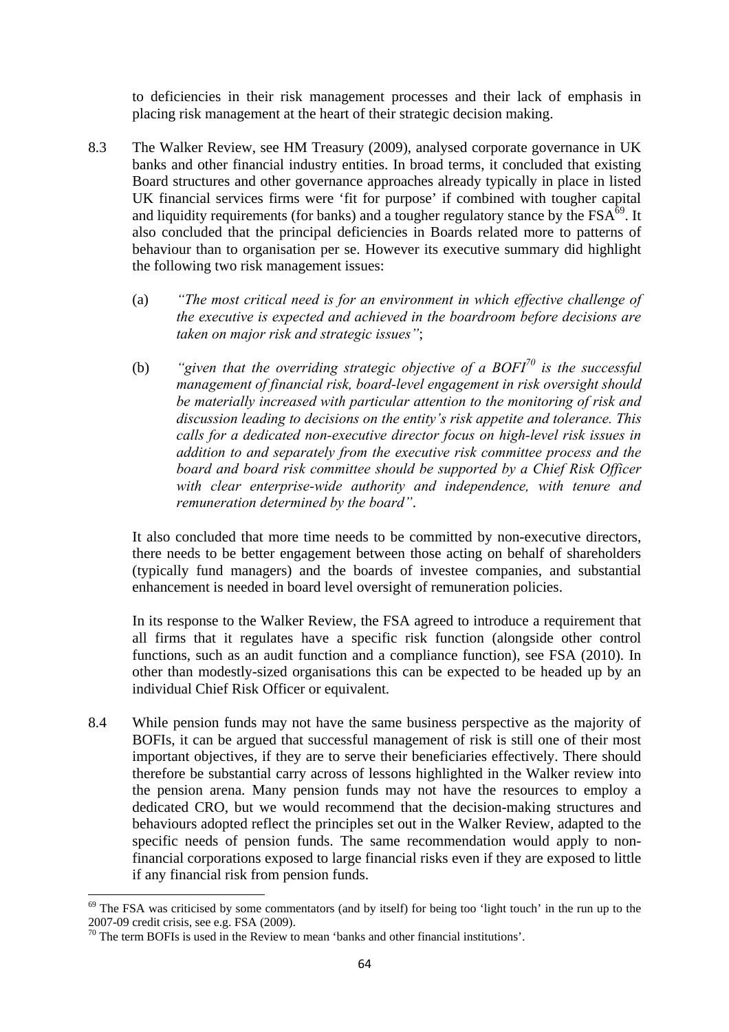to deficiencies in their risk management processes and their lack of emphasis in placing risk management at the heart of their strategic decision making.

8.3 The Walker Review, see HM Treasury (2009), analysed corporate governance in UK banks and other financial industry entities. In broad terms, it concluded that existing Board structures and other governance approaches already typically in place in listed UK financial services firms were 'fit for purpose' if combined with tougher capital and liquidity requirements (for banks) and a tougher regulatory stance by the FSA[69]. It also concluded that the principal deficiencies in Boards related more to patterns of behaviour than to organisation per se. However its executive summary did highlight the following two risk management issues:

(a) *"The most critical need is for an environment in which effective challenge of the executive is expected and achieved in the boardroom before decisions are taken on major risk and strategic issues"*;

(b) *"given that the overriding strategic objective of a BOFI[70] is the successful management of financial risk, board-level engagement in risk oversight should be materially increased with particular attention to the monitoring of risk and discussion leading to decisions on the entity's risk appetite and tolerance. This calls for a dedicated non-executive director focus on high-level risk issues in addition to and separately from the executive risk committee process and the board and board risk committee should be supported by a Chief Risk Officer with clear enterprise-wide authority and independence, with tenure and remuneration determined by the board"*.

It also concluded that more time needs to be committed by non-executive directors, there needs to be better engagement between those acting on behalf of shareholders (typically fund managers) and the boards of investee companies, and substantial enhancement is needed in board level oversight of remuneration policies.

In its response to the Walker Review, the FSA agreed to introduce a requirement that all firms that it regulates have a specific risk function (alongside other control functions, such as an audit function and a compliance function), see FSA (2010). In other than modestly-sized organisations this can be expected to be headed up by an individual Chief Risk Officer or equivalent.

8.4 While pension funds may not have the same business perspective as the majority of BOFIs, it can be argued that successful management of risk is still one of their most important objectives, if they are to serve their beneficiaries effectively. There should therefore be substantial carry across of lessons highlighted in the Walker review into the pension arena. Many pension funds may not have the resources to employ a dedicated CRO, but we would recommend that the decision-making structures and behaviours adopted reflect the principles set out in the Walker Review, adapted to the specific needs of pension funds. The same recommendation would apply to non-financial corporations exposed to large financial risks even if they are exposed to little if any financial risk from pension funds.

---

[69] The FSA was criticised by some commentators (and by itself) for being too 'light touch' in the run up to the 2007-09 credit crisis, see e.g. FSA (2009).

[70] The term BOFIs is used in the Review to mean 'banks and other financial institutions'.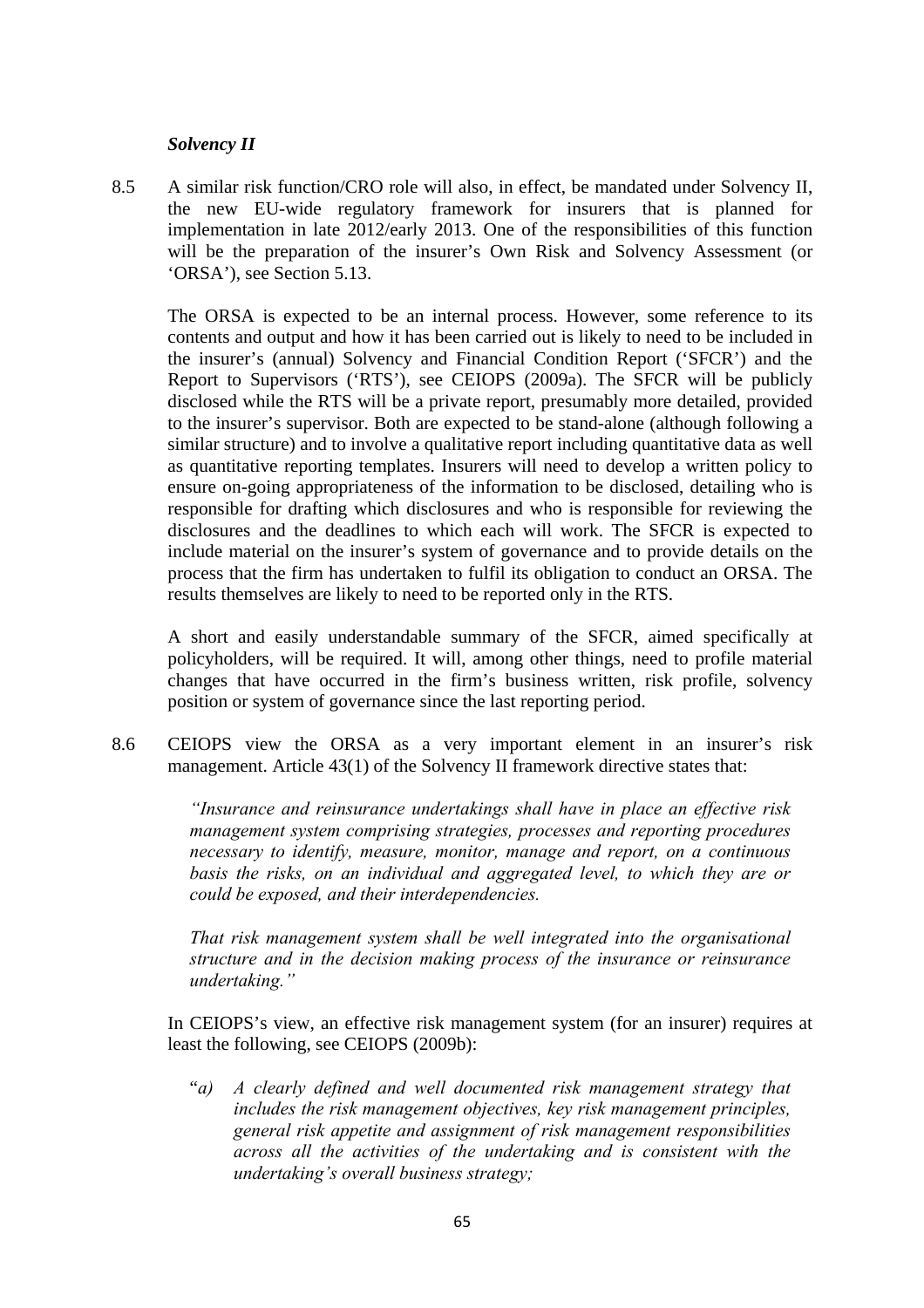### *Solvency II*

8.5 A similar risk function/CRO role will also, in effect, be mandated under Solvency II, the new EU-wide regulatory framework for insurers that is planned for implementation in late 2012/early 2013. One of the responsibilities of this function will be the preparation of the insurer's Own Risk and Solvency Assessment (or 'ORSA'), see Section 5.13.

The ORSA is expected to be an internal process. However, some reference to its contents and output and how it has been carried out is likely to need to be included in the insurer's (annual) Solvency and Financial Condition Report ('SFCR') and the Report to Supervisors ('RTS'), see CEIOPS (2009a). The SFCR will be publicly disclosed while the RTS will be a private report, presumably more detailed, provided to the insurer's supervisor. Both are expected to be stand-alone (although following a similar structure) and to involve a qualitative report including quantitative data as well as quantitative reporting templates. Insurers will need to develop a written policy to ensure on-going appropriateness of the information to be disclosed, detailing who is responsible for drafting which disclosures and who is responsible for reviewing the disclosures and the deadlines to which each will work. The SFCR is expected to include material on the insurer's system of governance and to provide details on the process that the firm has undertaken to fulfil its obligation to conduct an ORSA. The results themselves are likely to need to be reported only in the RTS.

A short and easily understandable summary of the SFCR, aimed specifically at policyholders, will be required. It will, among other things, need to profile material changes that have occurred in the firm's business written, risk profile, solvency position or system of governance since the last reporting period.

8.6 CEIOPS view the ORSA as a very important element in an insurer's risk management. Article 43(1) of the Solvency II framework directive states that:

> *"Insurance and reinsurance undertakings shall have in place an effective risk management system comprising strategies, processes and reporting procedures necessary to identify, measure, monitor, manage and report, on a continuous basis the risks, on an individual and aggregated level, to which they are or could be exposed, and their interdependencies.*
>
> *That risk management system shall be well integrated into the organisational structure and in the decision making process of the insurance or reinsurance undertaking."*

In CEIOPS's view, an effective risk management system (for an insurer) requires at least the following, see CEIOPS (2009b):

"*a) A clearly defined and well documented risk management strategy that includes the risk management objectives, key risk management principles, general risk appetite and assignment of risk management responsibilities across all the activities of the undertaking and is consistent with the undertaking's overall business strategy;*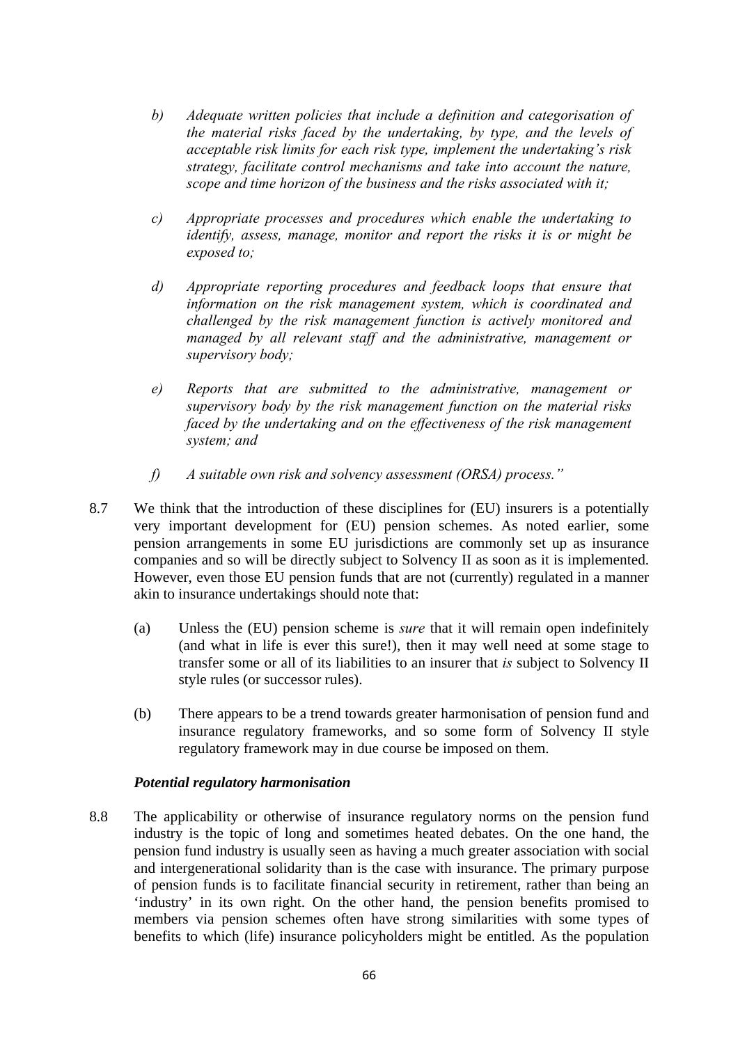*b) Adequate written policies that include a definition and categorisation of the material risks faced by the undertaking, by type, and the levels of acceptable risk limits for each risk type, implement the undertaking's risk strategy, facilitate control mechanisms and take into account the nature, scope and time horizon of the business and the risks associated with it;*

*c) Appropriate processes and procedures which enable the undertaking to identify, assess, manage, monitor and report the risks it is or might be exposed to;*

*d) Appropriate reporting procedures and feedback loops that ensure that information on the risk management system, which is coordinated and challenged by the risk management function is actively monitored and managed by all relevant staff and the administrative, management or supervisory body;*

*e) Reports that are submitted to the administrative, management or supervisory body by the risk management function on the material risks faced by the undertaking and on the effectiveness of the risk management system; and*

*f) A suitable own risk and solvency assessment (ORSA) process."*

8.7 We think that the introduction of these disciplines for (EU) insurers is a potentially very important development for (EU) pension schemes. As noted earlier, some pension arrangements in some EU jurisdictions are commonly set up as insurance companies and so will be directly subject to Solvency II as soon as it is implemented. However, even those EU pension funds that are not (currently) regulated in a manner akin to insurance undertakings should note that:

(a) Unless the (EU) pension scheme is *sure* that it will remain open indefinitely (and what in life is ever this sure!), then it may well need at some stage to transfer some or all of its liabilities to an insurer that *is* subject to Solvency II style rules (or successor rules).

(b) There appears to be a trend towards greater harmonisation of pension fund and insurance regulatory frameworks, and so some form of Solvency II style regulatory framework may in due course be imposed on them.

***Potential regulatory harmonisation***

8.8 The applicability or otherwise of insurance regulatory norms on the pension fund industry is the topic of long and sometimes heated debates. On the one hand, the pension fund industry is usually seen as having a much greater association with social and intergenerational solidarity than is the case with insurance. The primary purpose of pension funds is to facilitate financial security in retirement, rather than being an 'industry' in its own right. On the other hand, the pension benefits promised to members via pension schemes often have strong similarities with some types of benefits to which (life) insurance policyholders might be entitled. As the population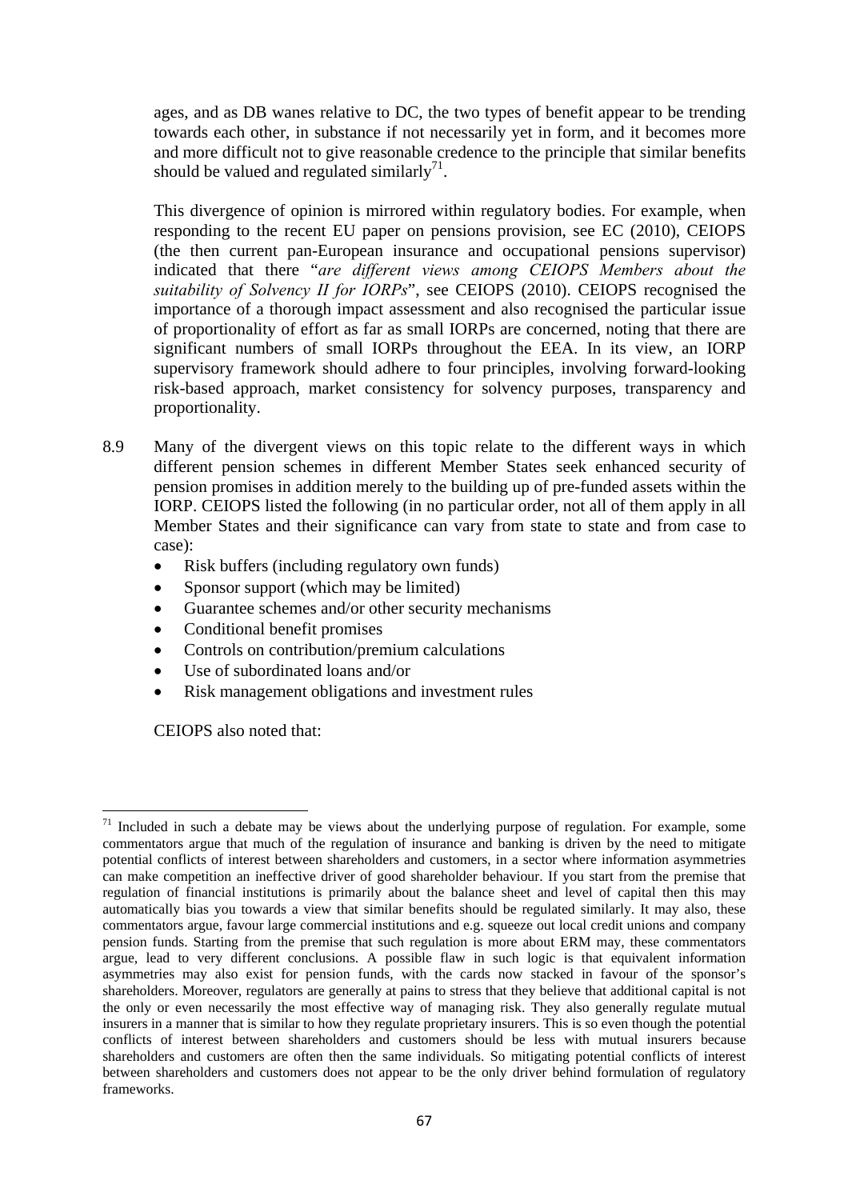ages, and as DB wanes relative to DC, the two types of benefit appear to be trending towards each other, in substance if not necessarily yet in form, and it becomes more and more difficult not to give reasonable credence to the principle that similar benefits should be valued and regulated similarly[71].

This divergence of opinion is mirrored within regulatory bodies. For example, when responding to the recent EU paper on pensions provision, see EC (2010), CEIOPS (the then current pan-European insurance and occupational pensions supervisor) indicated that there "*are different views among CEIOPS Members about the suitability of Solvency II for IORPs*", see CEIOPS (2010). CEIOPS recognised the importance of a thorough impact assessment and also recognised the particular issue of proportionality of effort as far as small IORPs are concerned, noting that there are significant numbers of small IORPs throughout the EEA. In its view, an IORP supervisory framework should adhere to four principles, involving forward-looking risk-based approach, market consistency for solvency purposes, transparency and proportionality.

8.9 Many of the divergent views on this topic relate to the different ways in which different pension schemes in different Member States seek enhanced security of pension promises in addition merely to the building up of pre-funded assets within the IORP. CEIOPS listed the following (in no particular order, not all of them apply in all Member States and their significance can vary from state to state and from case to case):

- Risk buffers (including regulatory own funds)
- Sponsor support (which may be limited)
- Guarantee schemes and/or other security mechanisms
- Conditional benefit promises
- Controls on contribution/premium calculations
- Use of subordinated loans and/or
- Risk management obligations and investment rules

CEIOPS also noted that:

---

[71] Included in such a debate may be views about the underlying purpose of regulation. For example, some commentators argue that much of the regulation of insurance and banking is driven by the need to mitigate potential conflicts of interest between shareholders and customers, in a sector where information asymmetries can make competition an ineffective driver of good shareholder behaviour. If you start from the premise that regulation of financial institutions is primarily about the balance sheet and level of capital then this may automatically bias you towards a view that similar benefits should be regulated similarly. It may also, these commentators argue, favour large commercial institutions and e.g. squeeze out local credit unions and company pension funds. Starting from the premise that such regulation is more about ERM may, these commentators argue, lead to very different conclusions. A possible flaw in such logic is that equivalent information asymmetries may also exist for pension funds, with the cards now stacked in favour of the sponsor's shareholders. Moreover, regulators are generally at pains to stress that they believe that additional capital is not the only or even necessarily the most effective way of managing risk. They also generally regulate mutual insurers in a manner that is similar to how they regulate proprietary insurers. This is so even though the potential conflicts of interest between shareholders and customers should be less with mutual insurers because shareholders and customers are often then the same individuals. So mitigating potential conflicts of interest between shareholders and customers does not appear to be the only driver behind formulation of regulatory frameworks.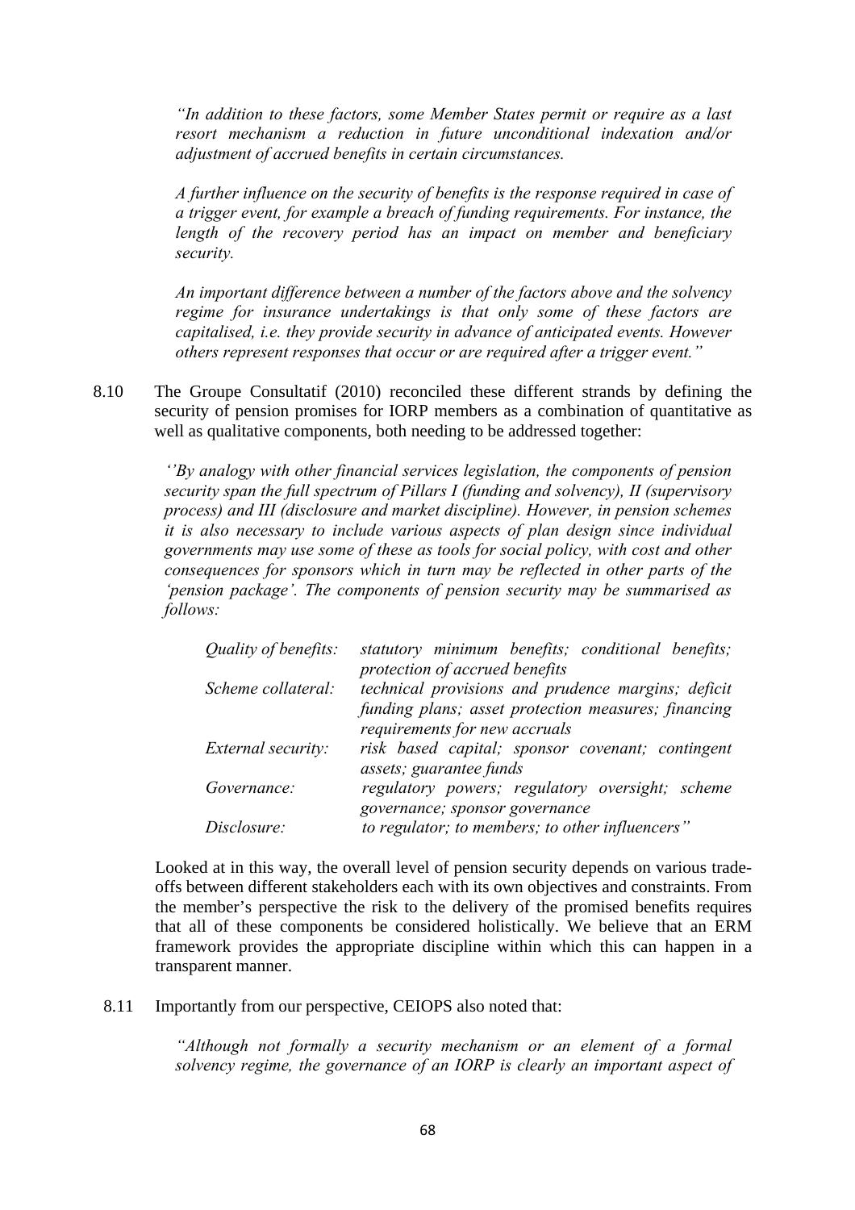*"In addition to these factors, some Member States permit or require as a last resort mechanism a reduction in future unconditional indexation and/or adjustment of accrued benefits in certain circumstances.*

*A further influence on the security of benefits is the response required in case of a trigger event, for example a breach of funding requirements. For instance, the length of the recovery period has an impact on member and beneficiary security.*

*An important difference between a number of the factors above and the solvency regime for insurance undertakings is that only some of these factors are capitalised, i.e. they provide security in advance of anticipated events. However others represent responses that occur or are required after a trigger event."*

8.10 The Groupe Consultatif (2010) reconciled these different strands by defining the security of pension promises for IORP members as a combination of quantitative as well as qualitative components, both needing to be addressed together:

*''By analogy with other financial services legislation, the components of pension security span the full spectrum of Pillars I (funding and solvency), II (supervisory process) and III (disclosure and market discipline). However, in pension schemes it is also necessary to include various aspects of plan design since individual governments may use some of these as tools for social policy, with cost and other consequences for sponsors which in turn may be reflected in other parts of the 'pension package'. The components of pension security may be summarised as follows:*

| | |
|---|---|
| *Quality of benefits:* | *statutory minimum benefits; conditional benefits; protection of accrued benefits* |
| *Scheme collateral:* | *technical provisions and prudence margins; deficit funding plans; asset protection measures; financing requirements for new accruals* |
| *External security:* | *risk based capital; sponsor covenant; contingent assets; guarantee funds* |
| *Governance:* | *regulatory powers; regulatory oversight; scheme governance; sponsor governance* |
| *Disclosure:* | *to regulator; to members; to other influencers"* |

Looked at in this way, the overall level of pension security depends on various trade-offs between different stakeholders each with its own objectives and constraints. From the member's perspective the risk to the delivery of the promised benefits requires that all of these components be considered holistically. We believe that an ERM framework provides the appropriate discipline within which this can happen in a transparent manner.

8.11 Importantly from our perspective, CEIOPS also noted that:

*"Although not formally a security mechanism or an element of a formal solvency regime, the governance of an IORP is clearly an important aspect of*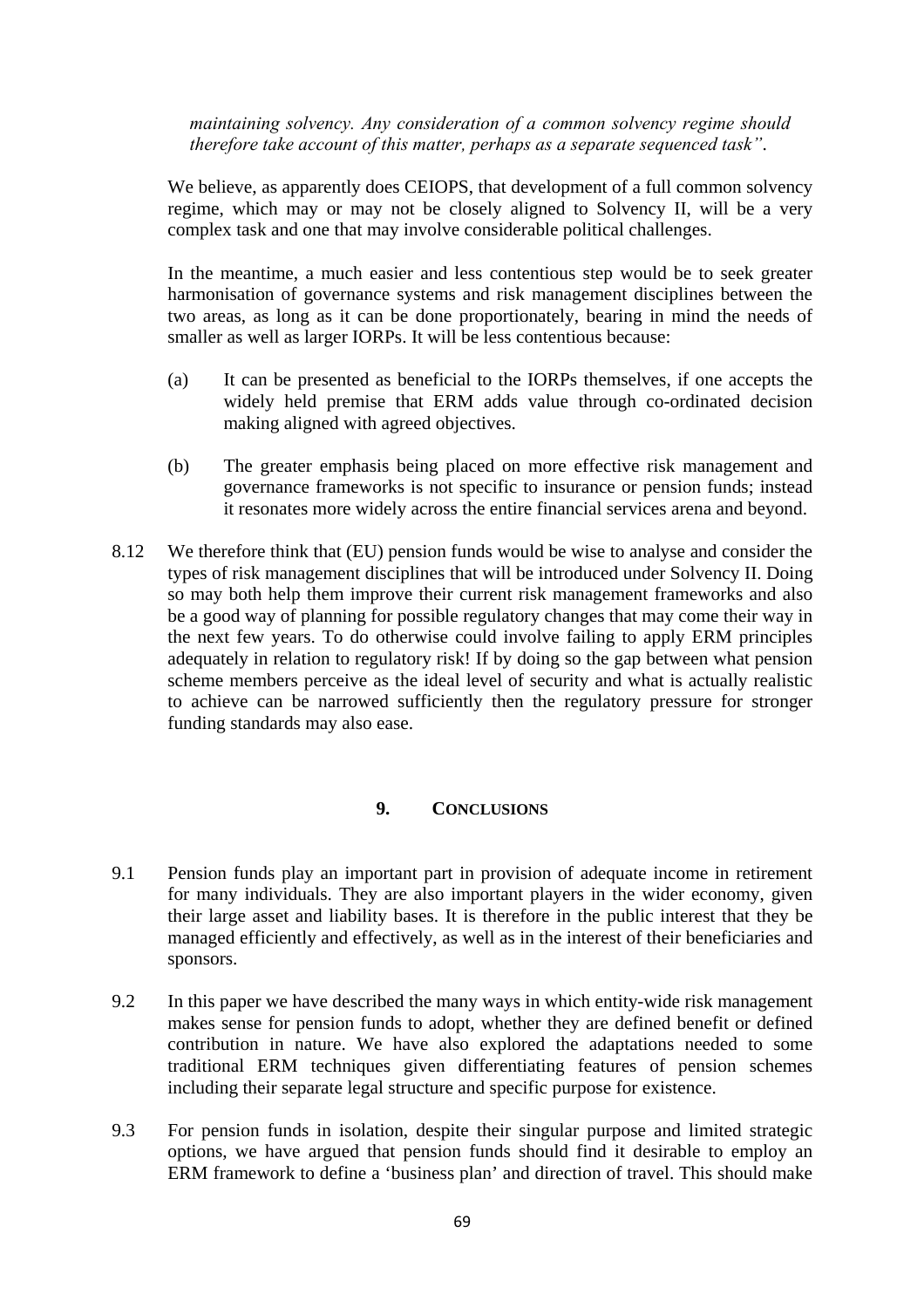*maintaining solvency. Any consideration of a common solvency regime should therefore take account of this matter, perhaps as a separate sequenced task".*

We believe, as apparently does CEIOPS, that development of a full common solvency regime, which may or may not be closely aligned to Solvency II, will be a very complex task and one that may involve considerable political challenges.

In the meantime, a much easier and less contentious step would be to seek greater harmonisation of governance systems and risk management disciplines between the two areas, as long as it can be done proportionately, bearing in mind the needs of smaller as well as larger IORPs. It will be less contentious because:

(a) It can be presented as beneficial to the IORPs themselves, if one accepts the widely held premise that ERM adds value through co-ordinated decision making aligned with agreed objectives.

(b) The greater emphasis being placed on more effective risk management and governance frameworks is not specific to insurance or pension funds; instead it resonates more widely across the entire financial services arena and beyond.

8.12 We therefore think that (EU) pension funds would be wise to analyse and consider the types of risk management disciplines that will be introduced under Solvency II. Doing so may both help them improve their current risk management frameworks and also be a good way of planning for possible regulatory changes that may come their way in the next few years. To do otherwise could involve failing to apply ERM principles adequately in relation to regulatory risk! If by doing so the gap between what pension scheme members perceive as the ideal level of security and what is actually realistic to achieve can be narrowed sufficiently then the regulatory pressure for stronger funding standards may also ease.

## 9. CONCLUSIONS

9.1 Pension funds play an important part in provision of adequate income in retirement for many individuals. They are also important players in the wider economy, given their large asset and liability bases. It is therefore in the public interest that they be managed efficiently and effectively, as well as in the interest of their beneficiaries and sponsors.

9.2 In this paper we have described the many ways in which entity-wide risk management makes sense for pension funds to adopt, whether they are defined benefit or defined contribution in nature. We have also explored the adaptations needed to some traditional ERM techniques given differentiating features of pension schemes including their separate legal structure and specific purpose for existence.

9.3 For pension funds in isolation, despite their singular purpose and limited strategic options, we have argued that pension funds should find it desirable to employ an ERM framework to define a 'business plan' and direction of travel. This should make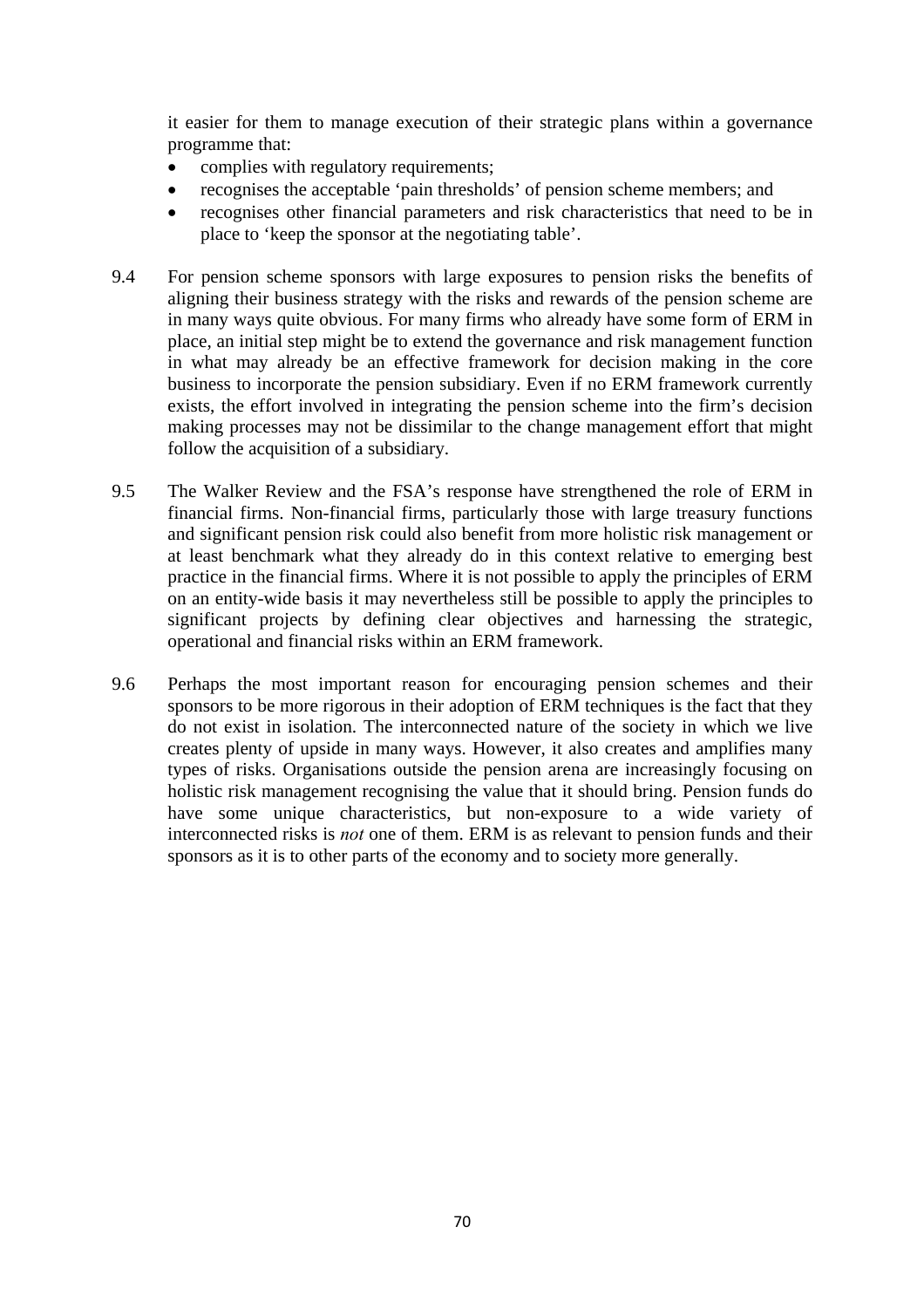it easier for them to manage execution of their strategic plans within a governance programme that:

- complies with regulatory requirements;
- recognises the acceptable 'pain thresholds' of pension scheme members; and
- recognises other financial parameters and risk characteristics that need to be in place to 'keep the sponsor at the negotiating table'.

9.4 For pension scheme sponsors with large exposures to pension risks the benefits of aligning their business strategy with the risks and rewards of the pension scheme are in many ways quite obvious. For many firms who already have some form of ERM in place, an initial step might be to extend the governance and risk management function in what may already be an effective framework for decision making in the core business to incorporate the pension subsidiary. Even if no ERM framework currently exists, the effort involved in integrating the pension scheme into the firm's decision making processes may not be dissimilar to the change management effort that might follow the acquisition of a subsidiary.

9.5 The Walker Review and the FSA's response have strengthened the role of ERM in financial firms. Non-financial firms, particularly those with large treasury functions and significant pension risk could also benefit from more holistic risk management or at least benchmark what they already do in this context relative to emerging best practice in the financial firms. Where it is not possible to apply the principles of ERM on an entity-wide basis it may nevertheless still be possible to apply the principles to significant projects by defining clear objectives and harnessing the strategic, operational and financial risks within an ERM framework.

9.6 Perhaps the most important reason for encouraging pension schemes and their sponsors to be more rigorous in their adoption of ERM techniques is the fact that they do not exist in isolation. The interconnected nature of the society in which we live creates plenty of upside in many ways. However, it also creates and amplifies many types of risks. Organisations outside the pension arena are increasingly focusing on holistic risk management recognising the value that it should bring. Pension funds do have some unique characteristics, but non-exposure to a wide variety of interconnected risks is *not* one of them. ERM is as relevant to pension funds and their sponsors as it is to other parts of the economy and to society more generally.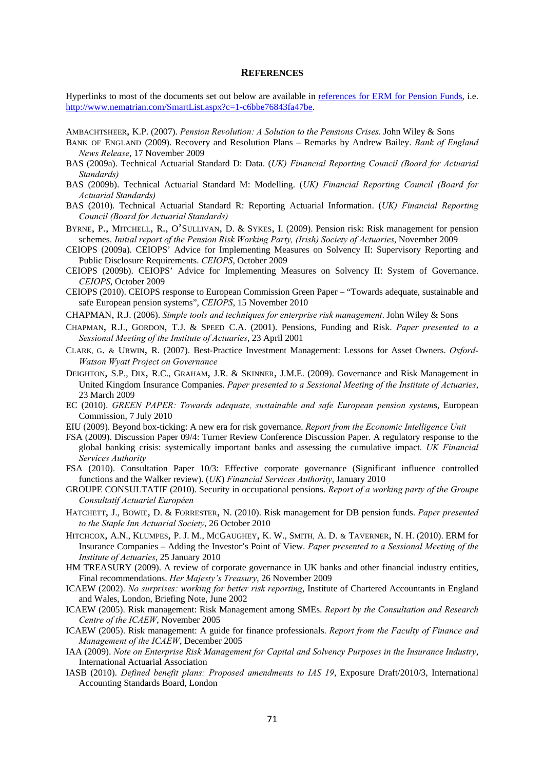# REFERENCES

Hyperlinks to most of the documents set out below are available in [references for ERM for Pension Funds](http://www.nematrian.com/SmartList.aspx?c=1-c6bbe76843fa47be), i.e. http://www.nematrian.com/SmartList.aspx?c=1-c6bbe76843fa47be.

AMBACHTSHEER, K.P. (2007). *Pension Revolution: A Solution to the Pensions Crises*. John Wiley & Sons

BANK OF ENGLAND (2009). Recovery and Resolution Plans – Remarks by Andrew Bailey. *Bank of England News Release*, 17 November 2009

BAS (2009a). Technical Actuarial Standard D: Data. (*UK) Financial Reporting Council (Board for Actuarial Standards)*

BAS (2009b). Technical Actuarial Standard M: Modelling. (*UK) Financial Reporting Council (Board for Actuarial Standards)*

BAS (2010). Technical Actuarial Standard R: Reporting Actuarial Information. (*UK) Financial Reporting Council (Board for Actuarial Standards)*

BYRNE, P., MITCHELL, R., O'SULLIVAN, D. & SYKES, I. (2009). Pension risk: Risk management for pension schemes. *Initial report of the Pension Risk Working Party, (Irish) Society of Actuaries*, November 2009

CEIOPS (2009a). CEIOPS' Advice for Implementing Measures on Solvency II: Supervisory Reporting and Public Disclosure Requirements. *CEIOPS*, October 2009

CEIOPS (2009b). CEIOPS' Advice for Implementing Measures on Solvency II: System of Governance. *CEIOPS*, October 2009

CEIOPS (2010). CEIOPS response to European Commission Green Paper – "Towards adequate, sustainable and safe European pension systems", *CEIOPS*, 15 November 2010

CHAPMAN, R.J. (2006). *Simple tools and techniques for enterprise risk management*. John Wiley & Sons

CHAPMAN, R.J., GORDON, T.J. & SPEED C.A. (2001). Pensions, Funding and Risk. *Paper presented to a Sessional Meeting of the Institute of Actuaries*, 23 April 2001

CLARK, G. & URWIN, R. (2007). Best-Practice Investment Management: Lessons for Asset Owners. *Oxford-Watson Wyatt Project on Governance*

DEIGHTON, S.P., DIX, R.C., GRAHAM, J.R. & SKINNER, J.M.E. (2009). Governance and Risk Management in United Kingdom Insurance Companies. *Paper presented to a Sessional Meeting of the Institute of Actuaries*, 23 March 2009

EC (2010). *GREEN PAPER: Towards adequate, sustainable and safe European pension system*s, European Commission, 7 July 2010

EIU (2009). Beyond box-ticking: A new era for risk governance. *Report from the Economic Intelligence Unit*

FSA (2009). Discussion Paper 09/4: Turner Review Conference Discussion Paper. A regulatory response to the global banking crisis: systemically important banks and assessing the cumulative impact. *UK Financial Services Authority*

FSA (2010). Consultation Paper 10/3: Effective corporate governance (Significant influence controlled functions and the Walker review). (*UK*) *Financial Services Authority*, January 2010

GROUPE CONSULTATIF (2010). Security in occupational pensions. *Report of a working party of the Groupe Consultatif Actuariel Européen*

HATCHETT, J., BOWIE, D. & FORRESTER, N. (2010). Risk management for DB pension funds. *Paper presented to the Staple Inn Actuarial Society*, 26 October 2010

HITCHCOX, A.N., KLUMPES, P. J. M., MCGAUGHEY, K. W., SMITH, A. D. & TAVERNER, N. H. (2010). ERM for Insurance Companies – Adding the Investor's Point of View. *Paper presented to a Sessional Meeting of the Institute of Actuaries*, 25 January 2010

HM TREASURY (2009). A review of corporate governance in UK banks and other financial industry entities, Final recommendations. *Her Majesty's Treasury*, 26 November 2009

ICAEW (2002). *No surprises: working for better risk reporting*, Institute of Chartered Accountants in England and Wales, London, Briefing Note, June 2002

ICAEW (2005). Risk management: Risk Management among SMEs. *Report by the Consultation and Research Centre of the ICAEW*, November 2005

ICAEW (2005). Risk management: A guide for finance professionals. *Report from the Faculty of Finance and Management of the ICAEW*, December 2005

IAA (2009). *Note on Enterprise Risk Management for Capital and Solvency Purposes in the Insurance Industry*, International Actuarial Association

IASB (2010). *Defined benefit plans: Proposed amendments to IAS 19*, Exposure Draft/2010/3, International Accounting Standards Board, London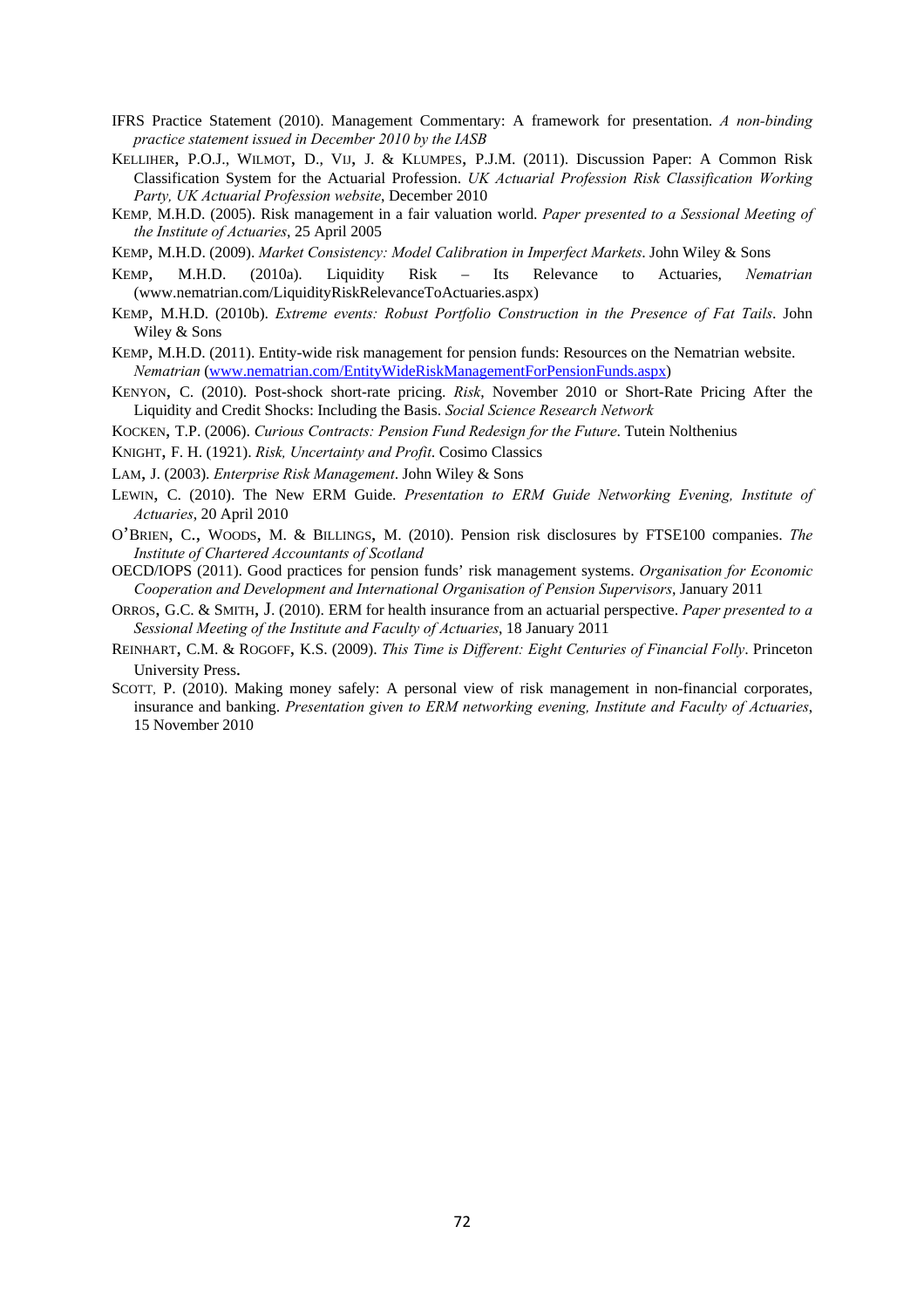IFRS Practice Statement (2010). Management Commentary: A framework for presentation. *A non-binding practice statement issued in December 2010 by the IASB*

KELLIHER, P.O.J., WILMOT, D., VIJ, J. & KLUMPES, P.J.M. (2011). Discussion Paper: A Common Risk Classification System for the Actuarial Profession. *UK Actuarial Profession Risk Classification Working Party, UK Actuarial Profession website*, December 2010

KEMP, M.H.D. (2005). Risk management in a fair valuation world. *Paper presented to a Sessional Meeting of the Institute of Actuaries*, 25 April 2005

KEMP, M.H.D. (2009). *Market Consistency: Model Calibration in Imperfect Markets*. John Wiley & Sons

KEMP, M.H.D. (2010a). Liquidity Risk – Its Relevance to Actuaries, *Nematrian* (www.nematrian.com/LiquidityRiskRelevanceToActuaries.aspx)

KEMP, M.H.D. (2010b). *Extreme events: Robust Portfolio Construction in the Presence of Fat Tails*. John Wiley & Sons

KEMP, M.H.D. (2011). Entity-wide risk management for pension funds: Resources on the Nematrian website. *Nematrian* (www.nematrian.com/EntityWideRiskManagementForPensionFunds.aspx)

KENYON, C. (2010). Post-shock short-rate pricing. *Risk*, November 2010 or Short-Rate Pricing After the Liquidity and Credit Shocks: Including the Basis. *Social Science Research Network*

KOCKEN, T.P. (2006). *Curious Contracts: Pension Fund Redesign for the Future*. Tutein Nolthenius

KNIGHT, F. H. (1921). *Risk, Uncertainty and Profit*. Cosimo Classics

LAM, J. (2003). *Enterprise Risk Management*. John Wiley & Sons

LEWIN, C. (2010). The New ERM Guide. *Presentation to ERM Guide Networking Evening, Institute of Actuaries*, 20 April 2010

O'BRIEN, C., WOODS, M. & BILLINGS, M. (2010). Pension risk disclosures by FTSE100 companies. *The Institute of Chartered Accountants of Scotland*

OECD/IOPS (2011). Good practices for pension funds' risk management systems. *Organisation for Economic Cooperation and Development and International Organisation of Pension Supervisors*, January 2011

ORROS, G.C. & SMITH, J. (2010). ERM for health insurance from an actuarial perspective. *Paper presented to a Sessional Meeting of the Institute and Faculty of Actuaries*, 18 January 2011

REINHART, C.M. & ROGOFF, K.S. (2009). *This Time is Different: Eight Centuries of Financial Folly*. Princeton University Press.

SCOTT, P. (2010). Making money safely: A personal view of risk management in non-financial corporates, insurance and banking. *Presentation given to ERM networking evening, Institute and Faculty of Actuaries*, 15 November 2010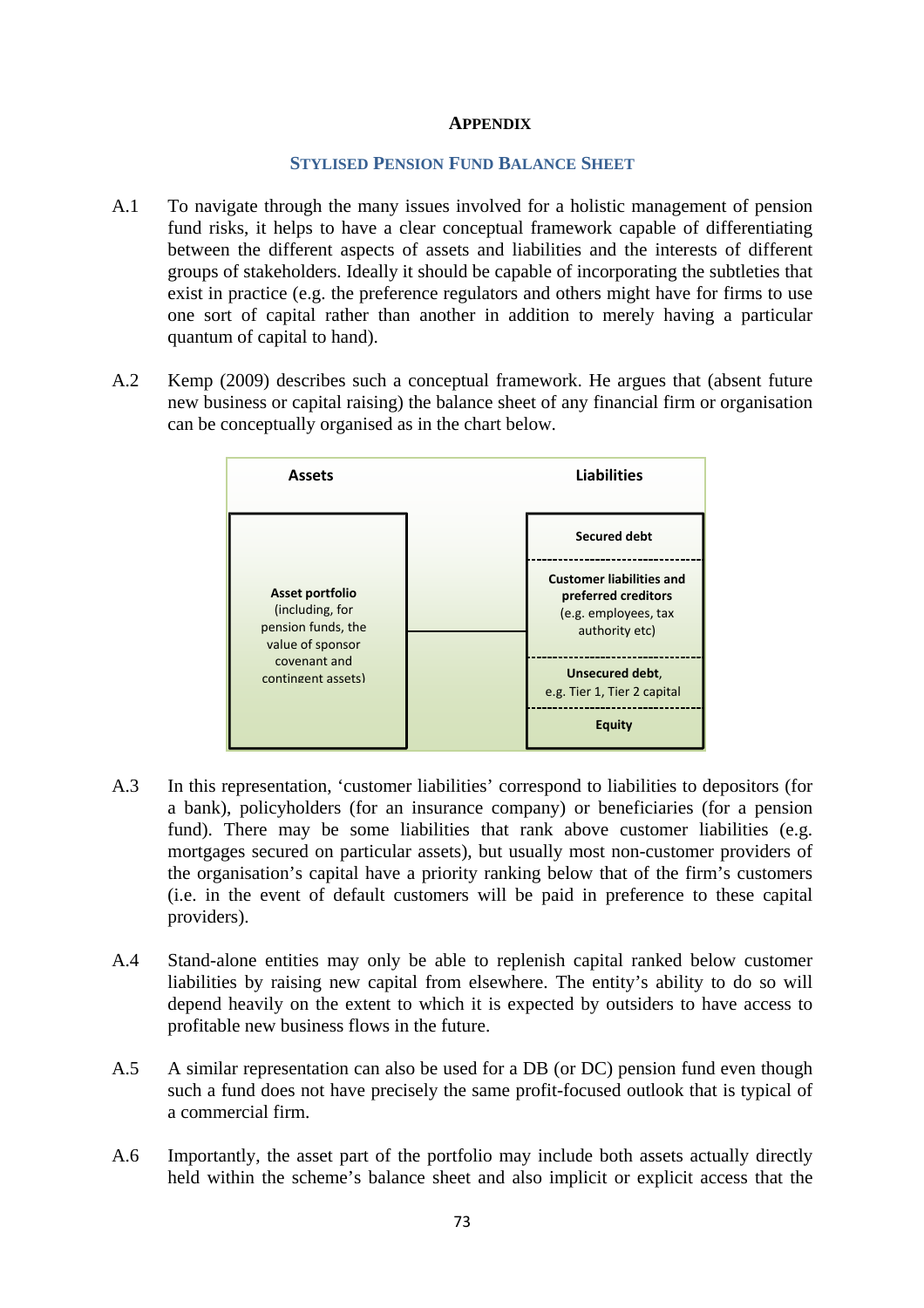## APPENDIX

### STYLISED PENSION FUND BALANCE SHEET

A.1 To navigate through the many issues involved for a holistic management of pension fund risks, it helps to have a clear conceptual framework capable of differentiating between the different aspects of assets and liabilities and the interests of different groups of stakeholders. Ideally it should be capable of incorporating the subtleties that exist in practice (e.g. the preference regulators and others might have for firms to use one sort of capital rather than another in addition to merely having a particular quantum of capital to hand).

A.2 Kemp (2009) describes such a conceptual framework. He argues that (absent future new business or capital raising) the balance sheet of any financial firm or organisation can be conceptually organised as in the chart below.

| Assets | Liabilities |
|---|---|
| **Asset portfolio** (including, for pension funds, the value of sponsor covenant and contingent assets) | **Secured debt** |
| | **Customer liabilities and preferred creditors** (e.g. employees, tax authority etc) |
| | **Unsecured debt**, e.g. Tier 1, Tier 2 capital |
| | **Equity** |

A.3 In this representation, 'customer liabilities' correspond to liabilities to depositors (for a bank), policyholders (for an insurance company) or beneficiaries (for a pension fund). There may be some liabilities that rank above customer liabilities (e.g. mortgages secured on particular assets), but usually most non-customer providers of the organisation's capital have a priority ranking below that of the firm's customers (i.e. in the event of default customers will be paid in preference to these capital providers).

A.4 Stand-alone entities may only be able to replenish capital ranked below customer liabilities by raising new capital from elsewhere. The entity's ability to do so will depend heavily on the extent to which it is expected by outsiders to have access to profitable new business flows in the future.

A.5 A similar representation can also be used for a DB (or DC) pension fund even though such a fund does not have precisely the same profit-focused outlook that is typical of a commercial firm.

A.6 Importantly, the asset part of the portfolio may include both assets actually directly held within the scheme's balance sheet and also implicit or explicit access that the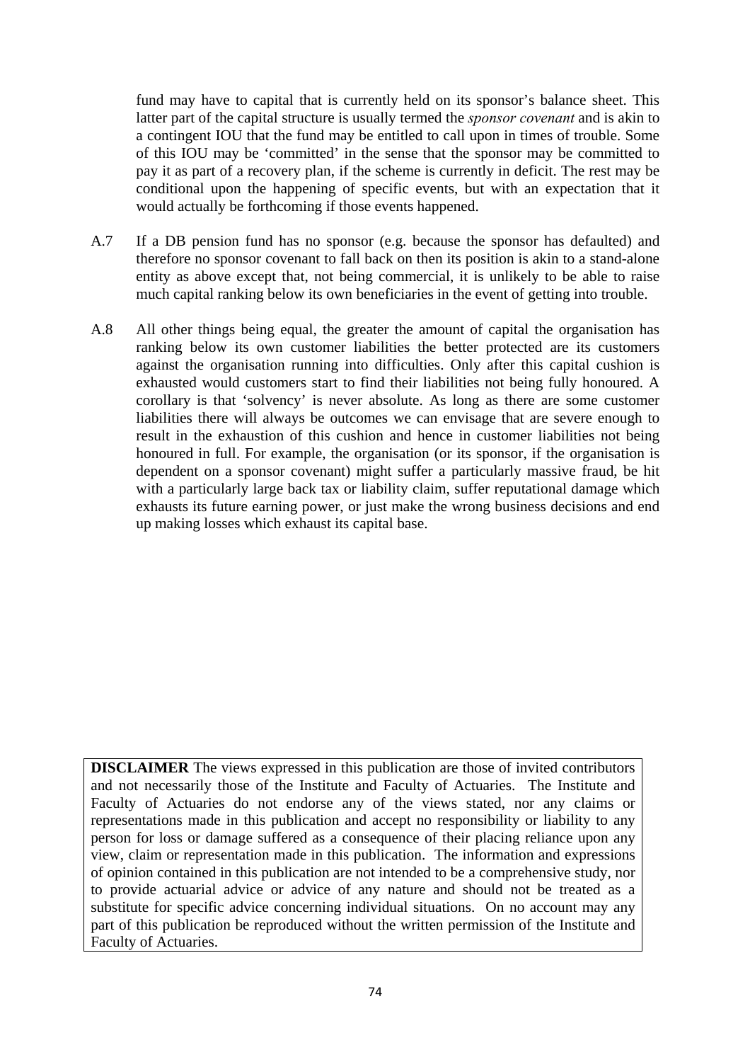fund may have to capital that is currently held on its sponsor's balance sheet. This latter part of the capital structure is usually termed the *sponsor covenant* and is akin to a contingent IOU that the fund may be entitled to call upon in times of trouble. Some of this IOU may be 'committed' in the sense that the sponsor may be committed to pay it as part of a recovery plan, if the scheme is currently in deficit. The rest may be conditional upon the happening of specific events, but with an expectation that it would actually be forthcoming if those events happened.

A.7 If a DB pension fund has no sponsor (e.g. because the sponsor has defaulted) and therefore no sponsor covenant to fall back on then its position is akin to a stand-alone entity as above except that, not being commercial, it is unlikely to be able to raise much capital ranking below its own beneficiaries in the event of getting into trouble.

A.8 All other things being equal, the greater the amount of capital the organisation has ranking below its own customer liabilities the better protected are its customers against the organisation running into difficulties. Only after this capital cushion is exhausted would customers start to find their liabilities not being fully honoured. A corollary is that 'solvency' is never absolute. As long as there are some customer liabilities there will always be outcomes we can envisage that are severe enough to result in the exhaustion of this cushion and hence in customer liabilities not being honoured in full. For example, the organisation (or its sponsor, if the organisation is dependent on a sponsor covenant) might suffer a particularly massive fraud, be hit with a particularly large back tax or liability claim, suffer reputational damage which exhausts its future earning power, or just make the wrong business decisions and end up making losses which exhaust its capital base.

**DISCLAIMER** The views expressed in this publication are those of invited contributors and not necessarily those of the Institute and Faculty of Actuaries. The Institute and Faculty of Actuaries do not endorse any of the views stated, nor any claims or representations made in this publication and accept no responsibility or liability to any person for loss or damage suffered as a consequence of their placing reliance upon any view, claim or representation made in this publication. The information and expressions of opinion contained in this publication are not intended to be a comprehensive study, nor to provide actuarial advice or advice of any nature and should not be treated as a substitute for specific advice concerning individual situations. On no account may any part of this publication be reproduced without the written permission of the Institute and Faculty of Actuaries.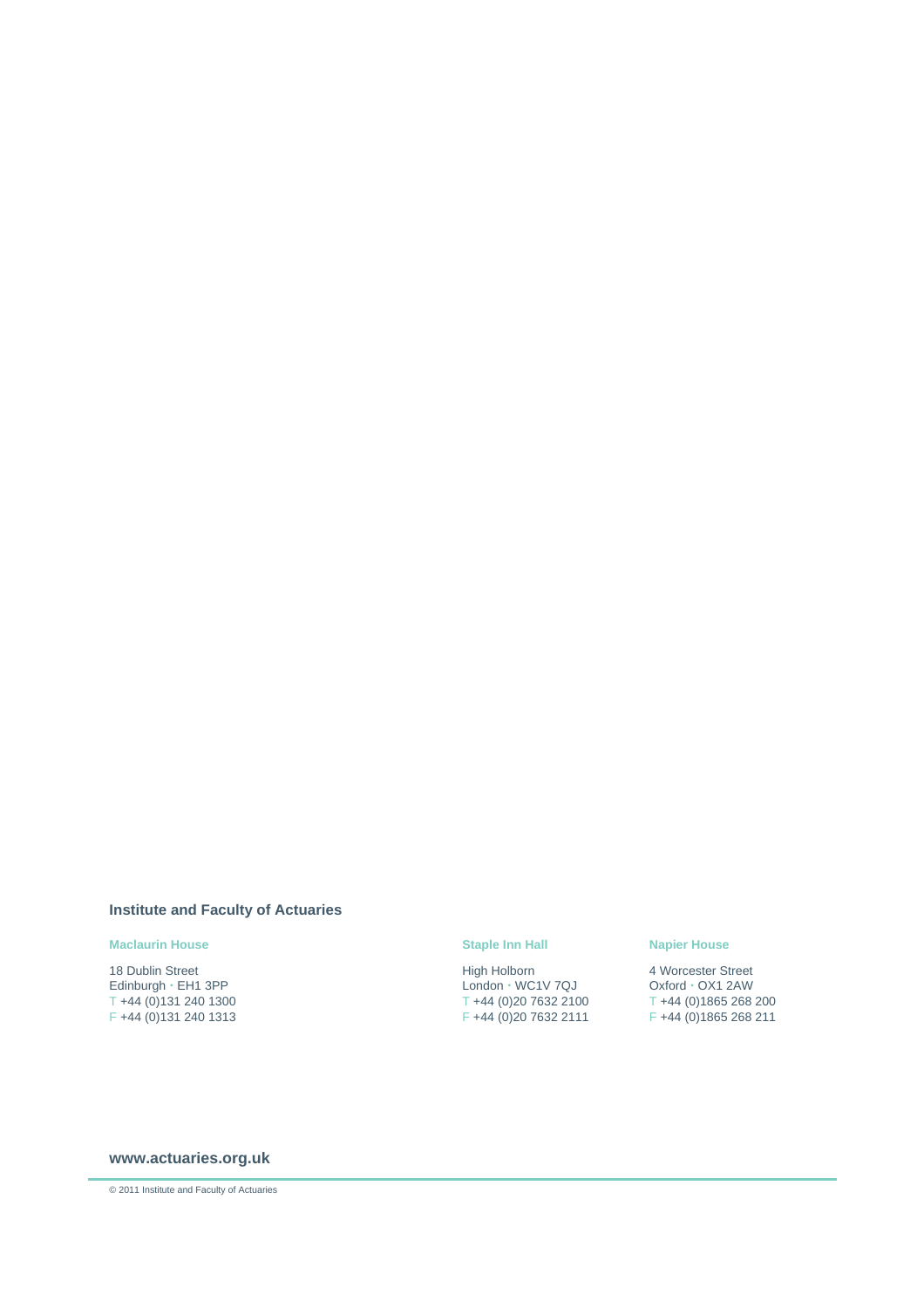**Institute and Faculty of Actuaries**

**Maclaurin House**

18 Dublin Street
Edinburgh · EH1 3PP
T +44 (0)131 240 1300
F +44 (0)131 240 1313

**Staple Inn Hall**

High Holborn
London · WC1V 7QJ
T +44 (0)20 7632 2100
F +44 (0)20 7632 2111

**Napier House**

4 Worcester Street
Oxford · OX1 2AW
T +44 (0)1865 268 200
F +44 (0)1865 268 211

**www.actuaries.org.uk**

© 2011 Institute and Faculty of Actuaries